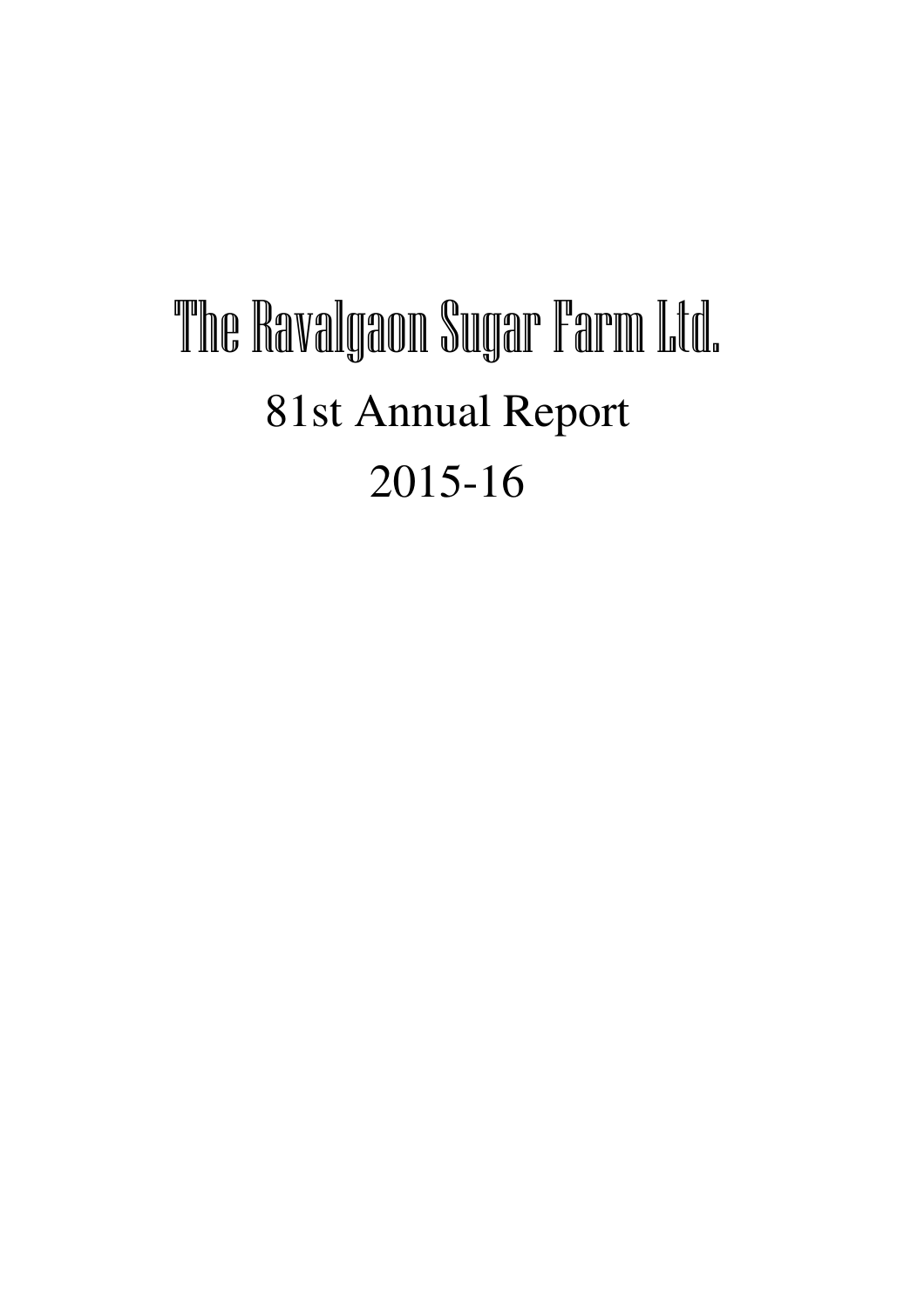# The Ravalgaon Sugar Farm Ltd.

## 81st Annual Report

## 2015-16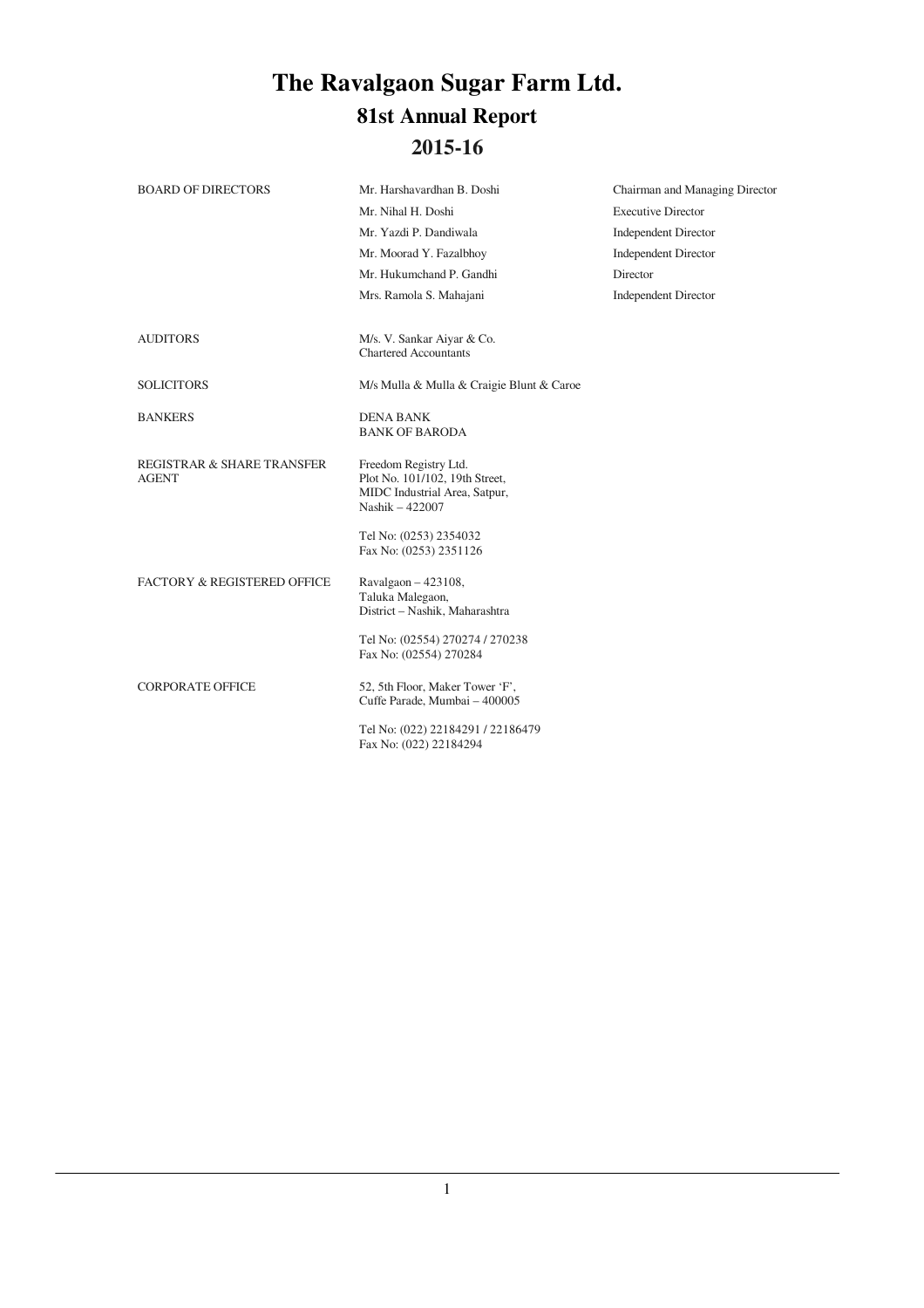# The Ravalgaon Sugar Farm Ltd.

## 81st Annual Report

## 2015-16

| | | |
|---|---|---|
| BOARD OF DIRECTORS | Mr. Harshavardhan B. Doshi | Chairman and Managing Director |
| | Mr. Nihal H. Doshi | Executive Director |
| | Mr. Yazdi P. Dandiwala | Independent Director |
| | Mr. Moorad Y. Fazalbhoy | Independent Director |
| | Mr. Hukumchand P. Gandhi | Director |
| | Mrs. Ramola S. Mahajani | Independent Director |
| AUDITORS | M/s. V. Sankar Aiyar & Co.<br>Chartered Accountants | |
| SOLICITORS | M/s Mulla & Mulla & Craigie Blunt & Caroe | |
| BANKERS | DENA BANK<br>BANK OF BARODA | |
| REGISTRAR & SHARE TRANSFER AGENT | Freedom Registry Ltd.<br>Plot No. 101/102, 19th Street,<br>MIDC Industrial Area, Satpur,<br>Nashik – 422007<br><br>Tel No: (0253) 2354032<br>Fax No: (0253) 2351126 | |
| FACTORY & REGISTERED OFFICE | Ravalgaon – 423108,<br>Taluka Malegaon,<br>District – Nashik, Maharashtra<br><br>Tel No: (02554) 270274 / 270238<br>Fax No: (02554) 270284 | |
| CORPORATE OFFICE | 52, 5th Floor, Maker Tower 'F',<br>Cuffe Parade, Mumbai – 400005<br><br>Tel No: (022) 22184291 / 22186479<br>Fax No: (022) 22184294 | |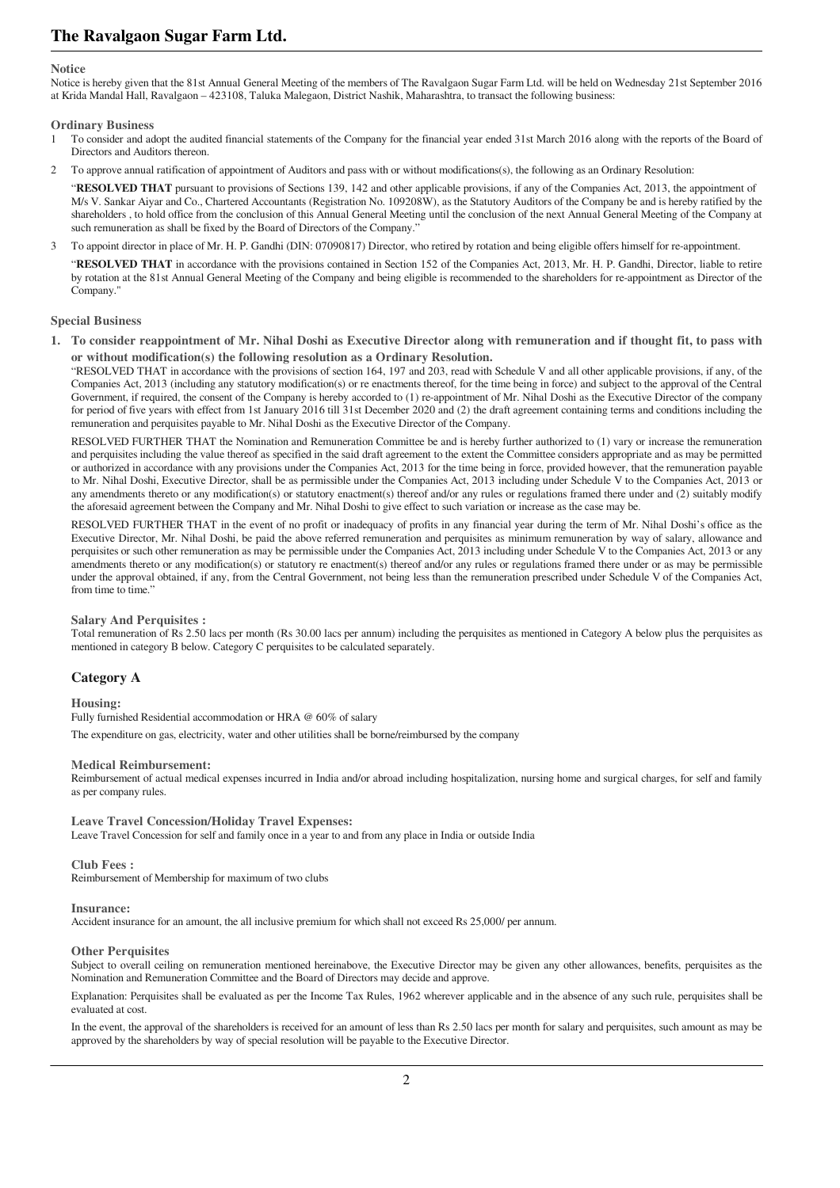# The Ravalgaon Sugar Farm Ltd.

## Notice

Notice is hereby given that the 81st Annual General Meeting of the members of The Ravalgaon Sugar Farm Ltd. will be held on Wednesday 21st September 2016 at Krida Mandal Hall, Ravalgaon – 423108, Taluka Malegaon, District Nashik, Maharashtra, to transact the following business:

### Ordinary Business

1. To consider and adopt the audited financial statements of the Company for the financial year ended 31st March 2016 along with the reports of the Board of Directors and Auditors thereon.
2. To approve annual ratification of appointment of Auditors and pass with or without modifications(s), the following as an Ordinary Resolution:

   "**RESOLVED THAT** pursuant to provisions of Sections 139, 142 and other applicable provisions, if any of the Companies Act, 2013, the appointment of M/s V. Sankar Aiyar and Co., Chartered Accountants (Registration No. 109208W), as the Statutory Auditors of the Company be and is hereby ratified by the shareholders , to hold office from the conclusion of this Annual General Meeting until the conclusion of the next Annual General Meeting of the Company at such remuneration as shall be fixed by the Board of Directors of the Company."
3. To appoint director in place of Mr. H. P. Gandhi (DIN: 07090817) Director, who retired by rotation and being eligible offers himself for re-appointment.

   "**RESOLVED THAT** in accordance with the provisions contained in Section 152 of the Companies Act, 2013, Mr. H. P. Gandhi, Director, liable to retire by rotation at the 81st Annual General Meeting of the Company and being eligible is recommended to the shareholders for re-appointment as Director of the Company."

### Special Business

**1. To consider reappointment of Mr. Nihal Doshi as Executive Director along with remuneration and if thought fit, to pass with or without modification(s) the following resolution as a Ordinary Resolution.**

"RESOLVED THAT in accordance with the provisions of section 164, 197 and 203, read with Schedule V and all other applicable provisions, if any, of the Companies Act, 2013 (including any statutory modification(s) or re enactments thereof, for the time being in force) and subject to the approval of the Central Government, if required, the consent of the Company is hereby accorded to (1) re-appointment of Mr. Nihal Doshi as the Executive Director of the company for period of five years with effect from 1st January 2016 till 31st December 2020 and (2) the draft agreement containing terms and conditions including the remuneration and perquisites payable to Mr. Nihal Doshi as the Executive Director of the Company.

RESOLVED FURTHER THAT the Nomination and Remuneration Committee be and is hereby further authorized to (1) vary or increase the remuneration and perquisites including the value thereof as specified in the said draft agreement to the extent the Committee considers appropriate and as may be permitted or authorized in accordance with any provisions under the Companies Act, 2013 for the time being in force, provided however, that the remuneration payable to Mr. Nihal Doshi, Executive Director, shall be as permissible under the Companies Act, 2013 including under Schedule V to the Companies Act, 2013 or any amendments thereto or any modification(s) or statutory enactment(s) thereof and/or any rules or regulations framed there under and (2) suitably modify the aforesaid agreement between the Company and Mr. Nihal Doshi to give effect to such variation or increase as the case may be.

RESOLVED FURTHER THAT in the event of no profit or inadequacy of profits in any financial year during the term of Mr. Nihal Doshi's office as the Executive Director, Mr. Nihal Doshi, be paid the above referred remuneration and perquisites as minimum remuneration by way of salary, allowance and perquisites or such other remuneration as may be permissible under the Companies Act, 2013 including under Schedule V to the Companies Act, 2013 or any amendments thereto or any modification(s) or statutory re enactment(s) thereof and/or any rules or regulations framed there under or as may be permissible under the approval obtained, if any, from the Central Government, not being less than the remuneration prescribed under Schedule V of the Companies Act, from time to time."

#### Salary And Perquisites :

Total remuneration of Rs 2.50 lacs per month (Rs 30.00 lacs per annum) including the perquisites as mentioned in Category A below plus the perquisites as mentioned in category B below. Category C perquisites to be calculated separately.

## Category A

#### Housing:

Fully furnished Residential accommodation or HRA @ 60% of salary

The expenditure on gas, electricity, water and other utilities shall be borne/reimbursed by the company

#### Medical Reimbursement:

Reimbursement of actual medical expenses incurred in India and/or abroad including hospitalization, nursing home and surgical charges, for self and family as per company rules.

#### Leave Travel Concession/Holiday Travel Expenses:

Leave Travel Concession for self and family once in a year to and from any place in India or outside India

#### Club Fees :

Reimbursement of Membership for maximum of two clubs

#### Insurance:

Accident insurance for an amount, the all inclusive premium for which shall not exceed Rs 25,000/ per annum.

#### Other Perquisites

Subject to overall ceiling on remuneration mentioned hereinabove, the Executive Director may be given any other allowances, benefits, perquisites as the Nomination and Remuneration Committee and the Board of Directors may decide and approve.

Explanation: Perquisites shall be evaluated as per the Income Tax Rules, 1962 wherever applicable and in the absence of any such rule, perquisites shall be evaluated at cost.

In the event, the approval of the shareholders is received for an amount of less than Rs 2.50 lacs per month for salary and perquisites, such amount as may be approved by the shareholders by way of special resolution will be payable to the Executive Director.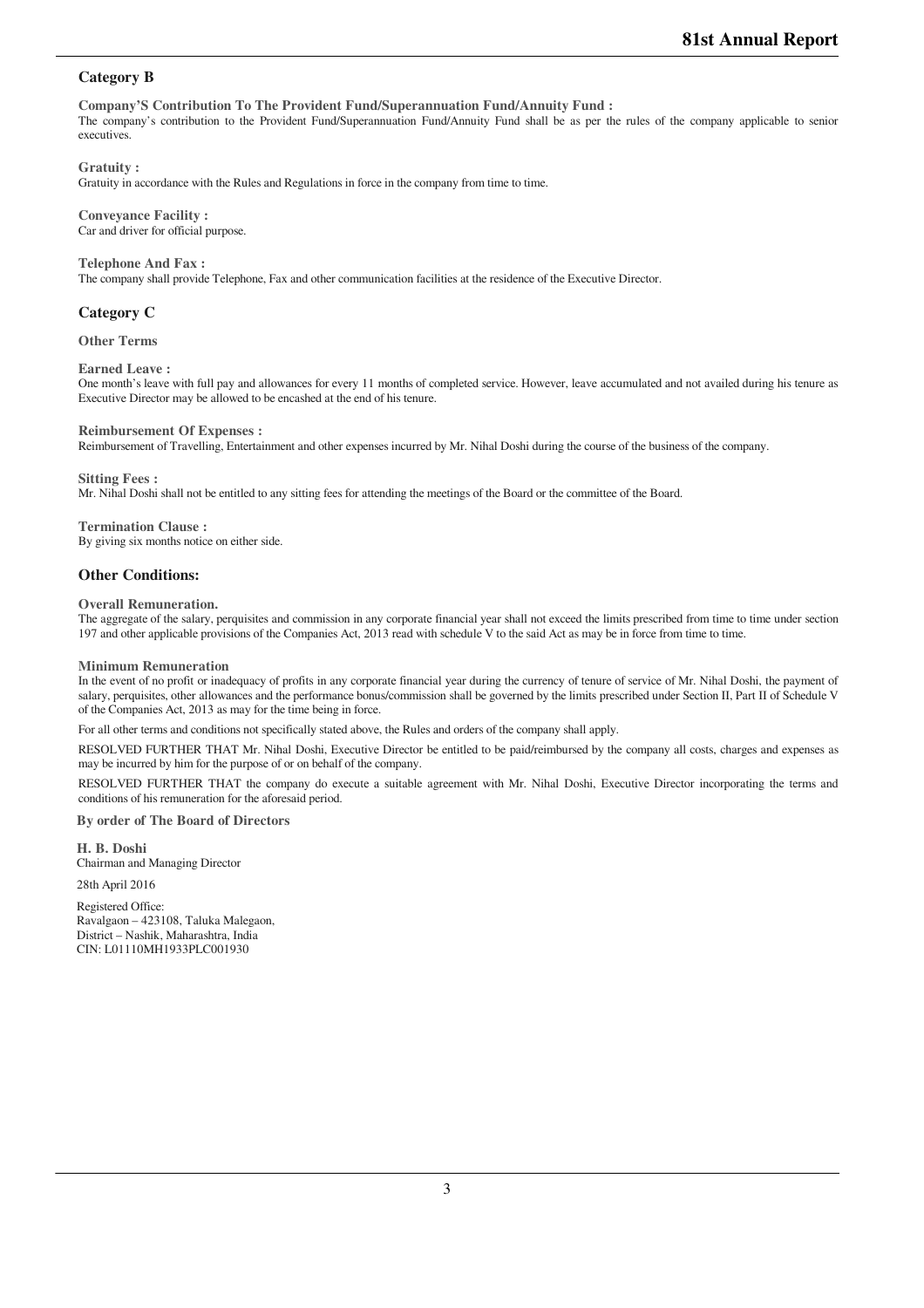## Category B

**Company'S Contribution To The Provident Fund/Superannuation Fund/Annuity Fund :**

The company's contribution to the Provident Fund/Superannuation Fund/Annuity Fund shall be as per the rules of the company applicable to senior executives.

**Gratuity :**

Gratuity in accordance with the Rules and Regulations in force in the company from time to time.

**Conveyance Facility :**

Car and driver for official purpose.

**Telephone And Fax :**

The company shall provide Telephone, Fax and other communication facilities at the residence of the Executive Director.

## Category C

**Other Terms**

**Earned Leave :**

One month's leave with full pay and allowances for every 11 months of completed service. However, leave accumulated and not availed during his tenure as Executive Director may be allowed to be encashed at the end of his tenure.

**Reimbursement Of Expenses :**

Reimbursement of Travelling, Entertainment and other expenses incurred by Mr. Nihal Doshi during the course of the business of the company.

**Sitting Fees :**

Mr. Nihal Doshi shall not be entitled to any sitting fees for attending the meetings of the Board or the committee of the Board.

**Termination Clause :**

By giving six months notice on either side.

## Other Conditions:

**Overall Remuneration.**

The aggregate of the salary, perquisites and commission in any corporate financial year shall not exceed the limits prescribed from time to time under section 197 and other applicable provisions of the Companies Act, 2013 read with schedule V to the said Act as may be in force from time to time.

**Minimum Remuneration**

In the event of no profit or inadequacy of profits in any corporate financial year during the currency of tenure of service of Mr. Nihal Doshi, the payment of salary, perquisites, other allowances and the performance bonus/commission shall be governed by the limits prescribed under Section II, Part II of Schedule V of the Companies Act, 2013 as may for the time being in force.

For all other terms and conditions not specifically stated above, the Rules and orders of the company shall apply.

RESOLVED FURTHER THAT Mr. Nihal Doshi, Executive Director be entitled to be paid/reimbursed by the company all costs, charges and expenses as may be incurred by him for the purpose of or on behalf of the company.

RESOLVED FURTHER THAT the company do execute a suitable agreement with Mr. Nihal Doshi, Executive Director incorporating the terms and conditions of his remuneration for the aforesaid period.

**By order of The Board of Directors**

**H. B. Doshi**
Chairman and Managing Director

28th April 2016

Registered Office:
Ravalgaon – 423108, Taluka Malegaon,
District – Nashik, Maharashtra, India
CIN: L01110MH1933PLC001930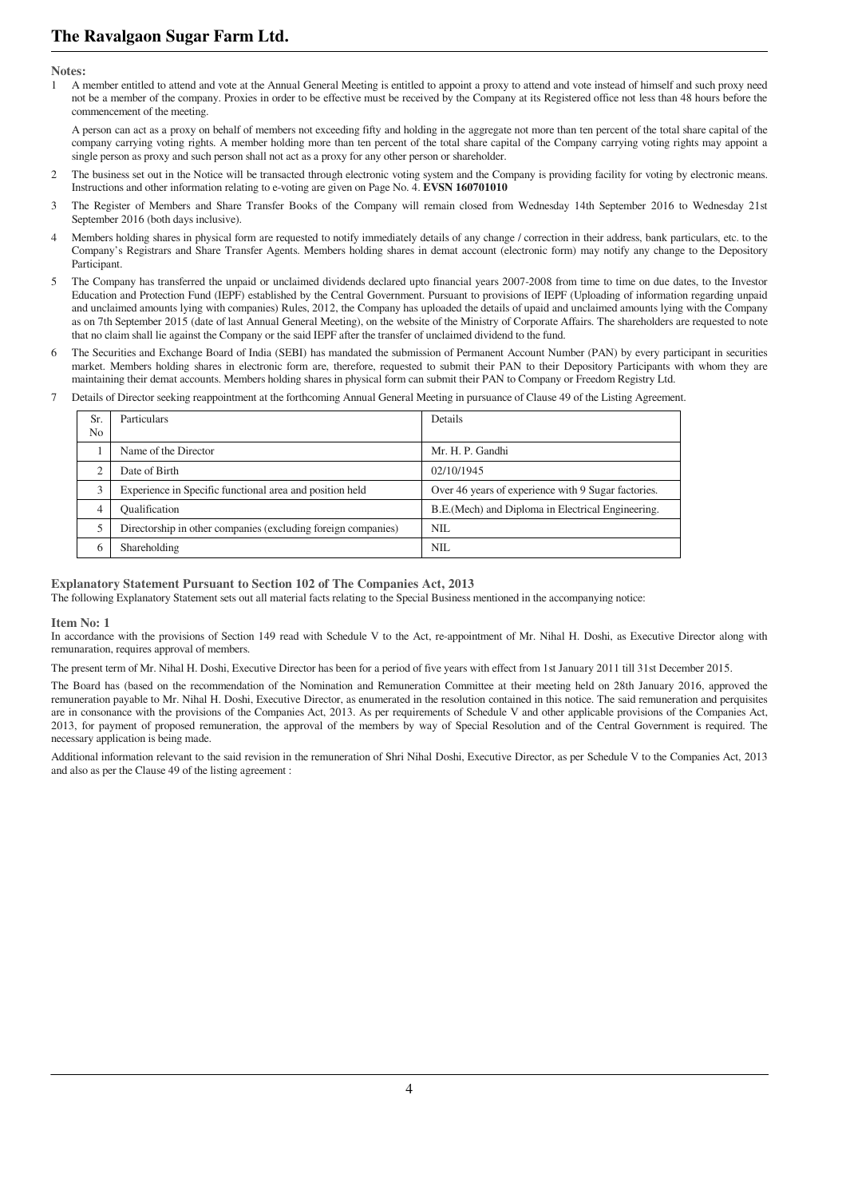**Notes:**

1 A member entitled to attend and vote at the Annual General Meeting is entitled to appoint a proxy to attend and vote instead of himself and such proxy need not be a member of the company. Proxies in order to be effective must be received by the Company at its Registered office not less than 48 hours before the commencement of the meeting.

   A person can act as a proxy on behalf of members not exceeding fifty and holding in the aggregate not more than ten percent of the total share capital of the company carrying voting rights. A member holding more than ten percent of the total share capital of the Company carrying voting rights may appoint a single person as proxy and such person shall not act as a proxy for any other person or shareholder.

2 The business set out in the Notice will be transacted through electronic voting system and the Company is providing facility for voting by electronic means. Instructions and other information relating to e-voting are given on Page No. 4. **EVSN 160701010**

3 The Register of Members and Share Transfer Books of the Company will remain closed from Wednesday 14th September 2016 to Wednesday 21st September 2016 (both days inclusive).

4 Members holding shares in physical form are requested to notify immediately details of any change / correction in their address, bank particulars, etc. to the Company's Registrars and Share Transfer Agents. Members holding shares in demat account (electronic form) may notify any change to the Depository Participant.

5 The Company has transferred the unpaid or unclaimed dividends declared upto financial years 2007-2008 from time to time on due dates, to the Investor Education and Protection Fund (IEPF) established by the Central Government. Pursuant to provisions of IEPF (Uploading of information regarding unpaid and unclaimed amounts lying with companies) Rules, 2012, the Company has uploaded the details of upaid and unclaimed amounts lying with the Company as on 7th September 2015 (date of last Annual General Meeting), on the website of the Ministry of Corporate Affairs. The shareholders are requested to note that no claim shall lie against the Company or the said IEPF after the transfer of unclaimed dividend to the fund.

6 The Securities and Exchange Board of India (SEBI) has mandated the submission of Permanent Account Number (PAN) by every participant in securities market. Members holding shares in electronic form are, therefore, requested to submit their PAN to their Depository Participants with whom they are maintaining their demat accounts. Members holding shares in physical form can submit their PAN to Company or Freedom Registry Ltd.

7 Details of Director seeking reappointment at the forthcoming Annual General Meeting in pursuance of Clause 49 of the Listing Agreement.

| Sr. No | Particulars | Details |
|---|---|---|
| 1 | Name of the Director | Mr. H. P. Gandhi |
| 2 | Date of Birth | 02/10/1945 |
| 3 | Experience in Specific functional area and position held | Over 46 years of experience with 9 Sugar factories. |
| 4 | Qualification | B.E.(Mech) and Diploma in Electrical Engineering. |
| 5 | Directorship in other companies (excluding foreign companies) | NIL |
| 6 | Shareholding | NIL |

**Explanatory Statement Pursuant to Section 102 of The Companies Act, 2013**

The following Explanatory Statement sets out all material facts relating to the Special Business mentioned in the accompanying notice:

**Item No: 1**

In accordance with the provisions of Section 149 read with Schedule V to the Act, re-appointment of Mr. Nihal H. Doshi, as Executive Director along with remunaration, requires approval of members.

The present term of Mr. Nihal H. Doshi, Executive Director has been for a period of five years with effect from 1st January 2011 till 31st December 2015.

The Board has (based on the recommendation of the Nomination and Remuneration Committee at their meeting held on 28th January 2016, approved the remuneration payable to Mr. Nihal H. Doshi, Executive Director, as enumerated in the resolution contained in this notice. The said remuneration and perquisites are in consonance with the provisions of the Companies Act, 2013. As per requirements of Schedule V and other applicable provisions of the Companies Act, 2013, for payment of proposed remuneration, the approval of the members by way of Special Resolution and of the Central Government is required. The necessary application is being made.

Additional information relevant to the said revision in the remuneration of Shri Nihal Doshi, Executive Director, as per Schedule V to the Companies Act, 2013 and also as per the Clause 49 of the listing agreement :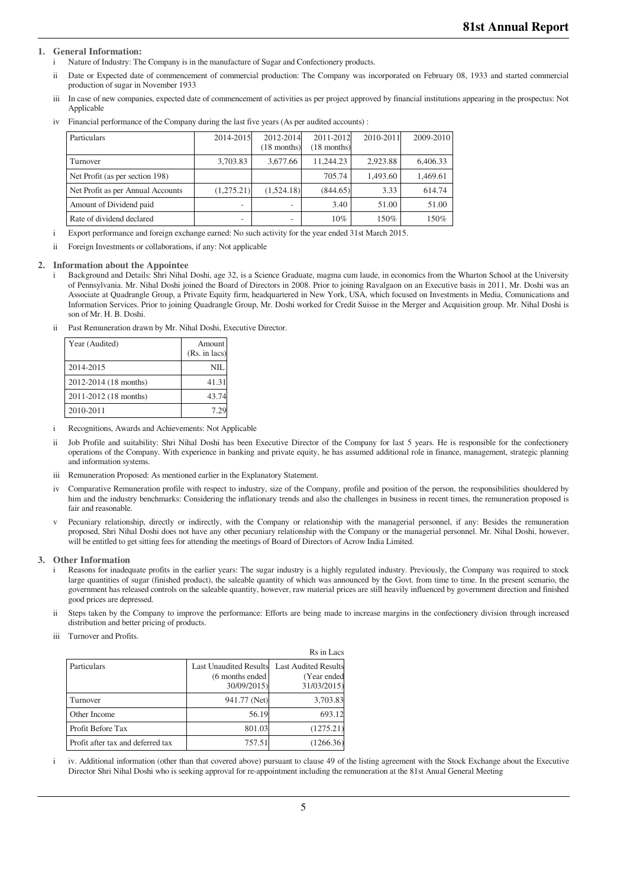## 1. General Information:

i Nature of Industry: The Company is in the manufacture of Sugar and Confectionery products.

ii Date or Expected date of commencement of commercial production: The Company was incorporated on February 08, 1933 and started commercial production of sugar in November 1933

iii In case of new companies, expected date of commencement of activities as per project approved by financial institutions appearing in the prospectus: Not Applicable

iv Financial performance of the Company during the last five years (As per audited accounts) :

| Particulars | 2014-2015 | 2012-2014 (18 months) | 2011-2012 (18 months) | 2010-2011 | 2009-2010 |
|---|---|---|---|---|---|
| Turnover | 3,703.83 | 3,677.66 | 11,244.23 | 2,923.88 | 6,406.33 |
| Net Profit (as per section 198) | | | 705.74 | 1,493.60 | 1,469.61 |
| Net Profit as per Annual Accounts | (1,275.21) | (1,524.18) | (844.65) | 3.33 | 614.74 |
| Amount of Dividend paid | - | - | 3.40 | 51.00 | 51.00 |
| Rate of dividend declared | - | - | 10% | 150% | 150% |

i Export performance and foreign exchange earned: No such activity for the year ended 31st March 2015.

ii Foreign Investments or collaborations, if any: Not applicable

## 2. Information about the Appointee

i Background and Details: Shri Nihal Doshi, age 32, is a Science Graduate, magma cum laude, in economics from the Wharton School at the University of Pennsylvania. Mr. Nihal Doshi joined the Board of Directors in 2008. Prior to joining Ravalgaon on an Executive basis in 2011, Mr. Doshi was an Associate at Quadrangle Group, a Private Equity firm, headquartered in New York, USA, which focused on Investments in Media, Comunications and Information Services. Prior to joining Quadrangle Group, Mr. Doshi worked for Credit Suisse in the Merger and Acquisition group. Mr. Nihal Doshi is son of Mr. H. B. Doshi.

ii Past Remuneration drawn by Mr. Nihal Doshi, Executive Director.

| Year (Audited) | Amount (Rs. in lacs) |
|---|---|
| 2014-2015 | NIL |
| 2012-2014 (18 months) | 41.31 |
| 2011-2012 (18 months) | 43.74 |
| 2010-2011 | 7.29 |

i Recognitions, Awards and Achievements: Not Applicable

ii Job Profile and suitability: Shri Nihal Doshi has been Executive Director of the Company for last 5 years. He is responsible for the confectionery operations of the Company. With experience in banking and private equity, he has assumed additional role in finance, management, strategic planning and information systems.

iii Remuneration Proposed: As mentioned earlier in the Explanatory Statement.

iv Comparative Remuneration profile with respect to industry, size of the Company, profile and position of the person, the responsibilities shouldered by him and the industry benchmarks: Considering the inflationary trends and also the challenges in business in recent times, the remuneration proposed is fair and reasonable.

v Pecuniary relationship, directly or indirectly, with the Company or relationship with the managerial personnel, if any: Besides the remuneration proposed, Shri Nihal Doshi does not have any other pecuniary relationship with the Company or the managerial personnel. Mr. Nihal Doshi, however, will be entitled to get sitting fees for attending the meetings of Board of Directors of Acrow India Limited.

## 3. Other Information

i Reasons for inadequate profits in the earlier years: The sugar industry is a highly regulated industry. Previously, the Company was required to stock large quantities of sugar (finished product), the saleable quantity of which was announced by the Govt. from time to time. In the present scenario, the government has released controls on the saleable quantity, however, raw material prices are still heavily influenced by government direction and finished good prices are depressed.

ii Steps taken by the Company to improve the performance: Efforts are being made to increase margins in the confectionery division through increased distribution and better pricing of products.

iii Turnover and Profits.

Rs in Lacs

| Particulars | Last Unaudited Results (6 months ended 30/09/2015) | Last Audited Results (Year ended 31/03/2015) |
|---|---|---|
| Turnover | 941.77 (Net) | 3,703.83 |
| Other Income | 56.19 | 693.12 |
| Profit Before Tax | 801.03 | (1275.21) |
| Profit after tax and deferred tax | 757.51 | (1266.36) |

i iv. Additional information (other than that covered above) pursuant to clause 49 of the listing agreement with the Stock Exchange about the Executive Director Shri Nihal Doshi who is seeking approval for re-appointment including the remuneration at the 81st Anual General Meeting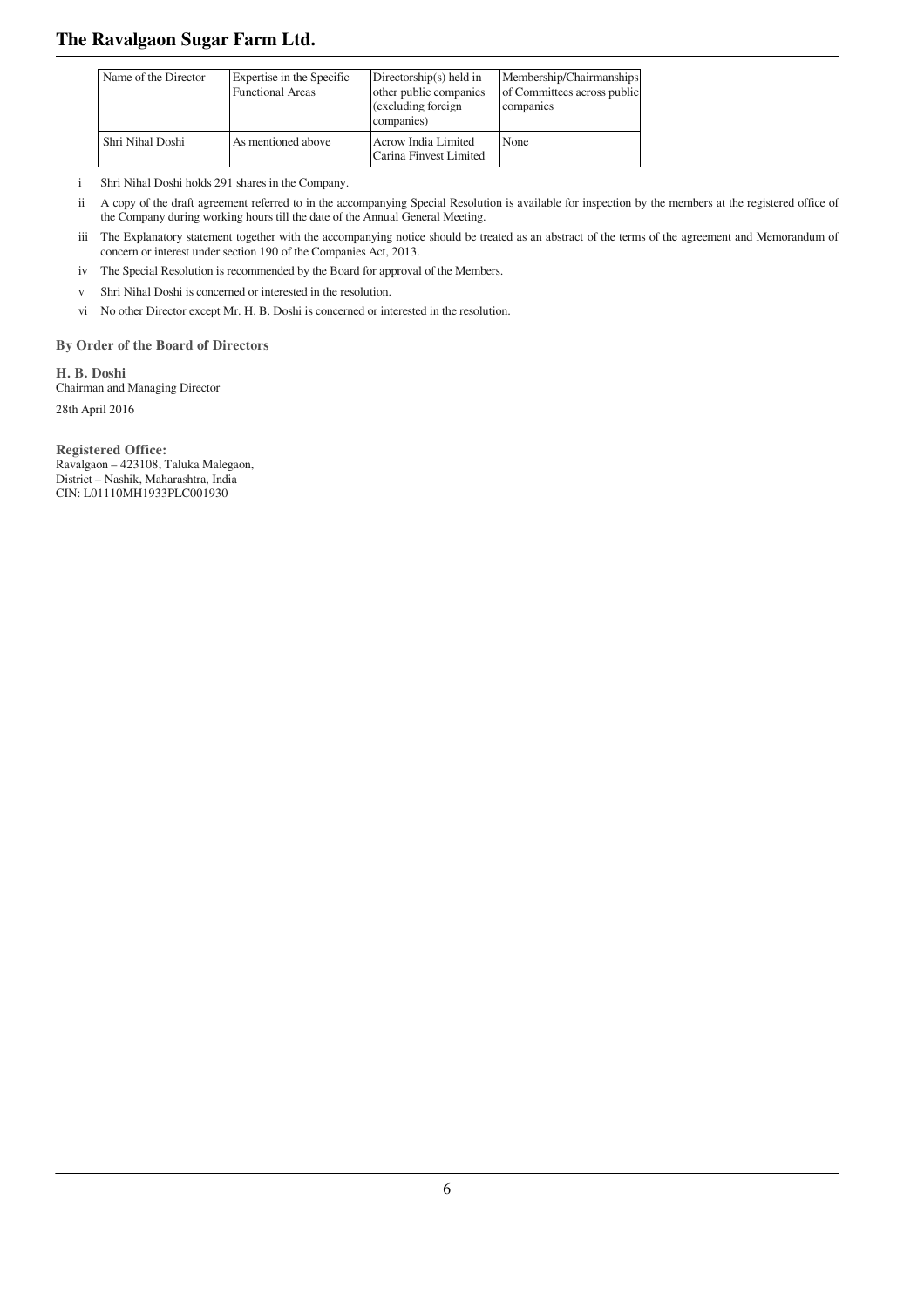| Name of the Director | Expertise in the Specific Functional Areas | Directorship(s) held in other public companies (excluding foreign companies) | Membership/Chairmanships of Committees across public companies |
|---|---|---|---|
| Shri Nihal Doshi | As mentioned above | Acrow India Limited<br>Carina Finvest Limited | None |

i Shri Nihal Doshi holds 291 shares in the Company.

ii A copy of the draft agreement referred to in the accompanying Special Resolution is available for inspection by the members at the registered office of the Company during working hours till the date of the Annual General Meeting.

iii The Explanatory statement together with the accompanying notice should be treated as an abstract of the terms of the agreement and Memorandum of concern or interest under section 190 of the Companies Act, 2013.

iv The Special Resolution is recommended by the Board for approval of the Members.

v Shri Nihal Doshi is concerned or interested in the resolution.

vi No other Director except Mr. H. B. Doshi is concerned or interested in the resolution.

**By Order of the Board of Directors**

**H. B. Doshi**
Chairman and Managing Director

28th April 2016

**Registered Office:**
Ravalgaon – 423108, Taluka Malegaon,
District – Nashik, Maharashtra, India
CIN: L01110MH1933PLC001930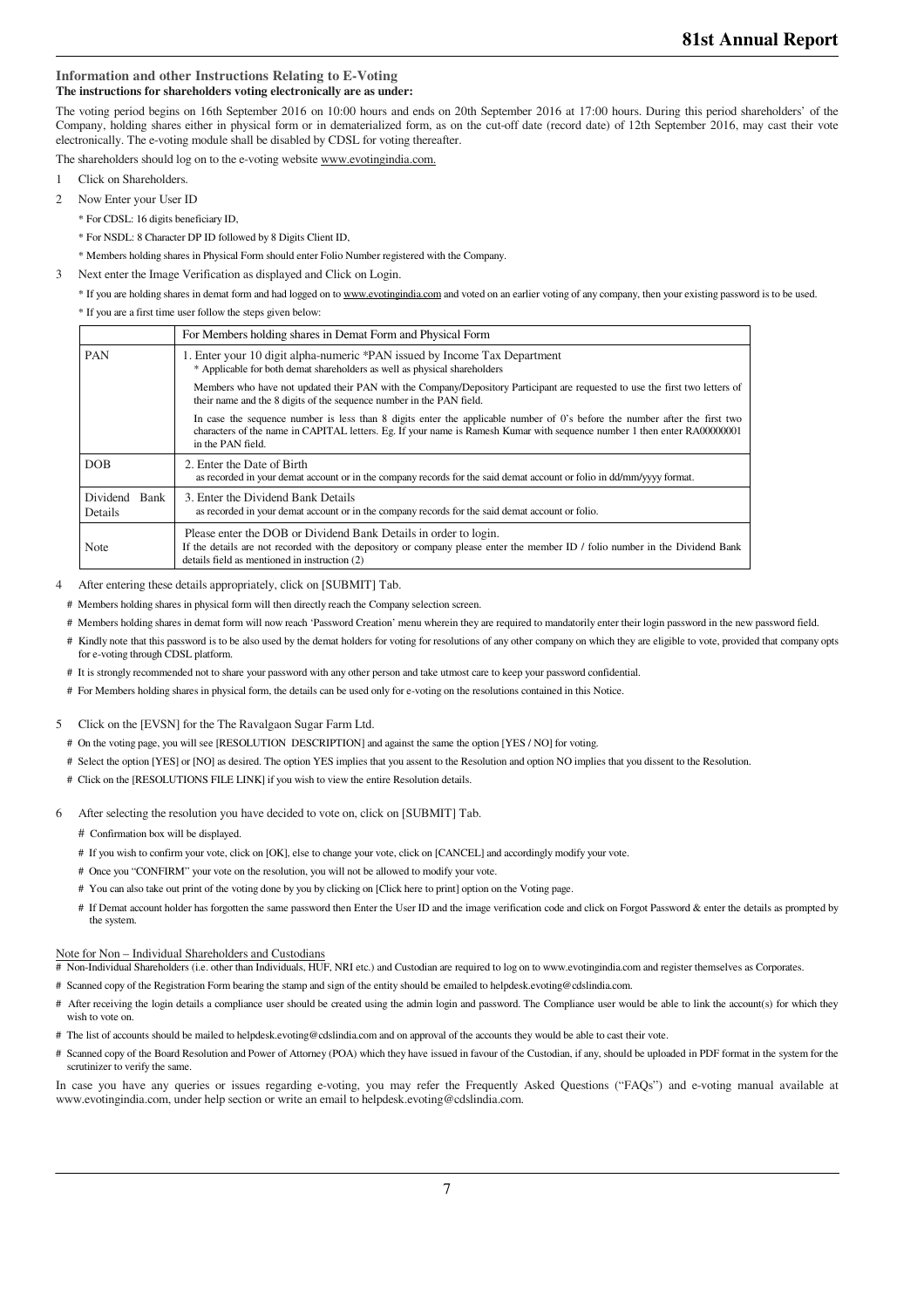## Information and other Instructions Relating to E-Voting

**The instructions for shareholders voting electronically are as under:**

The voting period begins on 16th September 2016 on 10:00 hours and ends on 20th September 2016 at 17:00 hours. During this period shareholders' of the Company, holding shares either in physical form or in dematerialized form, as on the cut-off date (record date) of 12th September 2016, may cast their vote electronically. The e-voting module shall be disabled by CDSL for voting thereafter.

The shareholders should log on to the e-voting website www.evotingindia.com.

1 Click on Shareholders.

2 Now Enter your User ID

\* For CDSL: 16 digits beneficiary ID,

\* For NSDL: 8 Character DP ID followed by 8 Digits Client ID,

\* Members holding shares in Physical Form should enter Folio Number registered with the Company.

3 Next enter the Image Verification as displayed and Click on Login.

\* If you are holding shares in demat form and had logged on to www.evotingindia.com and voted on an earlier voting of any company, then your existing password is to be used.

\* If you are a first time user follow the steps given below:

| | For Members holding shares in Demat Form and Physical Form |
|---|---|
| PAN | 1. Enter your 10 digit alpha-numeric *PAN issued by Income Tax Department<br>\* Applicable for both demat shareholders as well as physical shareholders<br><br>Members who have not updated their PAN with the Company/Depository Participant are requested to use the first two letters of their name and the 8 digits of the sequence number in the PAN field.<br><br>In case the sequence number is less than 8 digits enter the applicable number of 0's before the number after the first two characters of the name in CAPITAL letters. Eg. If your name is Ramesh Kumar with sequence number 1 then enter RA00000001 in the PAN field. |
| DOB | 2. Enter the Date of Birth<br>as recorded in your demat account or in the company records for the said demat account or folio in dd/mm/yyyy format. |
| Dividend Bank Details | 3. Enter the Dividend Bank Details<br>as recorded in your demat account or in the company records for the said demat account or folio. |
| Note | Please enter the DOB or Dividend Bank Details in order to login.<br>If the details are not recorded with the depository or company please enter the member ID / folio number in the Dividend Bank details field as mentioned in instruction (2) |

4 After entering these details appropriately, click on [SUBMIT] Tab.

# Members holding shares in physical form will then directly reach the Company selection screen.

# Members holding shares in demat form will now reach 'Password Creation' menu wherein they are required to mandatorily enter their login password in the new password field.

# Kindly note that this password is to be also used by the demat holders for voting for resolutions of any other company on which they are eligible to vote, provided that company opts for e-voting through CDSL platform.

# It is strongly recommended not to share your password with any other person and take utmost care to keep your password confidential.

# For Members holding shares in physical form, the details can be used only for e-voting on the resolutions contained in this Notice.

5 Click on the [EVSN] for the The Ravalgaon Sugar Farm Ltd.

# On the voting page, you will see [RESOLUTION DESCRIPTION] and against the same the option [YES / NO] for voting.

# Select the option [YES] or [NO] as desired. The option YES implies that you assent to the Resolution and option NO implies that you dissent to the Resolution.

# Click on the [RESOLUTIONS FILE LINK] if you wish to view the entire Resolution details.

6 After selecting the resolution you have decided to vote on, click on [SUBMIT] Tab.

# Confirmation box will be displayed.

# If you wish to confirm your vote, click on [OK], else to change your vote, click on [CANCEL] and accordingly modify your vote.

# Once you "CONFIRM" your vote on the resolution, you will not be allowed to modify your vote.

# You can also take out print of the voting done by you by clicking on [Click here to print] option on the Voting page.

# If Demat account holder has forgotten the same password then Enter the User ID and the image verification code and click on Forgot Password & enter the details as prompted by the system.

Note for Non – Individual Shareholders and Custodians

# Non-Individual Shareholders (i.e. other than Individuals, HUF, NRI etc.) and Custodian are required to log on to www.evotingindia.com and register themselves as Corporates.

# Scanned copy of the Registration Form bearing the stamp and sign of the entity should be emailed to helpdesk.evoting@cdslindia.com.

# After receiving the login details a compliance user should be created using the admin login and password. The Compliance user would be able to link the account(s) for which they wish to vote on.

# The list of accounts should be mailed to helpdesk.evoting@cdslindia.com and on approval of the accounts they would be able to cast their vote.

# Scanned copy of the Board Resolution and Power of Attorney (POA) which they have issued in favour of the Custodian, if any, should be uploaded in PDF format in the system for the scrutinizer to verify the same.

In case you have any queries or issues regarding e-voting, you may refer the Frequently Asked Questions ("FAQs") and e-voting manual available at www.evotingindia.com, under help section or write an email to helpdesk.evoting@cdslindia.com.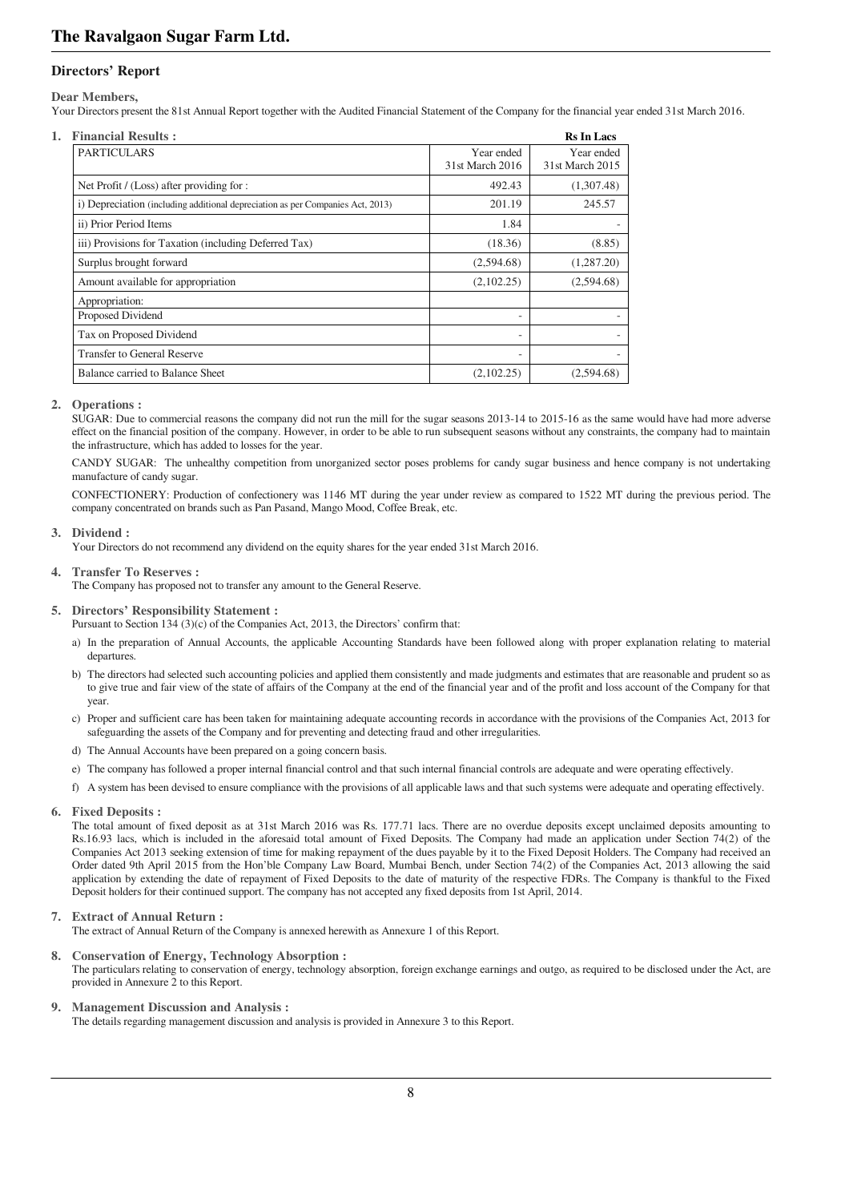## Directors' Report

**Dear Members,**

Your Directors present the 81st Annual Report together with the Audited Financial Statement of the Company for the financial year ended 31st March 2016.

### 1. Financial Results :

**Rs In Lacs**

| PARTICULARS | Year ended 31st March 2016 | Year ended 31st March 2015 |
|---|---|---|
| Net Profit / (Loss) after providing for : | 492.43 | (1,307.48) |
| i) Depreciation (including additional depreciation as per Companies Act, 2013) | 201.19 | 245.57 |
| ii) Prior Period Items | 1.84 | - |
| iii) Provisions for Taxation (including Deferred Tax) | (18.36) | (8.85) |
| Surplus brought forward | (2,594.68) | (1,287.20) |
| Amount available for appropriation | (2,102.25) | (2,594.68) |
| Appropriation: | | |
| Proposed Dividend | - | - |
| Tax on Proposed Dividend | - | - |
| Transfer to General Reserve | - | - |
| Balance carried to Balance Sheet | (2,102.25) | (2,594.68) |

### 2. Operations :

SUGAR: Due to commercial reasons the company did not run the mill for the sugar seasons 2013-14 to 2015-16 as the same would have had more adverse effect on the financial position of the company. However, in order to be able to run subsequent seasons without any constraints, the company had to maintain the infrastructure, which has added to losses for the year.

CANDY SUGAR: The unhealthy competition from unorganized sector poses problems for candy sugar business and hence company is not undertaking manufacture of candy sugar.

CONFECTIONERY: Production of confectionery was 1146 MT during the year under review as compared to 1522 MT during the previous period. The company concentrated on brands such as Pan Pasand, Mango Mood, Coffee Break, etc.

### 3. Dividend :

Your Directors do not recommend any dividend on the equity shares for the year ended 31st March 2016.

### 4. Transfer To Reserves :

The Company has proposed not to transfer any amount to the General Reserve.

### 5. Directors' Responsibility Statement :

Pursuant to Section 134 (3)(c) of the Companies Act, 2013, the Directors' confirm that:

a) In the preparation of Annual Accounts, the applicable Accounting Standards have been followed along with proper explanation relating to material departures.

b) The directors had selected such accounting policies and applied them consistently and made judgments and estimates that are reasonable and prudent so as to give true and fair view of the state of affairs of the Company at the end of the financial year and of the profit and loss account of the Company for that year.

c) Proper and sufficient care has been taken for maintaining adequate accounting records in accordance with the provisions of the Companies Act, 2013 for safeguarding the assets of the Company and for preventing and detecting fraud and other irregularities.

d) The Annual Accounts have been prepared on a going concern basis.

e) The company has followed a proper internal financial control and that such internal financial controls are adequate and were operating effectively.

f) A system has been devised to ensure compliance with the provisions of all applicable laws and that such systems were adequate and operating effectively.

### 6. Fixed Deposits :

The total amount of fixed deposit as at 31st March 2016 was Rs. 177.71 lacs. There are no overdue deposits except unclaimed deposits amounting to Rs.16.93 lacs, which is included in the aforesaid total amount of Fixed Deposits. The Company had made an application under Section 74(2) of the Companies Act 2013 seeking extension of time for making repayment of the dues payable by it to the Fixed Deposit Holders. The Company had received an Order dated 9th April 2015 from the Hon'ble Company Law Board, Mumbai Bench, under Section 74(2) of the Companies Act, 2013 allowing the said application by extending the date of repayment of Fixed Deposits to the date of maturity of the respective FDRs. The Company is thankful to the Fixed Deposit holders for their continued support. The company has not accepted any fixed deposits from 1st April, 2014.

### 7. Extract of Annual Return :

The extract of Annual Return of the Company is annexed herewith as Annexure 1 of this Report.

### 8. Conservation of Energy, Technology Absorption :

The particulars relating to conservation of energy, technology absorption, foreign exchange earnings and outgo, as required to be disclosed under the Act, are provided in Annexure 2 to this Report.

### 9. Management Discussion and Analysis :

The details regarding management discussion and analysis is provided in Annexure 3 to this Report.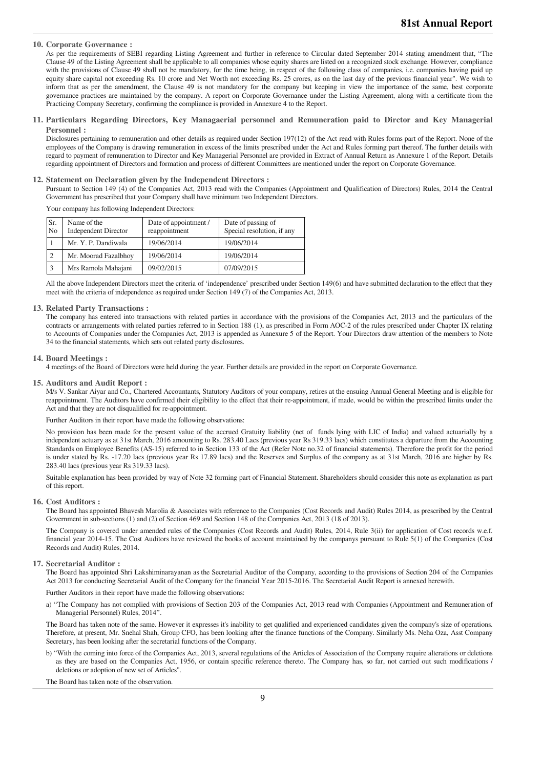### 10. Corporate Governance :

As per the requirements of SEBI regarding Listing Agreement and further in reference to Circular dated September 2014 stating amendment that, "The Clause 49 of the Listing Agreement shall be applicable to all companies whose equity shares are listed on a recognized stock exchange. However, compliance with the provisions of Clause 49 shall not be mandatory, for the time being, in respect of the following class of companies, i.e. companies having paid up equity share capital not exceeding Rs. 10 crore and Net Worth not exceeding Rs. 25 crores, as on the last day of the previous financial year". We wish to inform that as per the amendment, the Clause 49 is not mandatory for the company but keeping in view the importance of the same, best corporate governance practices are maintained by the company. A report on Corporate Governance under the Listing Agreement, along with a certificate from the Practicing Company Secretary, confirming the compliance is provided in Annexure 4 to the Report.

### 11. Particulars Regarding Directors, Key Managaerial personnel and Remuneration paid to Dirctor and Key Managerial Personnel :

Disclosures pertaining to remuneration and other details as required under Section 197(12) of the Act read with Rules forms part of the Report. None of the employees of the Company is drawing remuneration in excess of the limits prescribed under the Act and Rules forming part thereof. The further details with regard to payment of remuneration to Director and Key Managerial Personnel are provided in Extract of Annual Return as Annexure 1 of the Report. Details regarding appointment of Directors and formation and process of different Committees are mentioned under the report on Corporate Governance.

### 12. Statement on Declaration given by the Independent Directors :

Pursuant to Section 149 (4) of the Companies Act, 2013 read with the Companies (Appointment and Qualification of Directors) Rules, 2014 the Central Government has prescribed that your Company shall have minimum two Independent Directors.

Your company has following Independent Directors:

| Sr. No | Name of the Independent Director | Date of appointment / reappointment | Date of passing of Special resolution, if any |
|---|---|---|---|
| 1 | Mr. Y. P. Dandiwala | 19/06/2014 | 19/06/2014 |
| 2 | Mr. Moorad Fazalbhoy | 19/06/2014 | 19/06/2014 |
| 3 | Mrs Ramola Mahajani | 09/02/2015 | 07/09/2015 |

All the above Independent Directors meet the criteria of 'independence' prescribed under Section 149(6) and have submitted declaration to the effect that they meet with the criteria of independence as required under Section 149 (7) of the Companies Act, 2013.

### 13. Related Party Transactions :

The company has entered into transactions with related parties in accordance with the provisions of the Companies Act, 2013 and the particulars of the contracts or arrangements with related parties referred to in Section 188 (1), as prescribed in Form AOC-2 of the rules prescribed under Chapter IX relating to Accounts of Companies under the Companies Act, 2013 is appended as Annexure 5 of the Report. Your Directors draw attention of the members to Note 34 to the financial statements, which sets out related party disclosures.

### 14. Board Meetings :

4 meetings of the Board of Directors were held during the year. Further details are provided in the report on Corporate Governance.

### 15. Auditors and Audit Report :

M/s V. Sankar Aiyar and Co., Chartered Accountants, Statutory Auditors of your company, retires at the ensuing Annual General Meeting and is eligible for reappointment. The Auditors have confirmed their eligibility to the effect that their re-appointment, if made, would be within the prescribed limits under the Act and that they are not disqualified for re-appointment.

Further Auditors in their report have made the following observations:

No provision has been made for the present value of the accrued Gratuity liability (net of funds lying with LIC of India) and valued actuarially by a independent actuary as at 31st March, 2016 amounting to Rs. 283.40 Lacs (previous year Rs 319.33 lacs) which constitutes a departure from the Accounting Standards on Employee Benefits (AS-15) referred to in Section 133 of the Act (Refer Note no.32 of financial statements). Therefore the profit for the period is under stated by Rs. -17.20 lacs (previous year Rs 17.89 lacs) and the Reserves and Surplus of the company as at 31st March, 2016 are higher by Rs. 283.40 lacs (previous year Rs 319.33 lacs).

Suitable explanation has been provided by way of Note 32 forming part of Financial Statement. Shareholders should consider this note as explanation as part of this report.

### 16. Cost Auditors :

The Board has appointed Bhavesh Marolia & Associates with reference to the Companies (Cost Records and Audit) Rules 2014, as prescribed by the Central Government in sub-sections (1) and (2) of Section 469 and Section 148 of the Companies Act, 2013 (18 of 2013).

The Company is covered under amended rules of the Companies (Cost Records and Audit) Rules, 2014, Rule 3(ii) for application of Cost records w.e.f. financial year 2014-15. The Cost Auditors have reviewed the books of account maintained by the companys pursuant to Rule 5(1) of the Companies (Cost Records and Audit) Rules, 2014.

### 17. Secretarial Auditor :

The Board has appointed Shri Lakshiminarayanan as the Secretarial Auditor of the Company, according to the provisions of Section 204 of the Companies Act 2013 for conducting Secretarial Audit of the Company for the financial Year 2015-2016. The Secretarial Audit Report is annexed herewith.

Further Auditors in their report have made the following observations:

a) "The Company has not complied with provisions of Section 203 of the Companies Act, 2013 read with Companies (Appointment and Remuneration of Managerial Personnel) Rules, 2014".

The Board has taken note of the same. However it expresses it's inability to get qualified and experienced candidates given the company's size of operations. Therefore, at present, Mr. Snehal Shah, Group CFO, has been looking after the finance functions of the Company. Similarly Ms. Neha Oza, Asst Company Secretary, has been looking after the secretarial functions of the Company.

b) "With the coming into force of the Companies Act, 2013, several regulations of the Articles of Association of the Company require alterations or deletions as they are based on the Companies Act, 1956, or contain specific reference thereto. The Company has, so far, not carried out such modifications / deletions or adoption of new set of Articles".

The Board has taken note of the observation.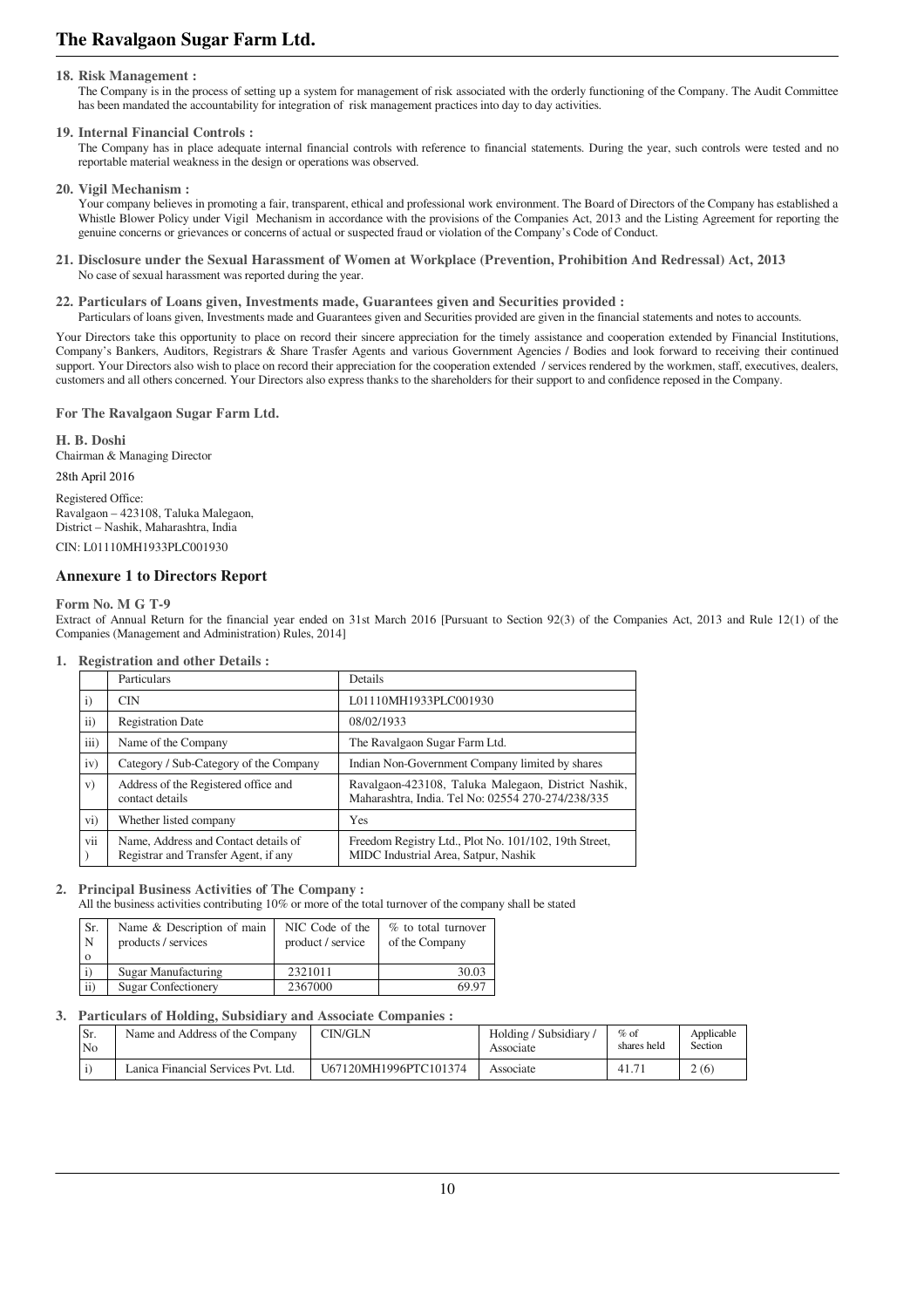**18. Risk Management :**

The Company is in the process of setting up a system for management of risk associated with the orderly functioning of the Company. The Audit Committee has been mandated the accountability for integration of risk management practices into day to day activities.

**19. Internal Financial Controls :**

The Company has in place adequate internal financial controls with reference to financial statements. During the year, such controls were tested and no reportable material weakness in the design or operations was observed.

**20. Vigil Mechanism :**

Your company believes in promoting a fair, transparent, ethical and professional work environment. The Board of Directors of the Company has established a Whistle Blower Policy under Vigil Mechanism in accordance with the provisions of the Companies Act, 2013 and the Listing Agreement for reporting the genuine concerns or grievances or concerns of actual or suspected fraud or violation of the Company's Code of Conduct.

**21. Disclosure under the Sexual Harassment of Women at Workplace (Prevention, Prohibition And Redressal) Act, 2013**

No case of sexual harassment was reported during the year.

**22. Particulars of Loans given, Investments made, Guarantees given and Securities provided :**

Particulars of loans given, Investments made and Guarantees given and Securities provided are given in the financial statements and notes to accounts.

Your Directors take this opportunity to place on record their sincere appreciation for the timely assistance and cooperation extended by Financial Institutions, Company's Bankers, Auditors, Registrars & Share Trasfer Agents and various Government Agencies / Bodies and look forward to receiving their continued support. Your Directors also wish to place on record their appreciation for the cooperation extended / services rendered by the workmen, staff, executives, dealers, customers and all others concerned. Your Directors also express thanks to the shareholders for their support to and confidence reposed in the Company.

**For The Ravalgaon Sugar Farm Ltd.**

**H. B. Doshi**
Chairman & Managing Director

28th April 2016

Registered Office:
Ravalgaon – 423108, Taluka Malegaon,
District – Nashik, Maharashtra, India

CIN: L01110MH1933PLC001930

## Annexure 1 to Directors Report

**Form No. M G T-9**

Extract of Annual Return for the financial year ended on 31st March 2016 [Pursuant to Section 92(3) of the Companies Act, 2013 and Rule 12(1) of the Companies (Management and Administration) Rules, 2014]

**1. Registration and other Details :**

| | Particulars | Details |
|---|---|---|
| i) | CIN | L01110MH1933PLC001930 |
| ii) | Registration Date | 08/02/1933 |
| iii) | Name of the Company | The Ravalgaon Sugar Farm Ltd. |
| iv) | Category / Sub-Category of the Company | Indian Non-Government Company limited by shares |
| v) | Address of the Registered office and contact details | Ravalgaon-423108, Taluka Malegaon, District Nashik, Maharashtra, India. Tel No: 02554 270-274/238/335 |
| vi) | Whether listed company | Yes |
| vii) | Name, Address and Contact details of Registrar and Transfer Agent, if any | Freedom Registry Ltd., Plot No. 101/102, 19th Street, MIDC Industrial Area, Satpur, Nashik |

**2. Principal Business Activities of The Company :**

All the business activities contributing 10% or more of the total turnover of the company shall be stated

| Sr. No | Name & Description of main products / services | NIC Code of the product / service | % to total turnover of the Company |
|---|---|---|---|
| i) | Sugar Manufacturing | 2321011 | 30.03 |
| ii) | Sugar Confectionery | 2367000 | 69.97 |

**3. Particulars of Holding, Subsidiary and Associate Companies :**

| Sr. No | Name and Address of the Company | CIN/GLN | Holding / Subsidiary / Associate | % of shares held | Applicable Section |
|---|---|---|---|---|---|
| i) | Lanica Financial Services Pvt. Ltd. | U67120MH1996PTC101374 | Associate | 41.71 | 2 (6) |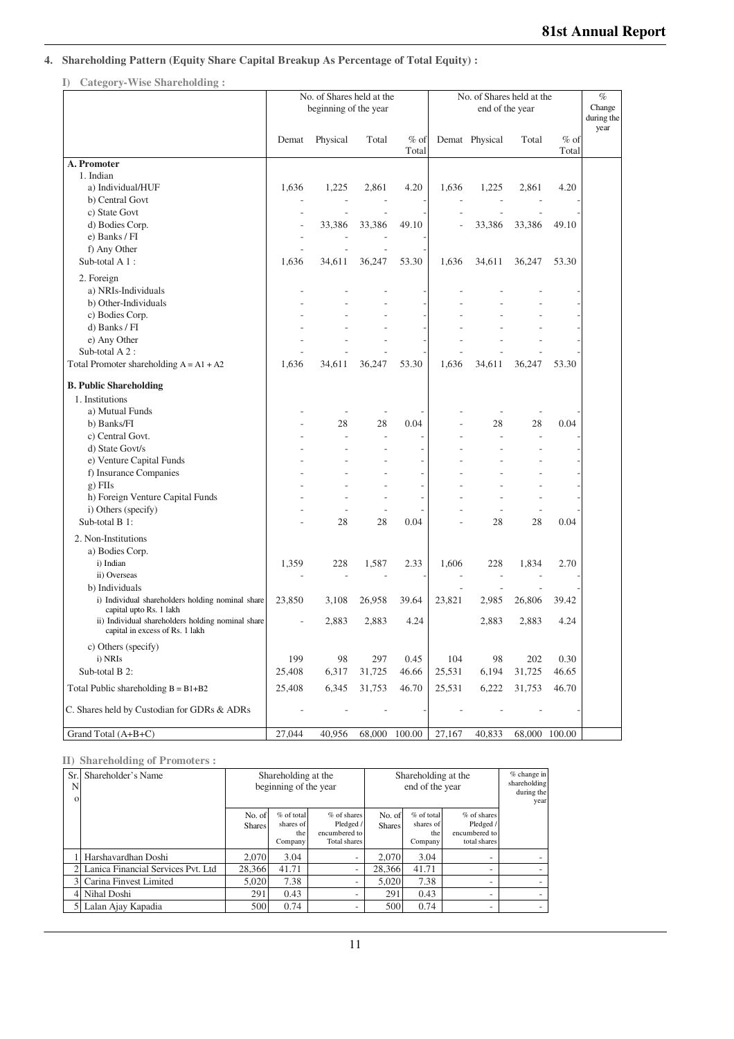## 4. Shareholding Pattern (Equity Share Capital Breakup As Percentage of Total Equity) :

### I) Category-Wise Shareholding :

| | No. of Shares held at the beginning of the year | | | | No. of Shares held at the end of the year | | | | % Change during the year |
|---|---|---|---|---|---|---|---|---|---|
| | Demat | Physical | Total | % of Total | Demat | Physical | Total | % of Total | |
| **A. Promoter** | | | | | | | | | |
| 1. Indian | | | | | | | | | |
| a) Individual/HUF | 1,636 | 1,225 | 2,861 | 4.20 | 1,636 | 1,225 | 2,861 | 4.20 | |
| b) Central Govt | - | - | - | - | - | - | - | - | |
| c) State Govt | - | - | - | - | - | - | - | - | |
| d) Bodies Corp. | - | 33,386 | 33,386 | 49.10 | - | 33,386 | 33,386 | 49.10 | |
| e) Banks / FI | - | - | - | - | - | - | - | - | |
| f) Any Other | - | - | - | - | - | - | - | - | |
| Sub-total A 1 : | 1,636 | 34,611 | 36,247 | 53.30 | 1,636 | 34,611 | 36,247 | 53.30 | |
| 2. Foreign | | | | | | | | | |
| a) NRIs-Individuals | - | - | - | - | - | - | - | - | |
| b) Other-Individuals | - | - | - | - | - | - | - | - | |
| c) Bodies Corp. | - | - | - | - | - | - | - | - | |
| d) Banks / FI | - | - | - | - | - | - | - | - | |
| e) Any Other | - | - | - | - | - | - | - | - | |
| Sub-total A 2 : | - | - | - | - | - | - | - | - | |
| Total Promoter shareholding A = A1 + A2 | 1,636 | 34,611 | 36,247 | 53.30 | 1,636 | 34,611 | 36,247 | 53.30 | |
| **B. Public Shareholding** | | | | | | | | | |
| 1. Institutions | | | | | | | | | |
| a) Mutual Funds | - | - | - | - | - | - | - | - | |
| b) Banks/FI | - | 28 | 28 | 0.04 | - | 28 | 28 | 0.04 | |
| c) Central Govt. | - | - | - | - | - | - | - | - | |
| d) State Govt/s | - | - | - | - | - | - | - | - | |
| e) Venture Capital Funds | - | - | - | - | - | - | - | - | |
| f) Insurance Companies | - | - | - | - | - | - | - | - | |
| g) FIIs | - | - | - | - | - | - | - | - | |
| h) Foreign Venture Capital Funds | - | - | - | - | - | - | - | - | |
| i) Others (specify) | - | - | - | - | - | - | - | - | |
| Sub-total B 1: | - | 28 | 28 | 0.04 | - | 28 | 28 | 0.04 | |
| 2. Non-Institutions | | | | | | | | | |
| a) Bodies Corp. | | | | | | | | | |
| i) Indian | 1,359 | 228 | 1,587 | 2.33 | 1,606 | 228 | 1,834 | 2.70 | |
| ii) Overseas | - | - | - | - | - | - | - | - | |
| b) Individuals | | | | | - | - | - | - | |
| i) Individual shareholders holding nominal share capital upto Rs. 1 lakh | 23,850 | 3,108 | 26,958 | 39.64 | 23,821 | 2,985 | 26,806 | 39.42 | |
| ii) Individual shareholders holding nominal share capital in excess of Rs. 1 lakh | - | 2,883 | 2,883 | 4.24 | | 2,883 | 2,883 | 4.24 | |
| c) Others (specify) | | | | | | | | | |
| i) NRIs | 199 | 98 | 297 | 0.45 | 104 | 98 | 202 | 0.30 | |
| Sub-total B 2: | 25,408 | 6,317 | 31,725 | 46.66 | 25,531 | 6,194 | 31,725 | 46.65 | |
| Total Public shareholding B = B1+B2 | 25,408 | 6,345 | 31,753 | 46.70 | 25,531 | 6,222 | 31,753 | 46.70 | |
| C. Shares held by Custodian for GDRs & ADRs | - | - | - | - | - | - | - | - | |
| Grand Total (A+B+C) | 27,044 | 40,956 | 68,000 | 100.00 | 27,167 | 40,833 | 68,000 | 100.00 | |

### II) Shareholding of Promoters :

| Sr. No | Shareholder's Name | Shareholding at the beginning of the year | | | Shareholding at the end of the year | | | % change in shareholding during the year |
|---|---|---|---|---|---|---|---|---|
| | | No. of Shares | % of total shares of the Company | % of shares Pledged / encumbered to Total shares | No. of Shares | % of total shares of the Company | % of shares Pledged / encumbered to total shares | |
| 1 | Harshavardhan Doshi | 2,070 | 3.04 | - | 2,070 | 3.04 | - | - |
| 2 | Lanica Financial Services Pvt. Ltd | 28,366 | 41.71 | - | 28,366 | 41.71 | - | - |
| 3 | Carina Finvest Limited | 5,020 | 7.38 | - | 5,020 | 7.38 | - | - |
| 4 | Nihal Doshi | 291 | 0.43 | - | 291 | 0.43 | - | - |
| 5 | Lalan Ajay Kapadia | 500 | 0.74 | - | 500 | 0.74 | - | - |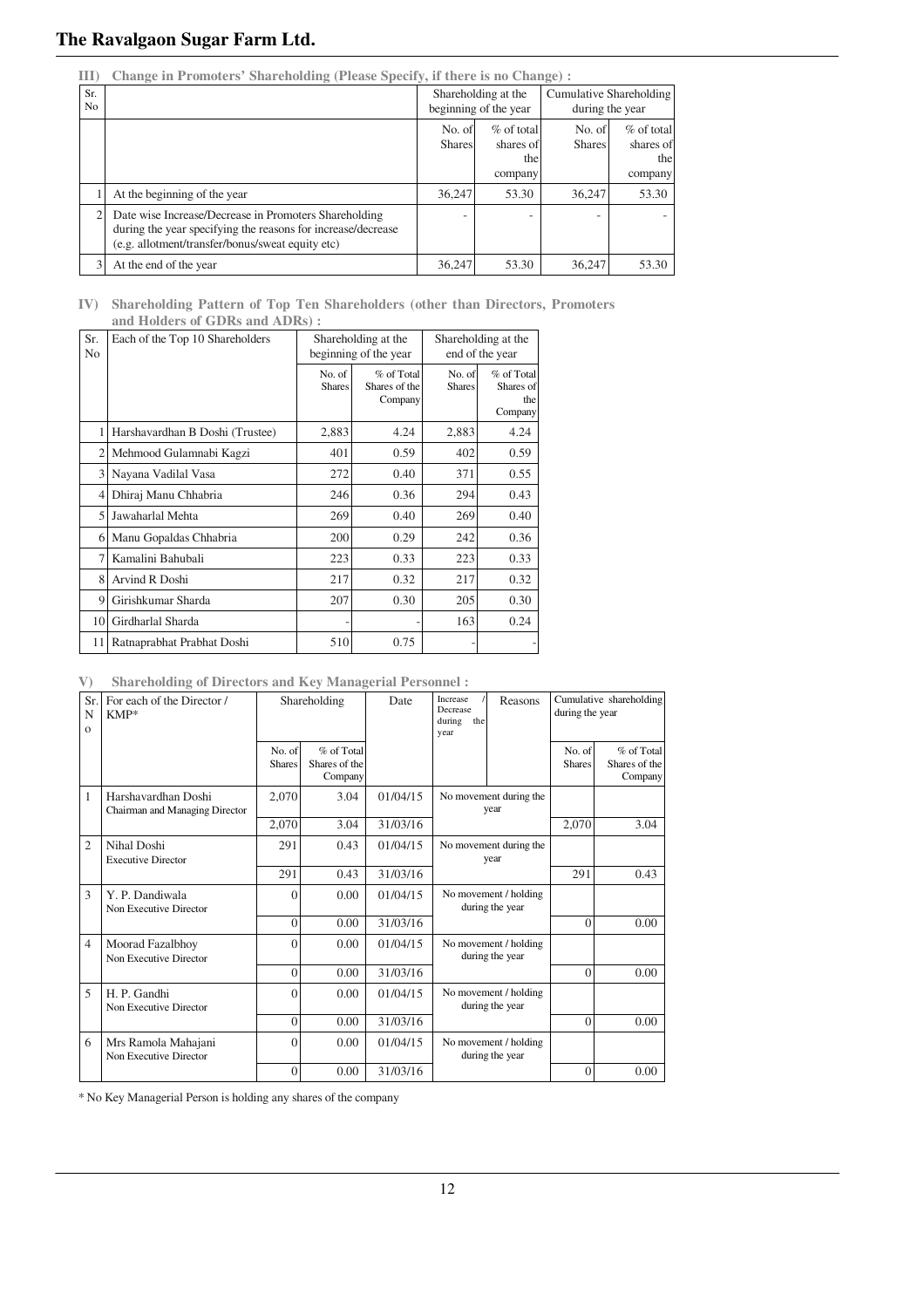**III) Change in Promoters' Shareholding (Please Specify, if there is no Change) :**

| Sr. No | | Shareholding at the beginning of the year | | Cumulative Shareholding during the year | |
|---|---|---|---|---|---|
| | | No. of Shares | % of total shares of the company | No. of Shares | % of total shares of the company |
| 1 | At the beginning of the year | 36,247 | 53.30 | 36,247 | 53.30 |
| 2 | Date wise Increase/Decrease in Promoters Shareholding during the year specifying the reasons for increase/decrease (e.g. allotment/transfer/bonus/sweat equity etc) | - | - | - | - |
| 3 | At the end of the year | 36,247 | 53.30 | 36,247 | 53.30 |

**IV) Shareholding Pattern of Top Ten Shareholders (other than Directors, Promoters and Holders of GDRs and ADRs) :**

| Sr. No | Each of the Top 10 Shareholders | Shareholding at the beginning of the year | | Shareholding at the end of the year | |
|---|---|---|---|---|---|
| | | No. of Shares | % of Total Shares of the Company | No. of Shares | % of Total Shares of the Company |
| 1 | Harshavardhan B Doshi (Trustee) | 2,883 | 4.24 | 2,883 | 4.24 |
| 2 | Mehmood Gulamnabi Kagzi | 401 | 0.59 | 402 | 0.59 |
| 3 | Nayana Vadilal Vasa | 272 | 0.40 | 371 | 0.55 |
| 4 | Dhiraj Manu Chhabria | 246 | 0.36 | 294 | 0.43 |
| 5 | Jawaharlal Mehta | 269 | 0.40 | 269 | 0.40 |
| 6 | Manu Gopaldas Chhabria | 200 | 0.29 | 242 | 0.36 |
| 7 | Kamalini Bahubali | 223 | 0.33 | 223 | 0.33 |
| 8 | Arvind R Doshi | 217 | 0.32 | 217 | 0.32 |
| 9 | Girishkumar Sharda | 207 | 0.30 | 205 | 0.30 |
| 10 | Girdharlal Sharda | - | - | 163 | 0.24 |
| 11 | Ratnaprabhat Prabhat Doshi | 510 | 0.75 | - | - |

**V) Shareholding of Directors and Key Managerial Personnel :**

| Sr. No | For each of the Director / KMP* | Shareholding | | Date | Increase / Decrease during the year | Reasons | Cumulative shareholding during the year | |
|---|---|---|---|---|---|---|---|---|
| | | No. of Shares | % of Total Shares of the Company | | | | No. of Shares | % of Total Shares of the Company |
| 1 | Harshavardhan Doshi<br>Chairman and Managing Director | 2,070 | 3.04 | 01/04/15 | No movement during the year | | | |
| | | 2,070 | 3.04 | 31/03/16 | | | 2,070 | 3.04 |
| 2 | Nihal Doshi<br>Executive Director | 291 | 0.43 | 01/04/15 | No movement during the year | | | |
| | | 291 | 0.43 | 31/03/16 | | | 291 | 0.43 |
| 3 | Y. P. Dandiwala<br>Non Executive Director | 0 | 0.00 | 01/04/15 | No movement / holding during the year | | | |
| | | 0 | 0.00 | 31/03/16 | | | 0 | 0.00 |
| 4 | Moorad Fazalbhoy<br>Non Executive Director | 0 | 0.00 | 01/04/15 | No movement / holding during the year | | | |
| | | 0 | 0.00 | 31/03/16 | | | 0 | 0.00 |
| 5 | H. P. Gandhi<br>Non Executive Director | 0 | 0.00 | 01/04/15 | No movement / holding during the year | | | |
| | | 0 | 0.00 | 31/03/16 | | | 0 | 0.00 |
| 6 | Mrs Ramola Mahajani<br>Non Executive Director | 0 | 0.00 | 01/04/15 | No movement / holding during the year | | | |
| | | 0 | 0.00 | 31/03/16 | | | 0 | 0.00 |

\* No Key Managerial Person is holding any shares of the company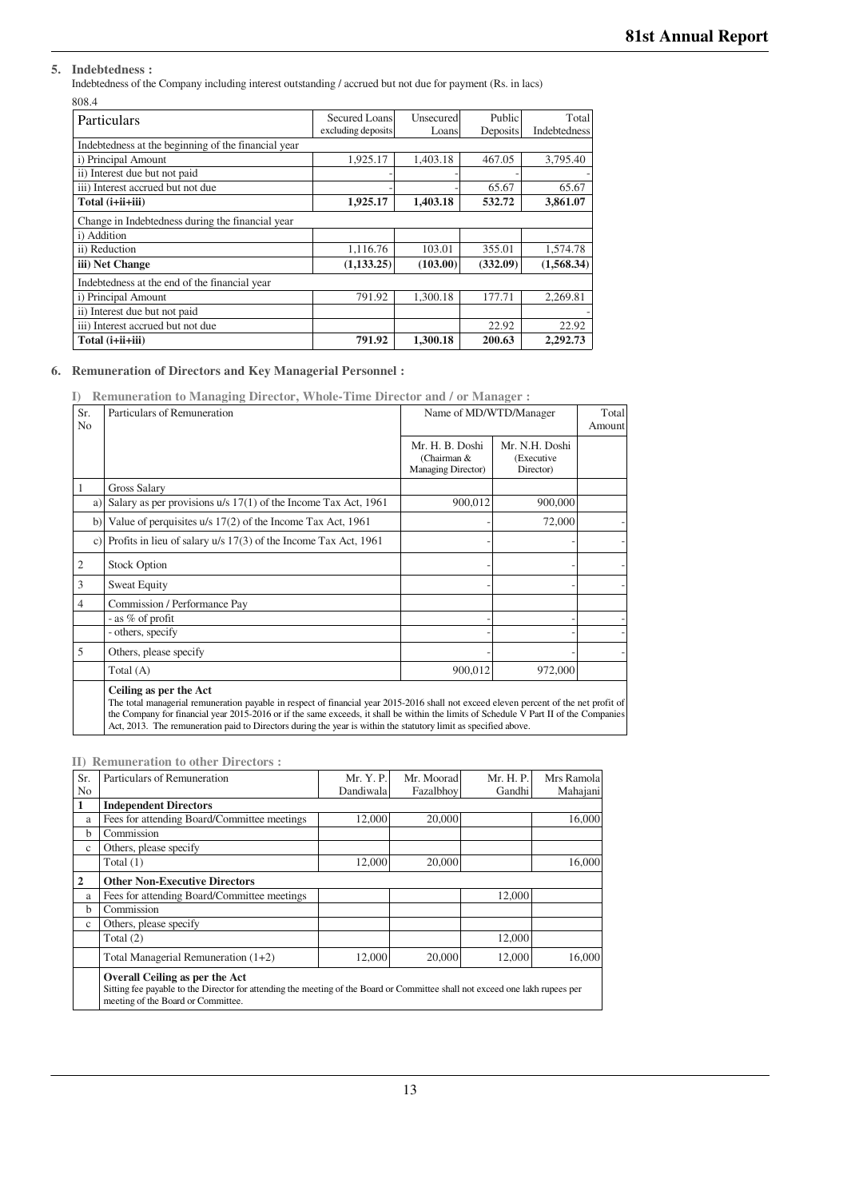## 5. Indebtedness :

Indebtedness of the Company including interest outstanding / accrued but not due for payment (Rs. in lacs)

808.4

| Particulars | Secured Loans excluding deposits | Unsecured Loans | Public Deposits | Total Indebtedness |
|---|---|---|---|---|
| Indebtedness at the beginning of the financial year | | | | |
| i) Principal Amount | 1,925.17 | 1,403.18 | 467.05 | 3,795.40 |
| ii) Interest due but not paid | - | - | - | - |
| iii) Interest accrued but not due | - | - | 65.67 | 65.67 |
| **Total (i+ii+iii)** | **1,925.17** | **1,403.18** | **532.72** | **3,861.07** |
| Change in Indebtedness during the financial year | | | | |
| i) Addition | | | | |
| ii) Reduction | 1,116.76 | 103.01 | 355.01 | 1,574.78 |
| **iii) Net Change** | **(1,133.25)** | **(103.00)** | **(332.09)** | **(1,568.34)** |
| Indebtedness at the end of the financial year | | | | |
| i) Principal Amount | 791.92 | 1,300.18 | 177.71 | 2,269.81 |
| ii) Interest due but not paid | | | | - |
| iii) Interest accrued but not due | | | 22.92 | 22.92 |
| **Total (i+ii+iii)** | **791.92** | **1,300.18** | **200.63** | **2,292.73** |

## 6. Remuneration of Directors and Key Managerial Personnel :

### I) Remuneration to Managing Director, Whole-Time Director and / or Manager :

| Sr. No | | Particulars of Remuneration | Name of MD/WTD/Manager | | Total Amount |
|---|---|---|---|---|---|
| | | | Mr. H. B. Doshi (Chairman & Managing Director) | Mr. N.H. Doshi (Executive Director) | |
| 1 | | Gross Salary | | | |
| | a) | Salary as per provisions u/s 17(1) of the Income Tax Act, 1961 | 900,012 | 900,000 | |
| | b) | Value of perquisites u/s 17(2) of the Income Tax Act, 1961 | - | 72,000 | - |
| | c) | Profits in lieu of salary u/s 17(3) of the Income Tax Act, 1961 | - | - | - |
| 2 | | Stock Option | - | - | - |
| 3 | | Sweat Equity | - | - | - |
| 4 | | Commission / Performance Pay | | | |
| | | - as % of profit | - | - | - |
| | | - others, specify | - | - | - |
| 5 | | Others, please specify | - | - | - |
| | | Total (A) | 900,012 | 972,000 | |

**Ceiling as per the Act**

The total managerial remuneration payable in respect of financial year 2015-2016 shall not exceed eleven percent of the net profit of the Company for financial year 2015-2016 or if the same exceeds, it shall be within the limits of Schedule V Part II of the Companies Act, 2013. The remuneration paid to Directors during the year is within the statutory limit as specified above.

### II) Remuneration to other Directors :

| Sr. No | Particulars of Remuneration | Mr. Y. P. Dandiwala | Mr. Moorad Fazalbhoy | Mr. H. P. Gandhi | Mrs Ramola Mahajani |
|---|---|---|---|---|---|
| **1** | **Independent Directors** | | | | |
| a | Fees for attending Board/Committee meetings | 12,000 | 20,000 | | 16,000 |
| b | Commission | | | | |
| c | Others, please specify | | | | |
| | Total (1) | 12,000 | 20,000 | | 16,000 |
| **2** | **Other Non-Executive Directors** | | | | |
| a | Fees for attending Board/Committee meetings | | | 12,000 | |
| b | Commission | | | | |
| c | Others, please specify | | | | |
| | Total (2) | | | 12,000 | |
| | Total Managerial Remuneration (1+2) | 12,000 | 20,000 | 12,000 | 16,000 |

**Overall Ceiling as per the Act**

Sitting fee payable to the Director for attending the meeting of the Board or Committee shall not exceed one lakh rupees per meeting of the Board or Committee.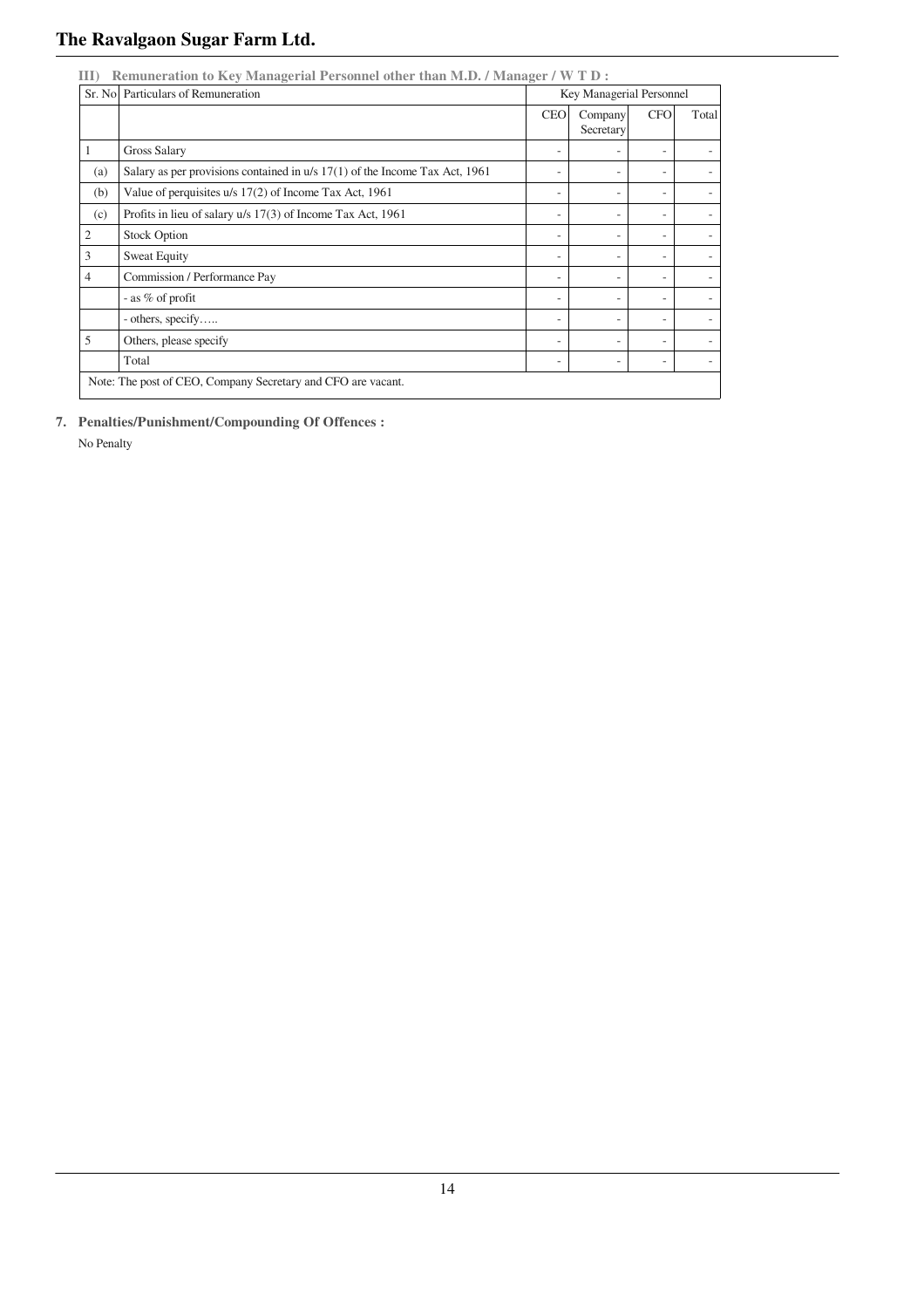### III) Remuneration to Key Managerial Personnel other than M.D. / Manager / W T D :

| Sr. No | Particulars of Remuneration | Key Managerial Personnel | | | |
|---|---|---|---|---|---|
| | | CEO | Company Secretary | CFO | Total |
| 1 | Gross Salary | - | - | - | - |
| (a) | Salary as per provisions contained in u/s 17(1) of the Income Tax Act, 1961 | - | - | - | - |
| (b) | Value of perquisites u/s 17(2) of Income Tax Act, 1961 | - | - | - | - |
| (c) | Profits in lieu of salary u/s 17(3) of Income Tax Act, 1961 | - | - | - | - |
| 2 | Stock Option | - | - | - | - |
| 3 | Sweat Equity | - | - | - | - |
| 4 | Commission / Performance Pay | - | - | - | - |
| | - as % of profit | - | - | - | - |
| | - others, specify….. | - | - | - | - |
| 5 | Others, please specify | - | - | - | - |
| | Total | - | - | - | - |

Note: The post of CEO, Company Secretary and CFO are vacant.

**7. Penalties/Punishment/Compounding Of Offences :**

No Penalty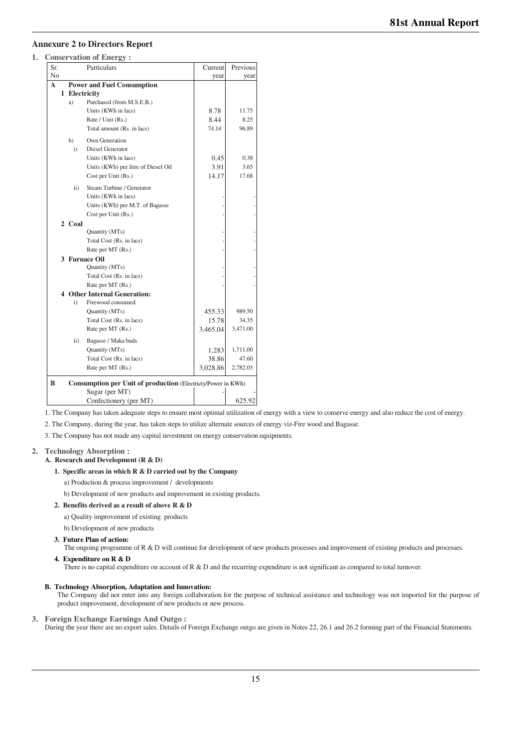## Annexure 2 to Directors Report

### 1. Conservation of Energy :

| Sr. No | | Particulars | Current year | Previous year |
|---|---|---|---|---|
| **A** | | **Power and Fuel Consumption** | | |
| **1** | | **Electricity** | | |
| | a) | Purchased (from M.S.E.B.) | | |
| | | Units (KWh in lacs) | 8.78 | 11.75 |
| | | Rate / Unit (Rs.) | 8.44 | 8.25 |
| | | Total amount (Rs. in lacs) | 74.14 | 96.89 |
| | b) | Own Generation | | |
| | i) | Diesel Generator | | |
| | | Units (KWh in lacs) | 0.45 | 0.38 |
| | | Units (KWh) per litre of Diesel Oil | 3.91 | 3.65 |
| | | Cost per Unit (Rs.) | 14.17 | 17.68 |
| | ii) | Steam Turbine / Generator | | |
| | | Units (KWh in lacs) | - | - |
| | | Units (KWh) per M.T. of Bagasse | - | - |
| | | Cost per Unit (Rs.) | - | - |
| **2** | | **Coal** | | |
| | | Quantity (MTs) | - | - |
| | | Total Cost (Rs. in lacs) | - | - |
| | | Rate per MT (Rs.) | - | - |
| **3** | | **Furnace Oil** | | |
| | | Quantity (MTs) | - | - |
| | | Total Cost (Rs. in lacs) | - | - |
| | | Rate per MT (Rs.) | - | - |
| **4** | | **Other Internal Generation:** | | |
| | i) | Firewood consumed | | |
| | | Quantity (MTs) | 455.33 | 989.50 |
| | | Total Cost (Rs. in lacs) | 15.78 | 34.35 |
| | | Rate per MT (Rs.) | 3,465.04 | 3,471.00 |
| | ii) | Bagasse / Maka buds | | |
| | | Quantity (MTs) | 1,283 | 1,711.00 |
| | | Total Cost (Rs. in lacs) | 38.86 | 47.60 |
| | | Rate per MT (Rs.) | 3,028.86 | 2,782.03 |
| **B** | | **Consumption per Unit of production** (Electricty/Power in KWh) | | |
| | | Sugar (per MT) | - | - |
| | | Confectionery (per MT) | | 625.92 |

1. The Company has taken adequate steps to ensure most optimal utilization of energy with a view to conserve energy and also reduce the cost of energy.

2. The Company, during the year, has taken steps to utilize alternate sources of energy viz-Fire wood and Bagasse.

3. The Company has not made any capital investment on energy conservation equipments.

### 2. Technology Absorption :

**A. Research and Development (R & D)**

**1. Specific areas in which R & D carried out by the Company**

a) Production & process improvement / developments

b) Development of new products and improvement in existing products.

**2. Benefits derived as a result of above R & D**

a) Quality improvement of existing products

b) Development of new products

**3. Future Plan of action:**

The ongoing programme of R & D will continue for development of new products processes and improvement of existing products and processes.

**4. Expenditure on R & D**

There is no capital expenditure on account of R & D and the recurring expenditure is not significant as compared to total turnover.

**B. Technology Absorption, Adaptation and Innovation:**

The Company did not enter into any foreign collaboration for the purpose of technical assistance and technology was not imported for the purpose of product improvement, development of new products or new process.

### 3. Foreign Exchange Earnings And Outgo :

During the year there are no export sales. Details of Foreign Exchange outgo are given in Notes 22, 26.1 and 26.2 forming part of the Financial Statements.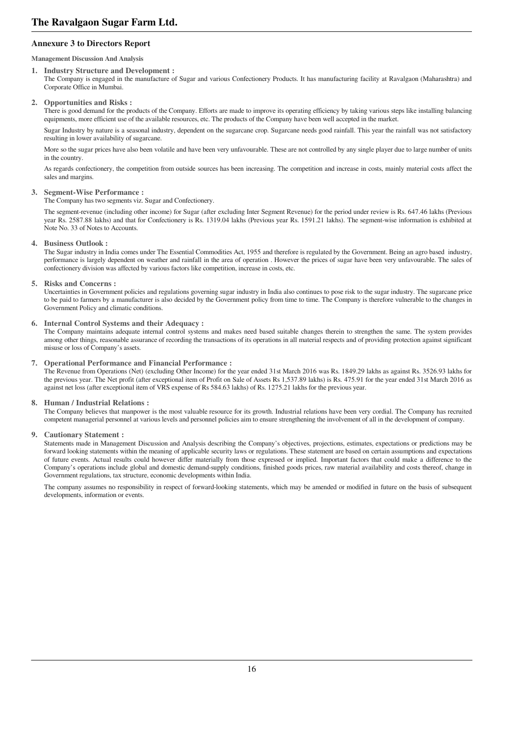## Annexure 3 to Directors Report

**Management Discussion And Analysis**

1. **Industry Structure and Development :**
   The Company is engaged in the manufacture of Sugar and various Confectionery Products. It has manufacturing facility at Ravalgaon (Maharashtra) and Corporate Office in Mumbai.

2. **Opportunities and Risks :**
   There is good demand for the products of the Company. Efforts are made to improve its operating efficiency by taking various steps like installing balancing equipments, more efficient use of the available resources, etc. The products of the Company have been well accepted in the market.

   Sugar Industry by nature is a seasonal industry, dependent on the sugarcane crop. Sugarcane needs good rainfall. This year the rainfall was not satisfactory resulting in lower availability of sugarcane.

   More so the sugar prices have also been volatile and have been very unfavourable. These are not controlled by any single player due to large number of units in the country.

   As regards confectionery, the competition from outside sources has been increasing. The competition and increase in costs, mainly material costs affect the sales and margins.

3. **Segment-Wise Performance :**
   The Company has two segments viz. Sugar and Confectionery.

   The segment-revenue (including other income) for Sugar (after excluding Inter Segment Revenue) for the period under review is Rs. 647.46 lakhs (Previous year Rs. 2587.88 lakhs) and that for Confectionery is Rs. 1319.04 lakhs (Previous year Rs. 1591.21 lakhs). The segment-wise information is exhibited at Note No. 33 of Notes to Accounts.

4. **Business Outlook :**
   The Sugar industry in India comes under The Essential Commodities Act, 1955 and therefore is regulated by the Government. Being an agro based industry, performance is largely dependent on weather and rainfall in the area of operation . However the prices of sugar have been very unfavourable. The sales of confectionery division was affected by various factors like competition, increase in costs, etc.

5. **Risks and Concerns :**
   Uncertainties in Government policies and regulations governing sugar industry in India also continues to pose risk to the sugar industry. The sugarcane price to be paid to farmers by a manufacturer is also decided by the Government policy from time to time. The Company is therefore vulnerable to the changes in Government Policy and climatic conditions.

6. **Internal Control Systems and their Adequacy :**
   The Company maintains adequate internal control systems and makes need based suitable changes therein to strengthen the same. The system provides among other things, reasonable assurance of recording the transactions of its operations in all material respects and of providing protection against significant misuse or loss of Company's assets.

7. **Operational Performance and Financial Performance :**
   The Revenue from Operations (Net) (excluding Other Income) for the year ended 31st March 2016 was Rs. 1849.29 lakhs as against Rs. 3526.93 lakhs for the previous year. The Net profit (after exceptional item of Profit on Sale of Assets Rs 1,537.89 lakhs) is Rs. 475.91 for the year ended 31st March 2016 as against net loss (after exceptional item of VRS expense of Rs 584.63 lakhs) of Rs. 1275.21 lakhs for the previous year.

8. **Human / Industrial Relations :**
   The Company believes that manpower is the most valuable resource for its growth. Industrial relations have been very cordial. The Company has recruited competent managerial personnel at various levels and personnel policies aim to ensure strengthening the involvement of all in the development of company.

9. **Cautionary Statement :**
   Statements made in Management Discussion and Analysis describing the Company's objectives, projections, estimates, expectations or predictions may be forward looking statements within the meaning of applicable security laws or regulations. These statement are based on certain assumptions and expectations of future events. Actual results could however differ materially from those expressed or implied. Important factors that could make a difference to the Company's operations include global and domestic demand-supply conditions, finished goods prices, raw material availability and costs thereof, change in Government regulations, tax structure, economic developments within India.

   The company assumes no responsibility in respect of forward-looking statements, which may be amended or modified in future on the basis of subsequent developments, information or events.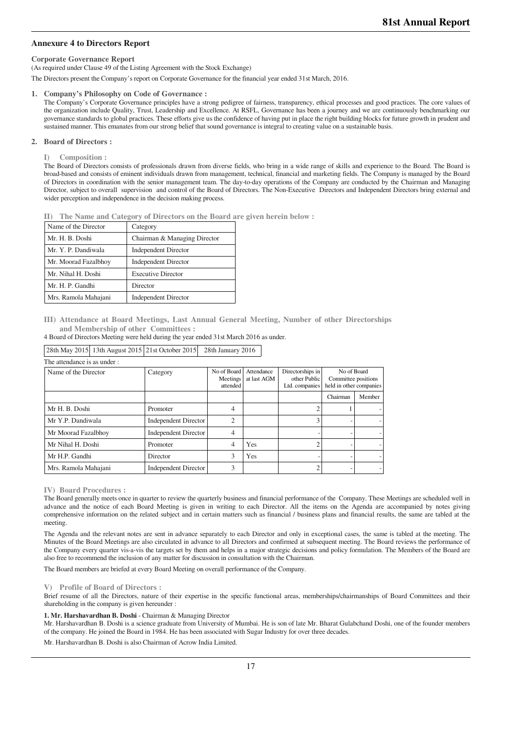## Annexure 4 to Directors Report

**Corporate Governance Report**

(As required under Clause 49 of the Listing Agreement with the Stock Exchange)

The Directors present the Company's report on Corporate Governance for the financial year ended 31st March, 2016.

### 1. Company's Philosophy on Code of Governance :

The Company's Corporate Governance principles have a strong pedigree of fairness, transparency, ethical processes and good practices. The core values of the organization include Quality, Trust, Leadership and Excellence. At RSFL, Governance has been a journey and we are continuously benchmarking our governance standards to global practices. These efforts give us the confidence of having put in place the right building blocks for future growth in prudent and sustained manner. This emanates from our strong belief that sound governance is integral to creating value on a sustainable basis.

### 2. Board of Directors :

**I) Composition :**

The Board of Directors consists of professionals drawn from diverse fields, who bring in a wide range of skills and experience to the Board. The Board is broad-based and consists of eminent individuals drawn from management, technical, financial and marketing fields. The Company is managed by the Board of Directors in coordination with the senior management team. The day-to-day operations of the Company are conducted by the Chairman and Managing Director, subject to overall supervision and control of the Board of Directors. The Non-Executive Directors and Independent Directors bring external and wider perception and independence in the decision making process.

**II) The Name and Category of Directors on the Board are given herein below :**

| Name of the Director | Category |
|---|---|
| Mr. H. B. Doshi | Chairman & Managing Director |
| Mr. Y. P. Dandiwala | Independent Director |
| Mr. Moorad Fazalbhoy | Independent Director |
| Mr. Nihal H. Doshi | Executive Director |
| Mr. H. P. Gandhi | Director |
| Mrs. Ramola Mahajani | Independent Director |

**III) Attendance at Board Meetings, Last Annual General Meeting, Number of other Directorships and Membership of other Committees :**

4 Board of Directors Meeting were held during the year ended 31st March 2016 as under.

| 28th May 2015 | 13th August 2015 | 21st October 2015 | 28th January 2016 |
|---|---|---|---|

The attendance is as under :

| Name of the Director | Category | No of Board Meetings attended | Attendance at last AGM | Directorships in other Public Ltd. companies | No of Board Committee positions held in other companies | |
|---|---|---|---|---|---|---|
| | | | | | Chairman | Member |
| Mr H. B. Doshi | Promoter | 4 | | 2 | 1 | - |
| Mr Y.P. Dandiwala | Independent Director | 2 | | 3 | - | - |
| Mr Moorad Fazalbhoy | Independent Director | 4 | | - | - | - |
| Mr Nihal H. Doshi | Promoter | 4 | Yes | 2 | - | - |
| Mr H.P. Gandhi | Director | 3 | Yes | - | - | - |
| Mrs. Ramola Mahajani | Independent Director | 3 | | 2 | - | - |

**IV) Board Procedures :**

The Board generally meets once in quarter to review the quarterly business and financial performance of the Company. These Meetings are scheduled well in advance and the notice of each Board Meeting is given in writing to each Director. All the items on the Agenda are accompanied by notes giving comprehensive information on the related subject and in certain matters such as financial / business plans and financial results, the same are tabled at the meeting.

The Agenda and the relevant notes are sent in advance separately to each Director and only in exceptional cases, the same is tabled at the meeting. The Minutes of the Board Meetings are also circulated in advance to all Directors and confirmed at subsequent meeting. The Board reviews the performance of the Company every quarter vis-a-vis the targets set by them and helps in a major strategic decisions and policy formulation. The Members of the Board are also free to recommend the inclusion of any matter for discussion in consultation with the Chairman.

The Board members are briefed at every Board Meeting on overall performance of the Company.

**V) Profile of Board of Directors :**

Brief resume of all the Directors, nature of their expertise in the specific functional areas, memberships/chairmanships of Board Committees and their shareholding in the company is given hereunder :

**1. Mr. Harshavardhan B. Doshi** - Chairman & Managing Director

Mr. Harshavardhan B. Doshi is a science graduate from University of Mumbai. He is son of late Mr. Bharat Gulabchand Doshi, one of the founder members of the company. He joined the Board in 1984. He has been associated with Sugar Industry for over three decades.

Mr. Harshavardhan B. Doshi is also Chairman of Acrow India Limited.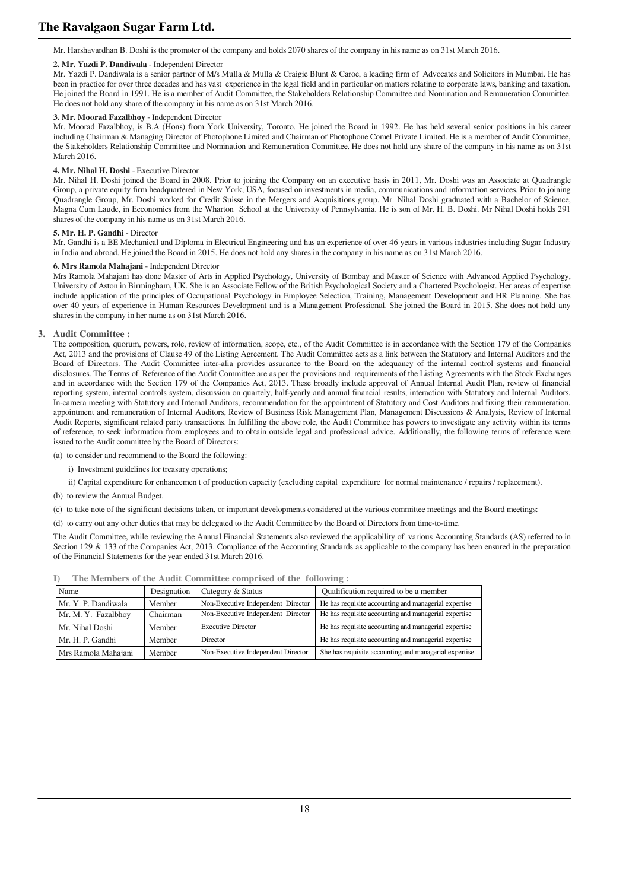Mr. Harshavardhan B. Doshi is the promoter of the company and holds 2070 shares of the company in his name as on 31st March 2016.

**2. Mr. Yazdi P. Dandiwala** - Independent Director

Mr. Yazdi P. Dandiwala is a senior partner of M/s Mulla & Mulla & Craigie Blunt & Caroe, a leading firm of Advocates and Solicitors in Mumbai. He has been in practice for over three decades and has vast experience in the legal field and in particular on matters relating to corporate laws, banking and taxation. He joined the Board in 1991. He is a member of Audit Committee, the Stakeholders Relationship Committee and Nomination and Remuneration Committee. He does not hold any share of the company in his name as on 31st March 2016.

**3. Mr. Moorad Fazalbhoy** - Independent Director

Mr. Moorad Fazalbhoy, is B.A (Hons) from York University, Toronto. He joined the Board in 1992. He has held several senior positions in his career including Chairman & Managing Director of Photophone Limited and Chairman of Photophone Comel Private Limited. He is a member of Audit Committee, the Stakeholders Relationship Committee and Nomination and Remuneration Committee. He does not hold any share of the company in his name as on 31st March 2016.

**4. Mr. Nihal H. Doshi** - Executive Director

Mr. Nihal H. Doshi joined the Board in 2008. Prior to joining the Company on an executive basis in 2011, Mr. Doshi was an Associate at Quadrangle Group, a private equity firm headquartered in New York, USA, focused on investments in media, communications and information services. Prior to joining Quadrangle Group, Mr. Doshi worked for Credit Suisse in the Mergers and Acquisitions group. Mr. Nihal Doshi graduated with a Bachelor of Science, Magna Cum Laude, in Eeconomics from the Wharton School at the University of Pennsylvania. He is son of Mr. H. B. Doshi. Mr Nihal Doshi holds 291 shares of the company in his name as on 31st March 2016.

**5. Mr. H. P. Gandhi** - Director

Mr. Gandhi is a BE Mechanical and Diploma in Electrical Engineering and has an experience of over 46 years in various industries including Sugar Industry in India and abroad. He joined the Board in 2015. He does not hold any shares in the company in his name as on 31st March 2016.

**6. Mrs Ramola Mahajani** - Independent Director

Mrs Ramola Mahajani has done Master of Arts in Applied Psychology, University of Bombay and Master of Science with Advanced Applied Psychology, University of Aston in Birmingham, UK. She is an Associate Fellow of the British Psychological Society and a Chartered Psychologist. Her areas of expertise include application of the principles of Occupational Psychology in Employee Selection, Training, Management Development and HR Planning. She has over 40 years of experience in Human Resources Development and is a Management Professional. She joined the Board in 2015. She does not hold any shares in the company in her name as on 31st March 2016.

## 3. Audit Committee :

The composition, quorum, powers, role, review of information, scope, etc., of the Audit Committee is in accordance with the Section 179 of the Companies Act, 2013 and the provisions of Clause 49 of the Listing Agreement. The Audit Committee acts as a link between the Statutory and Internal Auditors and the Board of Directors. The Audit Committee inter-alia provides assurance to the Board on the adequancy of the internal control systems and financial disclosures. The Terms of Reference of the Audit Committee are as per the provisions and requirements of the Listing Agreements with the Stock Exchanges and in accordance with the Section 179 of the Companies Act, 2013. These broadly include approval of Annual Internal Audit Plan, review of financial reporting system, internal controls system, discussion on quartely, half-yearly and annual financial results, interaction with Statutory and Internal Auditors, In-camera meeting with Statutory and Internal Auditors, recommendation for the appointment of Statutory and Cost Auditors and fixing their remuneration, appointment and remuneration of Internal Auditors, Review of Business Risk Management Plan, Management Discussions & Analysis, Review of Internal Audit Reports, significant related party transactions. In fulfilling the above role, the Audit Committee has powers to investigate any activity within its terms of reference, to seek information from employees and to obtain outside legal and professional advice. Additionally, the following terms of reference were issued to the Audit committee by the Board of Directors:

(a) to consider and recommend to the Board the following:

i) Investment guidelines for treasury operations;

ii) Capital expenditure for enhancemen t of production capacity (excluding capital expenditure for normal maintenance / repairs / replacement).

(b) to review the Annual Budget.

(c) to take note of the significant decisions taken, or important developments considered at the various committee meetings and the Board meetings:

(d) to carry out any other duties that may be delegated to the Audit Committee by the Board of Directors from time-to-time.

The Audit Committee, while reviewing the Annual Financial Statements also reviewed the applicability of various Accounting Standards (AS) referred to in Section 129 & 133 of the Companies Act, 2013. Compliance of the Accounting Standards as applicable to the company has been ensured in the preparation of the Financial Statements for the year ended 31st March 2016.

**I) The Members of the Audit Committee comprised of the following :**

| Name | Designation | Category & Status | Qualification required to be a member |
|---|---|---|---|
| Mr. Y. P. Dandiwala | Member | Non-Executive Independent Director | He has requisite accounting and managerial expertise |
| Mr. M. Y. Fazalbhoy | Chairman | Non-Executive Independent Director | He has requisite accounting and managerial expertise |
| Mr. Nihal Doshi | Member | Executive Director | He has requisite accounting and managerial expertise |
| Mr. H. P. Gandhi | Member | Director | He has requisite accounting and managerial expertise |
| Mrs Ramola Mahajani | Member | Non-Executive Independent Director | She has requisite accounting and managerial expertise |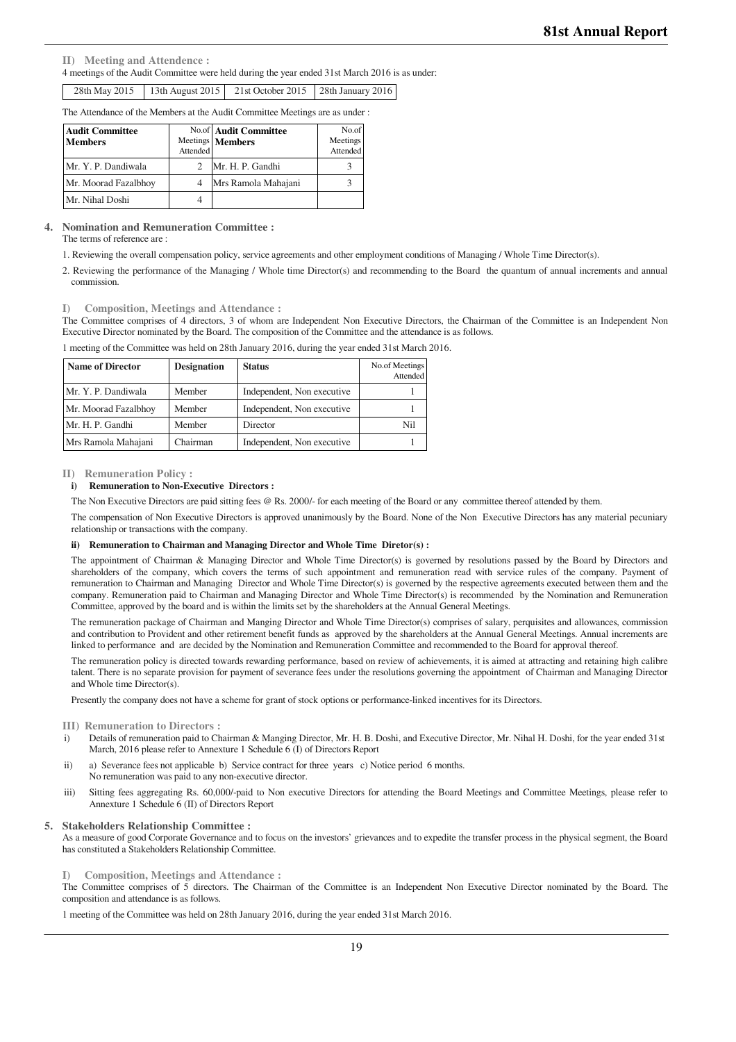**II) Meeting and Attendence :**

4 meetings of the Audit Committee were held during the year ended 31st March 2016 is as under:

| 28th May 2015 | 13th August 2015 | 21st October 2015 | 28th January 2016 |
|---|---|---|---|

The Attendance of the Members at the Audit Committee Meetings are as under :

| Audit Committee Members | No.of Meetings Attended | Audit Committee Members | No.of Meetings Attended |
|---|---|---|---|
| Mr. Y. P. Dandiwala | 2 | Mr. H. P. Gandhi | 3 |
| Mr. Moorad Fazalbhoy | 4 | Mrs Ramola Mahajani | 3 |
| Mr. Nihal Doshi | 4 | | |

## 4. Nomination and Remuneration Committee :

The terms of reference are :

1. Reviewing the overall compensation policy, service agreements and other employment conditions of Managing / Whole Time Director(s).
2. Reviewing the performance of the Managing / Whole time Director(s) and recommending to the Board the quantum of annual increments and annual commission.

**I) Composition, Meetings and Attendance :**

The Committee comprises of 4 directors, 3 of whom are Independent Non Executive Directors, the Chairman of the Committee is an Independent Non Executive Director nominated by the Board. The composition of the Committee and the attendance is as follows.

1 meeting of the Committee was held on 28th January 2016, during the year ended 31st March 2016.

| Name of Director | Designation | Status | No.of Meetings Attended |
|---|---|---|---|
| Mr. Y. P. Dandiwala | Member | Independent, Non executive | 1 |
| Mr. Moorad Fazalbhoy | Member | Independent, Non executive | 1 |
| Mr. H. P. Gandhi | Member | Director | Nil |
| Mrs Ramola Mahajani | Chairman | Independent, Non executive | 1 |

**II) Remuneration Policy :**

**i) Remuneration to Non-Executive Directors :**

The Non Executive Directors are paid sitting fees @ Rs. 2000/- for each meeting of the Board or any committee thereof attended by them.

The compensation of Non Executive Directors is approved unanimously by the Board. None of the Non Executive Directors has any material pecuniary relationship or transactions with the company.

**ii) Remuneration to Chairman and Managing Director and Whole Time Diretor(s) :**

The appointment of Chairman & Managing Director and Whole Time Director(s) is governed by resolutions passed by the Board by Directors and shareholders of the company, which covers the terms of such appointment and remuneration read with service rules of the company. Payment of remuneration to Chairman and Managing Director and Whole Time Director(s) is governed by the respective agreements executed between them and the company. Remuneration paid to Chairman and Managing Director and Whole Time Director(s) is recommended by the Nomination and Remuneration Committee, approved by the board and is within the limits set by the shareholders at the Annual General Meetings.

The remuneration package of Chairman and Manging Director and Whole Time Director(s) comprises of salary, perquisites and allowances, commission and contribution to Provident and other retirement benefit funds as approved by the shareholders at the Annual General Meetings. Annual increments are linked to performance and are decided by the Nomination and Remuneration Committee and recommended to the Board for approval thereof.

The remuneration policy is directed towards rewarding performance, based on review of achievements, it is aimed at attracting and retaining high calibre talent. There is no separate provision for payment of severance fees under the resolutions governing the appointment of Chairman and Managing Director and Whole time Director(s).

Presently the company does not have a scheme for grant of stock options or performance-linked incentives for its Directors.

**III) Remuneration to Directors :**

i) Details of remuneration paid to Chairman & Manging Director, Mr. H. B. Doshi, and Executive Director, Mr. Nihal H. Doshi, for the year ended 31st March, 2016 please refer to Annexture 1 Schedule 6 (I) of Directors Report

ii) a) Severance fees not applicable b) Service contract for three years c) Notice period 6 months.
No remuneration was paid to any non-executive director.

iii) Sitting fees aggregating Rs. 60,000/-paid to Non executive Directors for attending the Board Meetings and Committee Meetings, please refer to Annexture 1 Schedule 6 (II) of Directors Report

## 5. Stakeholders Relationship Committee :

As a measure of good Corporate Governance and to focus on the investors' grievances and to expedite the transfer process in the physical segment, the Board has constituted a Stakeholders Relationship Committee.

**I) Composition, Meetings and Attendance :**

The Committee comprises of 5 directors. The Chairman of the Committee is an Independent Non Executive Director nominated by the Board. The composition and attendance is as follows.

1 meeting of the Committee was held on 28th January 2016, during the year ended 31st March 2016.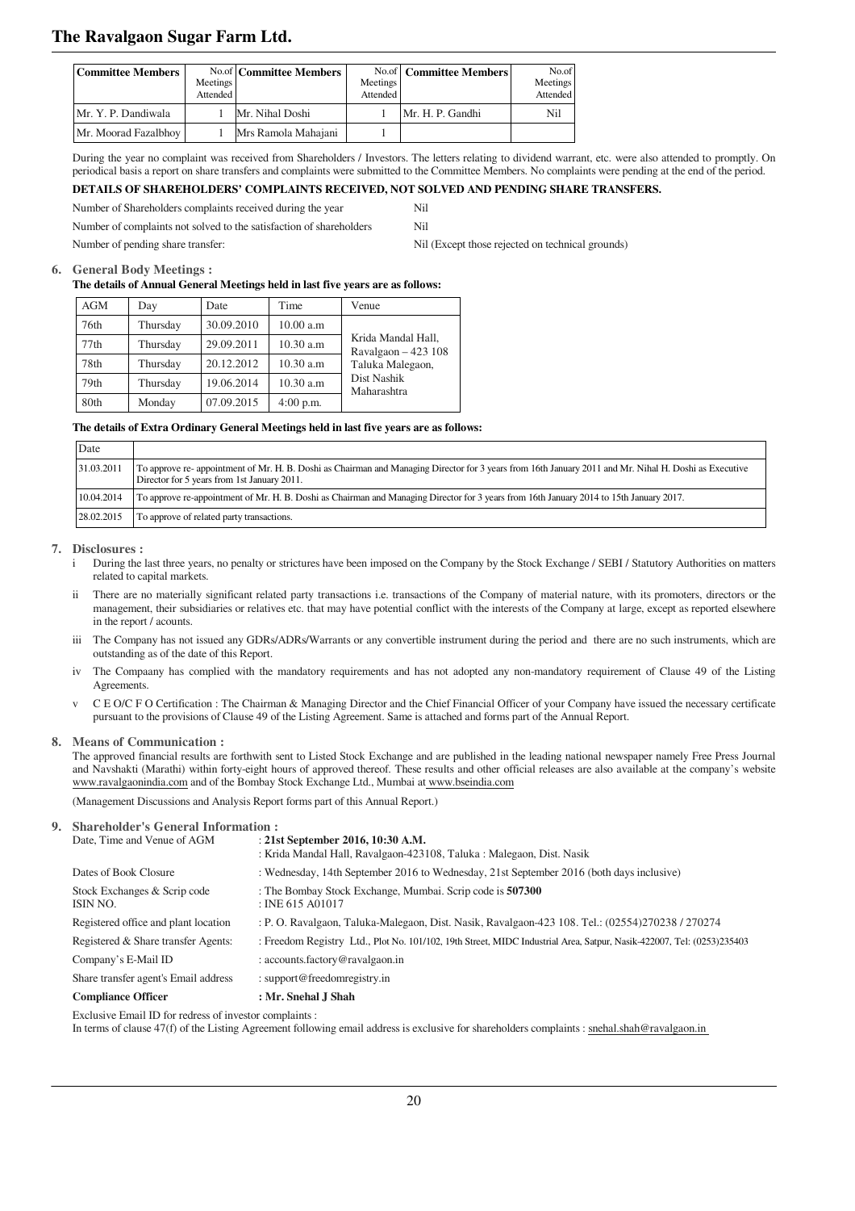| Committee Members | No.of Meetings Attended | Committee Members | No.of Meetings Attended | Committee Members | No.of Meetings Attended |
|---|---|---|---|---|---|
| Mr. Y. P. Dandiwala | 1 | Mr. Nihal Doshi | 1 | Mr. H. P. Gandhi | Nil |
| Mr. Moorad Fazalbhoy | 1 | Mrs Ramola Mahajani | 1 | | |

During the year no complaint was received from Shareholders / Investors. The letters relating to dividend warrant, etc. were also attended to promptly. On periodical basis a report on share transfers and complaints were submitted to the Committee Members. No complaints were pending at the end of the period.

**DETAILS OF SHAREHOLDERS' COMPLAINTS RECEIVED, NOT SOLVED AND PENDING SHARE TRANSFERS.**

Number of Shareholders complaints received during the year: Nil

Number of complaints not solved to the satisfaction of shareholders: Nil

Number of pending share transfer: Nil (Except those rejected on technical grounds)

## 6. General Body Meetings :

**The details of Annual General Meetings held in last five years are as follows:**

| AGM | Day | Date | Time | Venue |
|---|---|---|---|---|
| 76th | Thursday | 30.09.2010 | 10.00 a.m | Krida Mandal Hall, Ravalgaon – 423 108 Taluka Malegaon, Dist Nashik Maharashtra |
| 77th | Thursday | 29.09.2011 | 10.30 a.m | |
| 78th | Thursday | 20.12.2012 | 10.30 a.m | |
| 79th | Thursday | 19.06.2014 | 10.30 a.m | |
| 80th | Monday | 07.09.2015 | 4:00 p.m. | |

**The details of Extra Ordinary General Meetings held in last five years are as follows:**

| Date | |
|---|---|
| 31.03.2011 | To approve re- appointment of Mr. H. B. Doshi as Chairman and Managing Director for 3 years from 16th January 2011 and Mr. Nihal H. Doshi as Executive Director for 5 years from 1st January 2011. |
| 10.04.2014 | To approve re-appointment of Mr. H. B. Doshi as Chairman and Managing Director for 3 years from 16th January 2014 to 15th January 2017. |
| 28.02.2015 | To approve of related party transactions. |

## 7. Disclosures :

i During the last three years, no penalty or strictures have been imposed on the Company by the Stock Exchange / SEBI / Statutory Authorities on matters related to capital markets.

ii There are no materially significant related party transactions i.e. transactions of the Company of material nature, with its promoters, directors or the management, their subsidiaries or relatives etc. that may have potential conflict with the interests of the Company at large, except as reported elsewhere in the report / acounts.

iii The Company has not issued any GDRs/ADRs/Warrants or any convertible instrument during the period and there are no such instruments, which are outstanding as of the date of this Report.

iv The Compaany has complied with the mandatory requirements and has not adopted any non-mandatory requirement of Clause 49 of the Listing Agreements.

v C E O/C F O Certification : The Chairman & Managing Director and the Chief Financial Officer of your Company have issued the necessary certificate pursuant to the provisions of Clause 49 of the Listing Agreement. Same is attached and forms part of the Annual Report.

## 8. Means of Communication :

The approved financial results are forthwith sent to Listed Stock Exchange and are published in the leading national newspaper namely Free Press Journal and Navshakti (Marathi) within forty-eight hours of approved thereof. These results and other official releases are also available at the company's website www.ravalgaonindia.com and of the Bombay Stock Exchange Ltd., Mumbai at www.bseindia.com

(Management Discussions and Analysis Report forms part of this Annual Report.)

## 9. Shareholder's General Information :

| | |
|---|---|
| Date, Time and Venue of AGM | : **21st September 2016, 10:30 A.M.** : Krida Mandal Hall, Ravalgaon-423108, Taluka : Malegaon, Dist. Nasik |
| Dates of Book Closure | : Wednesday, 14th September 2016 to Wednesday, 21st September 2016 (both days inclusive) |
| Stock Exchanges & Scrip code ISIN NO. | : The Bombay Stock Exchange, Mumbai. Scrip code is **507300** : INE 615 A01017 |
| Registered office and plant location | : P. O. Ravalgaon, Taluka-Malegaon, Dist. Nasik, Ravalgaon-423 108. Tel.: (02554)270238 / 270274 |
| Registered & Share transfer Agents: | : Freedom Registry Ltd., Plot No. 101/102, 19th Street, MIDC Industrial Area, Satpur, Nasik-422007, Tel: (0253)235403 |
| Company's E-Mail ID | : accounts.factory@ravalgaon.in |
| Share transfer agent's Email address | : support@freedomregistry.in |
| **Compliance Officer** | **: Mr. Snehal J Shah** |

Exclusive Email ID for redress of investor complaints :

In terms of clause 47(f) of the Listing Agreement following email address is exclusive for shareholders complaints : snehal.shah@ravalgaon.in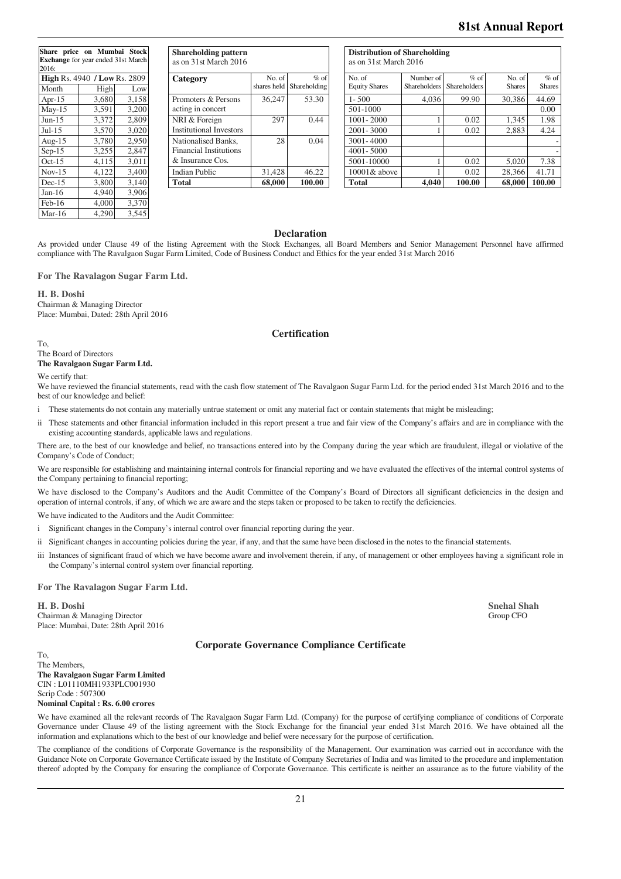**Share price on Mumbai Stock Exchange for year ended 31st March 2016:**

| **High** Rs. 4940 / **Low** Rs. 2809 | | |
|---|---|---|
| Month | High | Low |
| Apr-15 | 3,680 | 3,158 |
| May-15 | 3,591 | 3,200 |
| Jun-15 | 3,372 | 2,809 |
| Jul-15 | 3,570 | 3,020 |
| Aug-15 | 3,780 | 2,950 |
| Sep-15 | 3,255 | 2,847 |
| Oct-15 | 4,115 | 3,011 |
| Nov-15 | 4,122 | 3,400 |
| Dec-15 | 3,800 | 3,140 |
| Jan-16 | 4,940 | 3,906 |
| Feb-16 | 4,000 | 3,370 |
| Mar-16 | 4,290 | 3,545 |

**Shareholding pattern** as on 31st March 2016

| **Category** | No. of shares held | % of Shareholding |
|---|---|---|
| Promoters & Persons acting in concert | 36,247 | 53.30 |
| NRI & Foreign Institutional Investors | 297 | 0.44 |
| Nationalised Banks, Financial Institutions & Insurance Cos. | 28 | 0.04 |
| Indian Public | 31,428 | 46.22 |
| **Total** | **68,000** | **100.00** |

**Distribution of Shareholding** as on 31st March 2016

| No. of Equity Shares | Number of Shareholders | % of Shareholders | No. of Shares | % of Shares |
|---|---|---|---|---|
| 1- 500 | 4,036 | 99.90 | 30,386 | 44.69 |
| 501-1000 | | | | 0.00 |
| 1001- 2000 | 1 | 0.02 | 1,345 | 1.98 |
| 2001- 3000 | 1 | 0.02 | 2,883 | 4.24 |
| 3001- 4000 | | | | - |
| 4001- 5000 | | | | - |
| 5001-10000 | 1 | 0.02 | 5,020 | 7.38 |
| 10001& above | 1 | 0.02 | 28,366 | 41.71 |
| **Total** | **4,040** | **100.00** | **68,000** | **100.00** |

## Declaration

As provided under Clause 49 of the listing Agreement with the Stock Exchanges, all Board Members and Senior Management Personnel have affirmed compliance with The Ravalgaon Sugar Farm Limited, Code of Business Conduct and Ethics for the year ended 31st March 2016

**For The Ravalagon Sugar Farm Ltd.**

**H. B. Doshi**
Chairman & Managing Director
Place: Mumbai, Dated: 28th April 2016

## Certification

To,
The Board of Directors
**The Ravalgaon Sugar Farm Ltd.**

We certify that:

We have reviewed the financial statements, read with the cash flow statement of The Ravalgaon Sugar Farm Ltd. for the period ended 31st March 2016 and to the best of our knowledge and belief:

i These statements do not contain any materially untrue statement or omit any material fact or contain statements that might be misleading;

ii These statements and other financial information included in this report present a true and fair view of the Company's affairs and are in compliance with the existing accounting standards, applicable laws and regulations.

There are, to the best of our knowledge and belief, no transactions entered into by the Company during the year which are fraudulent, illegal or violative of the Company's Code of Conduct;

We are responsible for establishing and maintaining internal controls for financial reporting and we have evaluated the effectives of the internal control systems of the Company pertaining to financial reporting;

We have disclosed to the Company's Auditors and the Audit Committee of the Company's Board of Directors all significant deficiencies in the design and operation of internal controls, if any, of which we are aware and the steps taken or proposed to be taken to rectify the deficiencies.

We have indicated to the Auditors and the Audit Committee:

i Significant changes in the Company's internal control over financial reporting during the year.

ii Significant changes in accounting policies during the year, if any, and that the same have been disclosed in the notes to the financial statements.

iii Instances of significant fraud of which we have become aware and involvement therein, if any, of management or other employees having a significant role in the Company's internal control system over financial reporting.

**For The Ravalagon Sugar Farm Ltd.**

**H. B. Doshi**
Chairman & Managing Director
Place: Mumbai, Date: 28th April 2016

**Snehal Shah**
Group CFO

## Corporate Governance Compliance Certificate

To,
The Members,
**The Ravalgaon Sugar Farm Limited**
CIN : L01110MH1933PLC001930
Scrip Code : 507300
**Nominal Capital : Rs. 6.00 crores**

We have examined all the relevant records of The Ravalgaon Sugar Farm Ltd. (Company) for the purpose of certifying compliance of conditions of Corporate Governance under Clause 49 of the listing agreement with the Stock Exchange for the financial year ended 31st March 2016. We have obtained all the information and explanations which to the best of our knowledge and belief were necessary for the purpose of certification.

The compliance of the conditions of Corporate Governance is the responsibility of the Management. Our examination was carried out in accordance with the Guidance Note on Corporate Governance Certificate issued by the Institute of Company Secretaries of India and was limited to the procedure and implementation thereof adopted by the Company for ensuring the compliance of Corporate Governance. This certificate is neither an assurance as to the future viability of the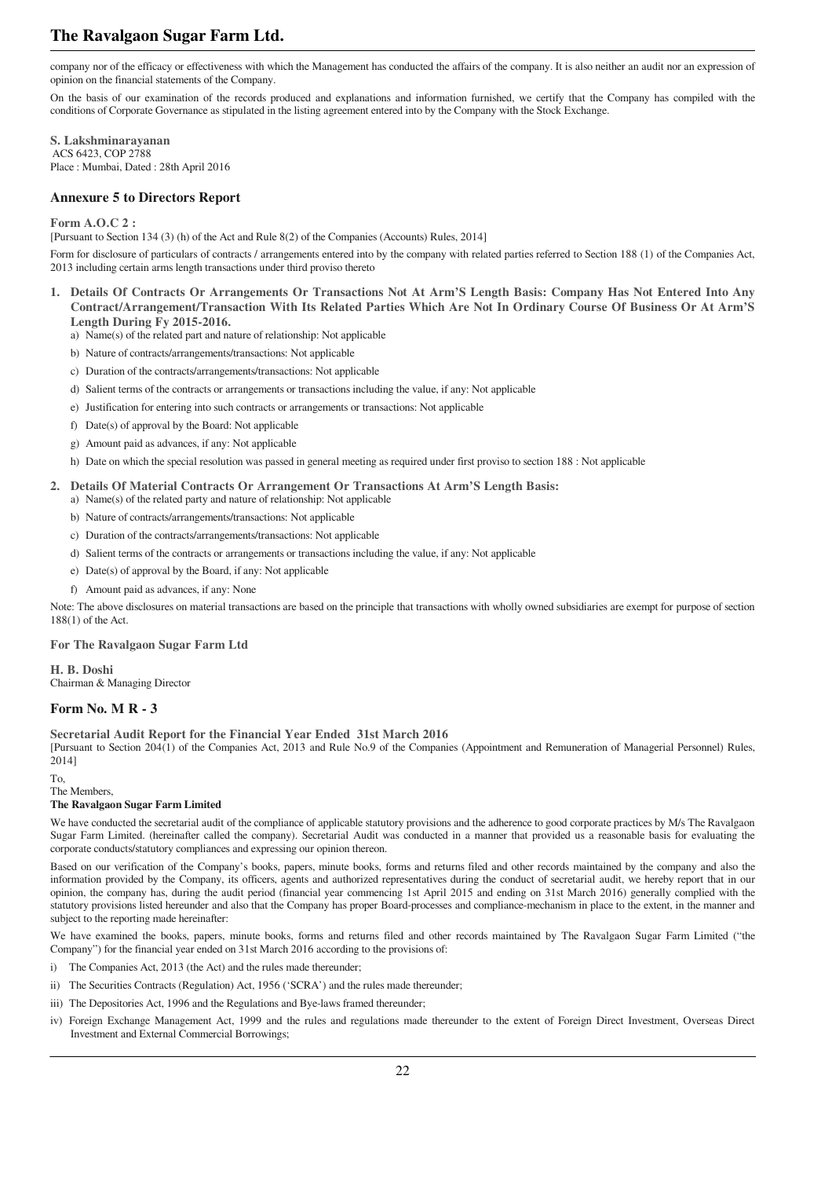company nor of the efficacy or effectiveness with which the Management has conducted the affairs of the company. It is also neither an audit nor an expression of opinion on the financial statements of the Company.

On the basis of our examination of the records produced and explanations and information furnished, we certify that the Company has compiled with the conditions of Corporate Governance as stipulated in the listing agreement entered into by the Company with the Stock Exchange.

**S. Lakshminarayanan**
ACS 6423, COP 2788
Place : Mumbai, Dated : 28th April 2016

## Annexure 5 to Directors Report

**Form A.O.C 2 :**

[Pursuant to Section 134 (3) (h) of the Act and Rule 8(2) of the Companies (Accounts) Rules, 2014]

Form for disclosure of particulars of contracts / arrangements entered into by the company with related parties referred to Section 188 (1) of the Companies Act, 2013 including certain arms length transactions under third proviso thereto

1. **Details Of Contracts Or Arrangements Or Transactions Not At Arm'S Length Basis: Company Has Not Entered Into Any Contract/Arrangement/Transaction With Its Related Parties Which Are Not In Ordinary Course Of Business Or At Arm'S Length During Fy 2015-2016.**
   a) Name(s) of the related part and nature of relationship: Not applicable
   b) Nature of contracts/arrangements/transactions: Not applicable
   c) Duration of the contracts/arrangements/transactions: Not applicable
   d) Salient terms of the contracts or arrangements or transactions including the value, if any: Not applicable
   e) Justification for entering into such contracts or arrangements or transactions: Not applicable
   f) Date(s) of approval by the Board: Not applicable
   g) Amount paid as advances, if any: Not applicable
   h) Date on which the special resolution was passed in general meeting as required under first proviso to section 188 : Not applicable

2. **Details Of Material Contracts Or Arrangement Or Transactions At Arm'S Length Basis:**
   a) Name(s) of the related party and nature of relationship: Not applicable
   b) Nature of contracts/arrangements/transactions: Not applicable
   c) Duration of the contracts/arrangements/transactions: Not applicable
   d) Salient terms of the contracts or arrangements or transactions including the value, if any: Not applicable
   e) Date(s) of approval by the Board, if any: Not applicable
   f) Amount paid as advances, if any: None

Note: The above disclosures on material transactions are based on the principle that transactions with wholly owned subsidiaries are exempt for purpose of section 188(1) of the Act.

**For The Ravalgaon Sugar Farm Ltd**

**H. B. Doshi**
Chairman & Managing Director

## Form No. M R - 3

**Secretarial Audit Report for the Financial Year Ended 31st March 2016**

[Pursuant to Section 204(1) of the Companies Act, 2013 and Rule No.9 of the Companies (Appointment and Remuneration of Managerial Personnel) Rules, 2014]

To,
The Members,
**The Ravalgaon Sugar Farm Limited**

We have conducted the secretarial audit of the compliance of applicable statutory provisions and the adherence to good corporate practices by M/s The Ravalgaon Sugar Farm Limited. (hereinafter called the company). Secretarial Audit was conducted in a manner that provided us a reasonable basis for evaluating the corporate conducts/statutory compliances and expressing our opinion thereon.

Based on our verification of the Company's books, papers, minute books, forms and returns filed and other records maintained by the company and also the information provided by the Company, its officers, agents and authorized representatives during the conduct of secretarial audit, we hereby report that in our opinion, the company has, during the audit period (financial year commencing 1st April 2015 and ending on 31st March 2016) generally complied with the statutory provisions listed hereunder and also that the Company has proper Board-processes and compliance-mechanism in place to the extent, in the manner and subject to the reporting made hereinafter:

We have examined the books, papers, minute books, forms and returns filed and other records maintained by The Ravalgaon Sugar Farm Limited ("the Company") for the financial year ended on 31st March 2016 according to the provisions of:

i) The Companies Act, 2013 (the Act) and the rules made thereunder;

ii) The Securities Contracts (Regulation) Act, 1956 ('SCRA') and the rules made thereunder;

iii) The Depositories Act, 1996 and the Regulations and Bye-laws framed thereunder;

iv) Foreign Exchange Management Act, 1999 and the rules and regulations made thereunder to the extent of Foreign Direct Investment, Overseas Direct Investment and External Commercial Borrowings;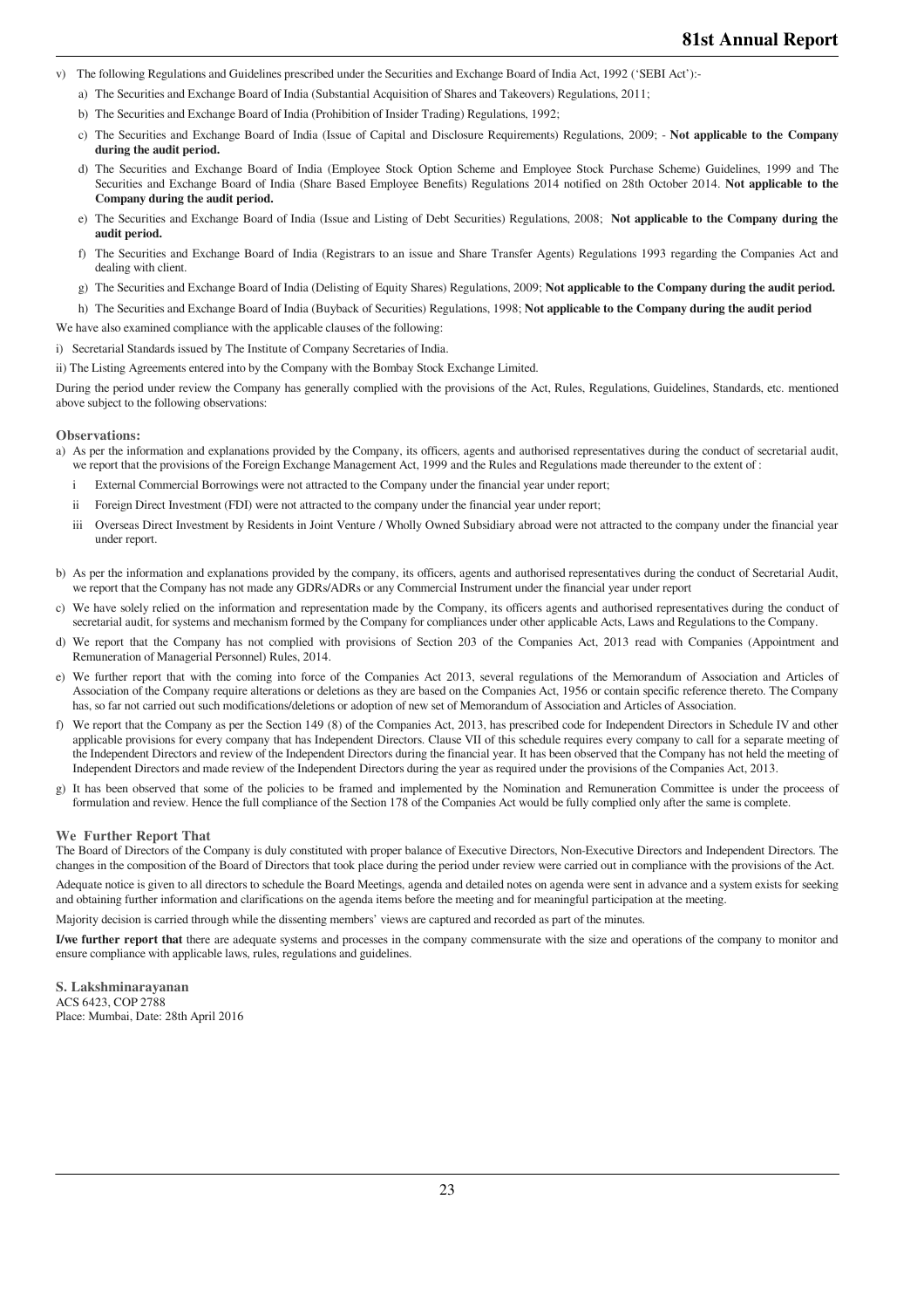v) The following Regulations and Guidelines prescribed under the Securities and Exchange Board of India Act, 1992 ('SEBI Act'):-

   a) The Securities and Exchange Board of India (Substantial Acquisition of Shares and Takeovers) Regulations, 2011;

   b) The Securities and Exchange Board of India (Prohibition of Insider Trading) Regulations, 1992;

   c) The Securities and Exchange Board of India (Issue of Capital and Disclosure Requirements) Regulations, 2009; - **Not applicable to the Company during the audit period.**

   d) The Securities and Exchange Board of India (Employee Stock Option Scheme and Employee Stock Purchase Scheme) Guidelines, 1999 and The Securities and Exchange Board of India (Share Based Employee Benefits) Regulations 2014 notified on 28th October 2014. **Not applicable to the Company during the audit period.**

   e) The Securities and Exchange Board of India (Issue and Listing of Debt Securities) Regulations, 2008; **Not applicable to the Company during the audit period.**

   f) The Securities and Exchange Board of India (Registrars to an issue and Share Transfer Agents) Regulations 1993 regarding the Companies Act and dealing with client.

   g) The Securities and Exchange Board of India (Delisting of Equity Shares) Regulations, 2009; **Not applicable to the Company during the audit period.**

   h) The Securities and Exchange Board of India (Buyback of Securities) Regulations, 1998; **Not applicable to the Company during the audit period**

We have also examined compliance with the applicable clauses of the following:

i) Secretarial Standards issued by The Institute of Company Secretaries of India.

ii) The Listing Agreements entered into by the Company with the Bombay Stock Exchange Limited.

During the period under review the Company has generally complied with the provisions of the Act, Rules, Regulations, Guidelines, Standards, etc. mentioned above subject to the following observations:

### Observations:

a) As per the information and explanations provided by the Company, its officers, agents and authorised representatives during the conduct of secretarial audit, we report that the provisions of the Foreign Exchange Management Act, 1999 and the Rules and Regulations made thereunder to the extent of :

   i External Commercial Borrowings were not attracted to the Company under the financial year under report;

   ii Foreign Direct Investment (FDI) were not attracted to the company under the financial year under report;

   iii Overseas Direct Investment by Residents in Joint Venture / Wholly Owned Subsidiary abroad were not attracted to the company under the financial year under report.

b) As per the information and explanations provided by the company, its officers, agents and authorised representatives during the conduct of Secretarial Audit, we report that the Company has not made any GDRs/ADRs or any Commercial Instrument under the financial year under report

c) We have solely relied on the information and representation made by the Company, its officers agents and authorised representatives during the conduct of secretarial audit, for systems and mechanism formed by the Company for compliances under other applicable Acts, Laws and Regulations to the Company.

d) We report that the Company has not complied with provisions of Section 203 of the Companies Act, 2013 read with Companies (Appointment and Remuneration of Managerial Personnel) Rules, 2014.

e) We further report that with the coming into force of the Companies Act 2013, several regulations of the Memorandum of Association and Articles of Association of the Company require alterations or deletions as they are based on the Companies Act, 1956 or contain specific reference thereto. The Company has, so far not carried out such modifications/deletions or adoption of new set of Memorandum of Association and Articles of Association.

f) We report that the Company as per the Section 149 (8) of the Companies Act, 2013, has prescribed code for Independent Directors in Schedule IV and other applicable provisions for every company that has Independent Directors. Clause VII of this schedule requires every company to call for a separate meeting of the Independent Directors and review of the Independent Directors during the financial year. It has been observed that the Company has not held the meeting of Independent Directors and made review of the Independent Directors during the year as required under the provisions of the Companies Act, 2013.

g) It has been observed that some of the policies to be framed and implemented by the Nomination and Remuneration Committee is under the proceess of formulation and review. Hence the full compliance of the Section 178 of the Companies Act would be fully complied only after the same is complete.

### We Further Report That

The Board of Directors of the Company is duly constituted with proper balance of Executive Directors, Non-Executive Directors and Independent Directors. The changes in the composition of the Board of Directors that took place during the period under review were carried out in compliance with the provisions of the Act.

Adequate notice is given to all directors to schedule the Board Meetings, agenda and detailed notes on agenda were sent in advance and a system exists for seeking and obtaining further information and clarifications on the agenda items before the meeting and for meaningful participation at the meeting.

Majority decision is carried through while the dissenting members' views are captured and recorded as part of the minutes.

**I/we further report that** there are adequate systems and processes in the company commensurate with the size and operations of the company to monitor and ensure compliance with applicable laws, rules, regulations and guidelines.

**S. Lakshminarayanan**
ACS 6423, COP 2788
Place: Mumbai, Date: 28th April 2016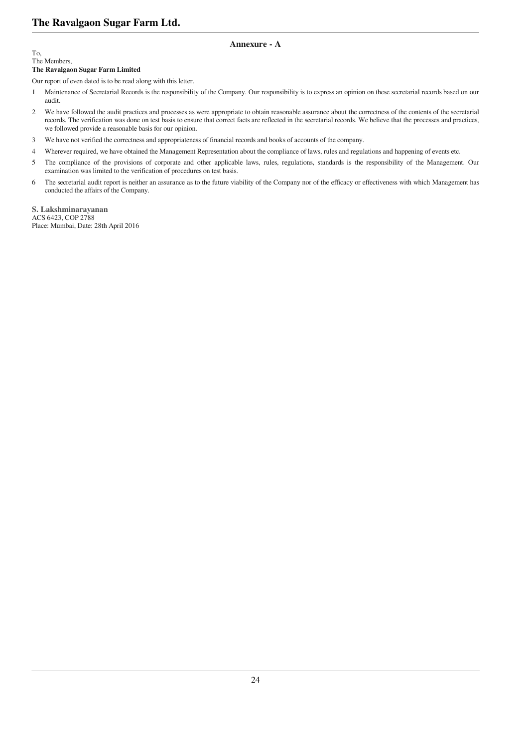## Annexure - A

To,
The Members,
**The Ravalgaon Sugar Farm Limited**

Our report of even dated is to be read along with this letter.

1. Maintenance of Secretarial Records is the responsibility of the Company. Our responsibility is to express an opinion on these secretarial records based on our audit.
2. We have followed the audit practices and processes as were appropriate to obtain reasonable assurance about the correctness of the contents of the secretarial records. The verification was done on test basis to ensure that correct facts are reflected in the secretarial records. We believe that the processes and practices, we followed provide a reasonable basis for our opinion.
3. We have not verified the correctness and appropriateness of financial records and books of accounts of the company.
4. Wherever required, we have obtained the Management Representation about the compliance of laws, rules and regulations and happening of events etc.
5. The compliance of the provisions of corporate and other applicable laws, rules, regulations, standards is the responsibility of the Management. Our examination was limited to the verification of procedures on test basis.
6. The secretarial audit report is neither an assurance as to the future viability of the Company nor of the efficacy or effectiveness with which Management has conducted the affairs of the Company.

**S. Lakshminarayanan**
ACS 6423, COP 2788
Place: Mumbai, Date: 28th April 2016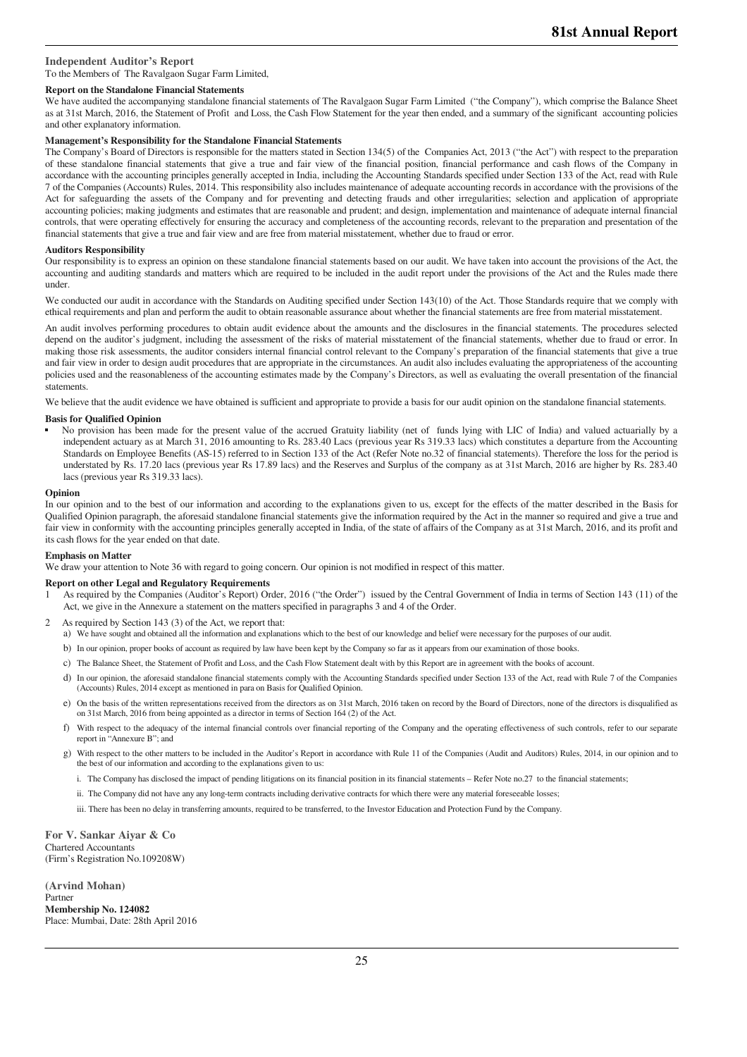## Independent Auditor's Report

To the Members of The Ravalgaon Sugar Farm Limited,

### Report on the Standalone Financial Statements

We have audited the accompanying standalone financial statements of The Ravalgaon Sugar Farm Limited ("the Company"), which comprise the Balance Sheet as at 31st March, 2016, the Statement of Profit and Loss, the Cash Flow Statement for the year then ended, and a summary of the significant accounting policies and other explanatory information.

### Management's Responsibility for the Standalone Financial Statements

The Company's Board of Directors is responsible for the matters stated in Section 134(5) of the Companies Act, 2013 ("the Act") with respect to the preparation of these standalone financial statements that give a true and fair view of the financial position, financial performance and cash flows of the Company in accordance with the accounting principles generally accepted in India, including the Accounting Standards specified under Section 133 of the Act, read with Rule 7 of the Companies (Accounts) Rules, 2014. This responsibility also includes maintenance of adequate accounting records in accordance with the provisions of the Act for safeguarding the assets of the Company and for preventing and detecting frauds and other irregularities; selection and application of appropriate accounting policies; making judgments and estimates that are reasonable and prudent; and design, implementation and maintenance of adequate internal financial controls, that were operating effectively for ensuring the accuracy and completeness of the accounting records, relevant to the preparation and presentation of the financial statements that give a true and fair view and are free from material misstatement, whether due to fraud or error.

### Auditors Responsibility

Our responsibility is to express an opinion on these standalone financial statements based on our audit. We have taken into account the provisions of the Act, the accounting and auditing standards and matters which are required to be included in the audit report under the provisions of the Act and the Rules made there under.

We conducted our audit in accordance with the Standards on Auditing specified under Section 143(10) of the Act. Those Standards require that we comply with ethical requirements and plan and perform the audit to obtain reasonable assurance about whether the financial statements are free from material misstatement.

An audit involves performing procedures to obtain audit evidence about the amounts and the disclosures in the financial statements. The procedures selected depend on the auditor's judgment, including the assessment of the risks of material misstatement of the financial statements, whether due to fraud or error. In making those risk assessments, the auditor considers internal financial control relevant to the Company's preparation of the financial statements that give a true and fair view in order to design audit procedures that are appropriate in the circumstances. An audit also includes evaluating the appropriateness of the accounting policies used and the reasonableness of the accounting estimates made by the Company's Directors, as well as evaluating the overall presentation of the financial statements.

We believe that the audit evidence we have obtained is sufficient and appropriate to provide a basis for our audit opinion on the standalone financial statements.

### Basis for Qualified Opinion

- No provision has been made for the present value of the accrued Gratuity liability (net of funds lying with LIC of India) and valued actuarially by a independent actuary as at March 31, 2016 amounting to Rs. 283.40 Lacs (previous year Rs 319.33 lacs) which constitutes a departure from the Accounting Standards on Employee Benefits (AS-15) referred to in Section 133 of the Act (Refer Note no.32 of financial statements). Therefore the loss for the period is understated by Rs. 17.20 lacs (previous year Rs 17.89 lacs) and the Reserves and Surplus of the company as at 31st March, 2016 are higher by Rs. 283.40 lacs (previous year Rs 319.33 lacs).

### Opinion

In our opinion and to the best of our information and according to the explanations given to us, except for the effects of the matter described in the Basis for Qualified Opinion paragraph, the aforesaid standalone financial statements give the information required by the Act in the manner so required and give a true and fair view in conformity with the accounting principles generally accepted in India, of the state of affairs of the Company as at 31st March, 2016, and its profit and its cash flows for the year ended on that date.

### Emphasis on Matter

We draw your attention to Note 36 with regard to going concern. Our opinion is not modified in respect of this matter.

### Report on other Legal and Regulatory Requirements

1. As required by the Companies (Auditor's Report) Order, 2016 ("the Order") issued by the Central Government of India in terms of Section 143 (11) of the Act, we give in the Annexure a statement on the matters specified in paragraphs 3 and 4 of the Order.
2. As required by Section 143 (3) of the Act, we report that:
   a) We have sought and obtained all the information and explanations which to the best of our knowledge and belief were necessary for the purposes of our audit.
   b) In our opinion, proper books of account as required by law have been kept by the Company so far as it appears from our examination of those books.
   c) The Balance Sheet, the Statement of Profit and Loss, and the Cash Flow Statement dealt with by this Report are in agreement with the books of account.
   d) In our opinion, the aforesaid standalone financial statements comply with the Accounting Standards specified under Section 133 of the Act, read with Rule 7 of the Companies (Accounts) Rules, 2014 except as mentioned in para on Basis for Qualified Opinion.
   e) On the basis of the written representations received from the directors as on 31st March, 2016 taken on record by the Board of Directors, none of the directors is disqualified as on 31st March, 2016 from being appointed as a director in terms of Section 164 (2) of the Act.
   f) With respect to the adequacy of the internal financial controls over financial reporting of the Company and the operating effectiveness of such controls, refer to our separate report in "Annexure B"; and
   g) With respect to the other matters to be included in the Auditor's Report in accordance with Rule 11 of the Companies (Audit and Auditors) Rules, 2014, in our opinion and to the best of our information and according to the explanations given to us:
      i. The Company has disclosed the impact of pending litigations on its financial position in its financial statements – Refer Note no.27 to the financial statements;
      ii. The Company did not have any long-term contracts including derivative contracts for which there were any material foreseeable losses;
      iii. There has been no delay in transferring amounts, required to be transferred, to the Investor Education and Protection Fund by the Company.

**For V. Sankar Aiyar & Co**
Chartered Accountants
(Firm's Registration No.109208W)

**(Arvind Mohan)**
Partner
**Membership No. 124082**
Place: Mumbai, Date: 28th April 2016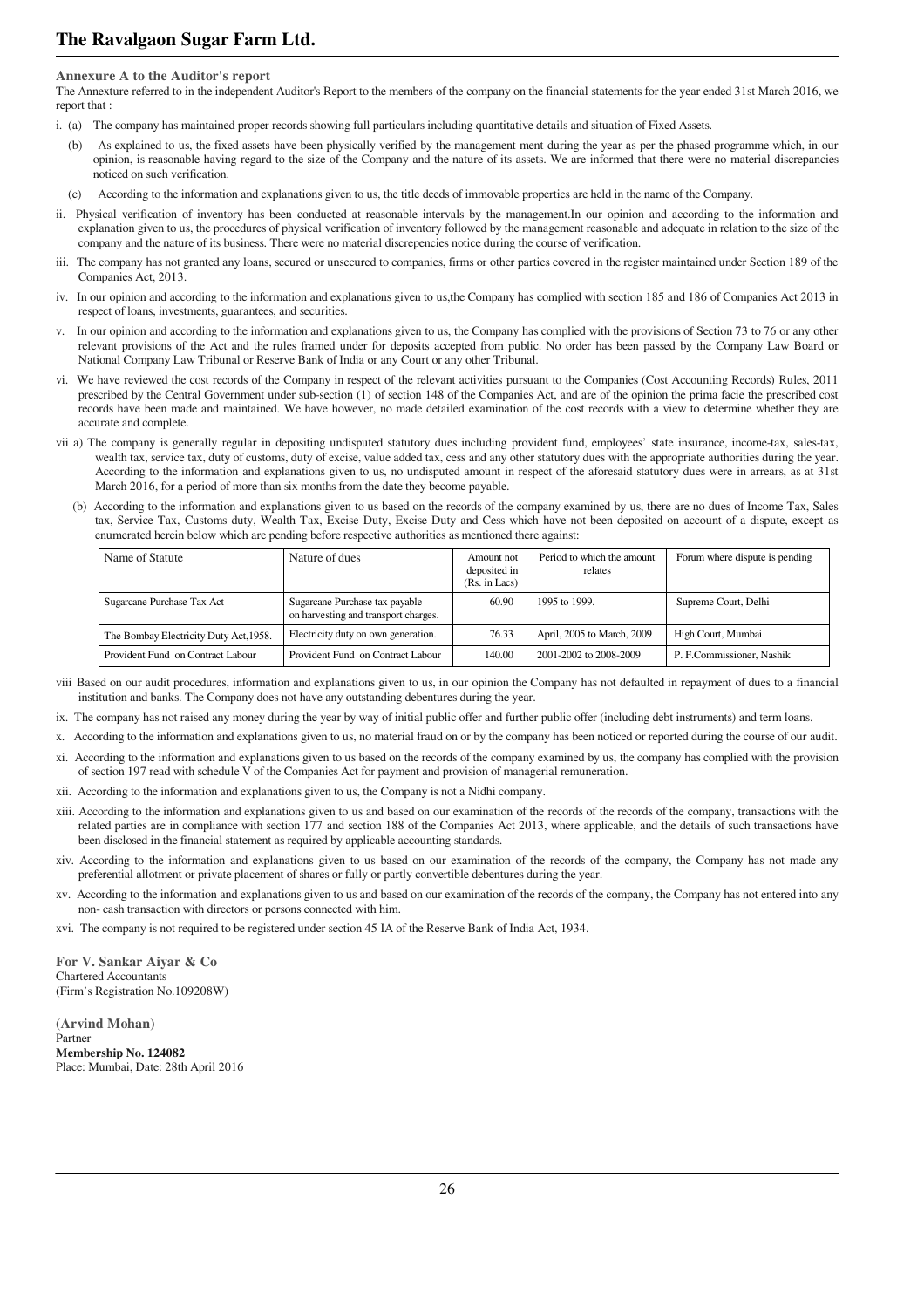**Annexure A to the Auditor's report**

The Annexure referred to in the independent Auditor's Report to the members of the company on the financial statements for the year ended 31st March 2016, we report that :

i. (a) The company has maintained proper records showing full particulars including quantitative details and situation of Fixed Assets.

(b) As explained to us, the fixed assets have been physically verified by the management ment during the year as per the phased programme which, in our opinion, is reasonable having regard to the size of the Company and the nature of its assets. We are informed that there were no material discrepancies noticed on such verification.

(c) According to the information and explanations given to us, the title deeds of immovable properties are held in the name of the Company.

ii. Physical verification of inventory has been conducted at reasonable intervals by the management.In our opinion and according to the information and explanation given to us, the procedures of physical verification of inventory followed by the management reasonable and adequate in relation to the size of the company and the nature of its business. There were no material discrepencies notice during the course of verification.

iii. The company has not granted any loans, secured or unsecured to companies, firms or other parties covered in the register maintained under Section 189 of the Companies Act, 2013.

iv. In our opinion and according to the information and explanations given to us,the Company has complied with section 185 and 186 of Companies Act 2013 in respect of loans, investments, guarantees, and securities.

v. In our opinion and according to the information and explanations given to us, the Company has complied with the provisions of Section 73 to 76 or any other relevant provisions of the Act and the rules framed under for deposits accepted from public. No order has been passed by the Company Law Board or National Company Law Tribunal or Reserve Bank of India or any Court or any other Tribunal.

vi. We have reviewed the cost records of the Company in respect of the relevant activities pursuant to the Companies (Cost Accounting Records) Rules, 2011 prescribed by the Central Government under sub-section (1) of section 148 of the Companies Act, and are of the opinion the prima facie the prescribed cost records have been made and maintained. We have however, no made detailed examination of the cost records with a view to determine whether they are accurate and complete.

vii a) The company is generally regular in depositing undisputed statutory dues including provident fund, employees' state insurance, income-tax, sales-tax, wealth tax, service tax, duty of customs, duty of excise, value added tax, cess and any other statutory dues with the appropriate authorities during the year. According to the information and explanations given to us, no undisputed amount in respect of the aforesaid statutory dues were in arrears, as at 31st March 2016, for a period of more than six months from the date they become payable.

(b) According to the information and explanations given to us based on the records of the company examined by us, there are no dues of Income Tax, Sales tax, Service Tax, Customs duty, Wealth Tax, Excise Duty, Excise Duty and Cess which have not been deposited on account of a dispute, except as enumerated herein below which are pending before respective authorities as mentioned there against:

| Name of Statute | Nature of dues | Amount not deposited in (Rs. in Lacs) | Period to which the amount relates | Forum where dispute is pending |
|---|---|---|---|---|
| Sugarcane Purchase Tax Act | Sugarcane Purchase tax payable on harvesting and transport charges. | 60.90 | 1995 to 1999. | Supreme Court, Delhi |
| The Bombay Electricity Duty Act,1958. | Electricity duty on own generation. | 76.33 | April, 2005 to March, 2009 | High Court, Mumbai |
| Provident Fund on Contract Labour | Provident Fund on Contract Labour | 140.00 | 2001-2002 to 2008-2009 | P. F.Commissioner, Nashik |

viii Based on our audit procedures, information and explanations given to us, in our opinion the Company has not defaulted in repayment of dues to a financial institution and banks. The Company does not have any outstanding debentures during the year.

ix. The company has not raised any money during the year by way of initial public offer and further public offer (including debt instruments) and term loans.

x. According to the information and explanations given to us, no material fraud on or by the company has been noticed or reported during the course of our audit.

xi. According to the information and explanations given to us based on the records of the company examined by us, the company has complied with the provision of section 197 read with schedule V of the Companies Act for payment and provision of managerial remuneration.

xii. According to the information and explanations given to us, the Company is not a Nidhi company.

xiii. According to the information and explanations given to us and based on our examination of the records of the records of the company, transactions with the related parties are in compliance with section 177 and section 188 of the Companies Act 2013, where applicable, and the details of such transactions have been disclosed in the financial statement as required by applicable accounting standards.

xiv. According to the information and explanations given to us based on our examination of the records of the company, the Company has not made any preferential allotment or private placement of shares or fully or partly convertible debentures during the year.

xv. According to the information and explanations given to us and based on our examination of the records of the company, the Company has not entered into any non- cash transaction with directors or persons connected with him.

xvi. The company is not required to be registered under section 45 IA of the Reserve Bank of India Act, 1934.

**For V. Sankar Aiyar & Co**
Chartered Accountants
(Firm's Registration No.109208W)

**(Arvind Mohan)**
Partner
**Membership No. 124082**
Place: Mumbai, Date: 28th April 2016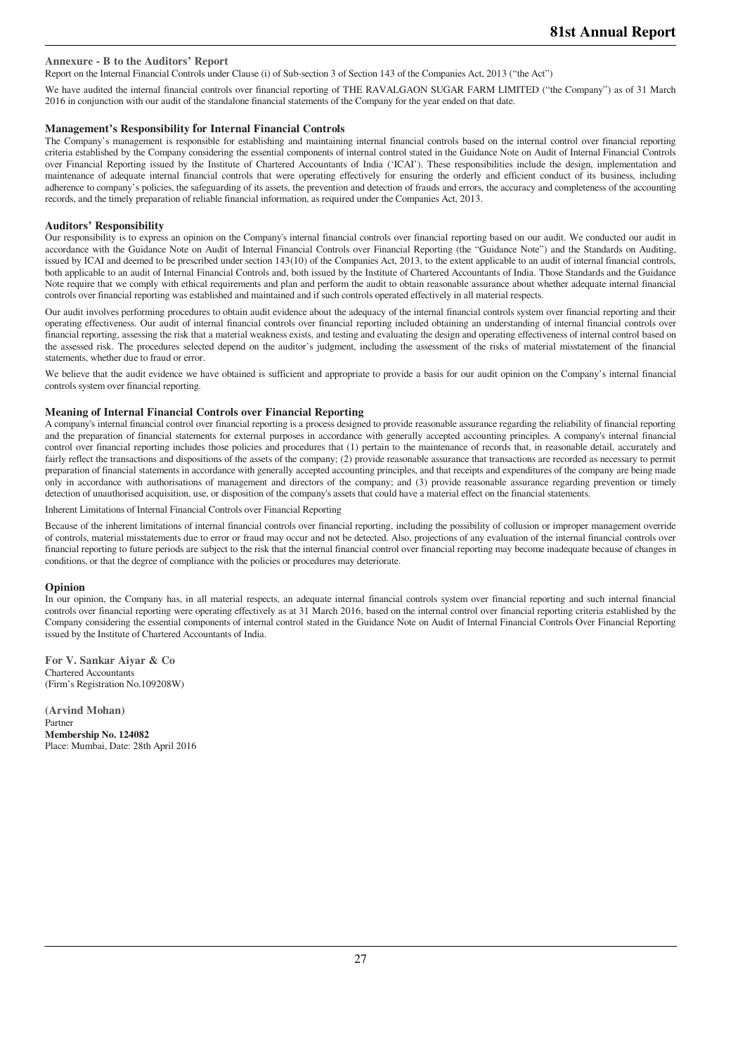## Annexure - B to the Auditors' Report

Report on the Internal Financial Controls under Clause (i) of Sub-section 3 of Section 143 of the Companies Act, 2013 ("the Act")

We have audited the internal financial controls over financial reporting of THE RAVALGAON SUGAR FARM LIMITED ("the Company") as of 31 March 2016 in conjunction with our audit of the standalone financial statements of the Company for the year ended on that date.

### Management's Responsibility for Internal Financial Controls

The Company's management is responsible for establishing and maintaining internal financial controls based on the internal control over financial reporting criteria established by the Company considering the essential components of internal control stated in the Guidance Note on Audit of Internal Financial Controls over Financial Reporting issued by the Institute of Chartered Accountants of India ('ICAI'). These responsibilities include the design, implementation and maintenance of adequate internal financial controls that were operating effectively for ensuring the orderly and efficient conduct of its business, including adherence to company's policies, the safeguarding of its assets, the prevention and detection of frauds and errors, the accuracy and completeness of the accounting records, and the timely preparation of reliable financial information, as required under the Companies Act, 2013.

### Auditors' Responsibility

Our responsibility is to express an opinion on the Company's internal financial controls over financial reporting based on our audit. We conducted our audit in accordance with the Guidance Note on Audit of Internal Financial Controls over Financial Reporting (the "Guidance Note") and the Standards on Auditing, issued by ICAI and deemed to be prescribed under section 143(10) of the Companies Act, 2013, to the extent applicable to an audit of internal financial controls, both applicable to an audit of Internal Financial Controls and, both issued by the Institute of Chartered Accountants of India. Those Standards and the Guidance Note require that we comply with ethical requirements and plan and perform the audit to obtain reasonable assurance about whether adequate internal financial controls over financial reporting was established and maintained and if such controls operated effectively in all material respects.

Our audit involves performing procedures to obtain audit evidence about the adequacy of the internal financial controls system over financial reporting and their operating effectiveness. Our audit of internal financial controls over financial reporting included obtaining an understanding of internal financial controls over financial reporting, assessing the risk that a material weakness exists, and testing and evaluating the design and operating effectiveness of internal control based on the assessed risk. The procedures selected depend on the auditor's judgment, including the assessment of the risks of material misstatement of the financial statements, whether due to fraud or error.

We believe that the audit evidence we have obtained is sufficient and appropriate to provide a basis for our audit opinion on the Company's internal financial controls system over financial reporting.

### Meaning of Internal Financial Controls over Financial Reporting

A company's internal financial control over financial reporting is a process designed to provide reasonable assurance regarding the reliability of financial reporting and the preparation of financial statements for external purposes in accordance with generally accepted accounting principles. A company's internal financial control over financial reporting includes those policies and procedures that (1) pertain to the maintenance of records that, in reasonable detail, accurately and fairly reflect the transactions and dispositions of the assets of the company; (2) provide reasonable assurance that transactions are recorded as necessary to permit preparation of financial statements in accordance with generally accepted accounting principles, and that receipts and expenditures of the company are being made only in accordance with authorisations of management and directors of the company; and (3) provide reasonable assurance regarding prevention or timely detection of unauthorised acquisition, use, or disposition of the company's assets that could have a material effect on the financial statements.

Inherent Limitations of Internal Financial Controls over Financial Reporting

Because of the inherent limitations of internal financial controls over financial reporting, including the possibility of collusion or improper management override of controls, material misstatements due to error or fraud may occur and not be detected. Also, projections of any evaluation of the internal financial controls over financial reporting to future periods are subject to the risk that the internal financial control over financial reporting may become inadequate because of changes in conditions, or that the degree of compliance with the policies or procedures may deteriorate.

### Opinion

In our opinion, the Company has, in all material respects, an adequate internal financial controls system over financial reporting and such internal financial controls over financial reporting were operating effectively as at 31 March 2016, based on the internal control over financial reporting criteria established by the Company considering the essential components of internal control stated in the Guidance Note on Audit of Internal Financial Controls Over Financial Reporting issued by the Institute of Chartered Accountants of India.

**For V. Sankar Aiyar & Co**
Chartered Accountants
(Firm's Registration No.109208W)

**(Arvind Mohan)**
Partner
**Membership No. 124082**
Place: Mumbai, Date: 28th April 2016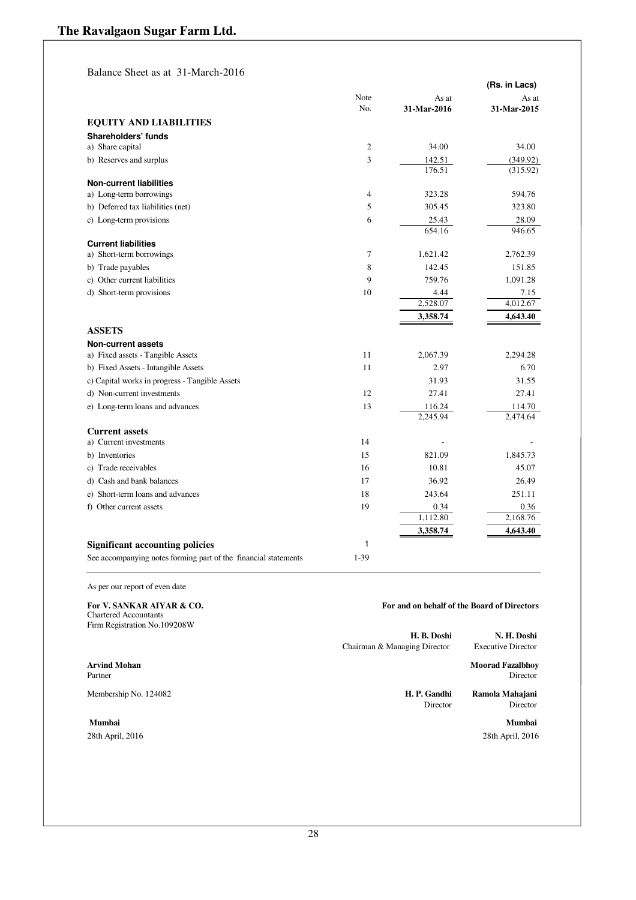# The Ravalgaon Sugar Farm Ltd.

Balance Sheet as at 31-March-2016

| | Note No. | As at 31-Mar-2016 | As at 31-Mar-2015 |
|---|---|---|---|
| | | | **(Rs. in Lacs)** |
| **EQUITY AND LIABILITIES** | | | |
| **Shareholders' funds** | | | |
| a) Share capital | 2 | 34.00 | 34.00 |
| b) Reserves and surplus | 3 | 142.51 | (349.92) |
| | | 176.51 | (315.92) |
| **Non-current liabilities** | | | |
| a) Long-term borrowings | 4 | 323.28 | 594.76 |
| b) Deferred tax liabilities (net) | 5 | 305.45 | 323.80 |
| c) Long-term provisions | 6 | 25.43 | 28.09 |
| | | 654.16 | 946.65 |
| **Current liabilities** | | | |
| a) Short-term borrowings | 7 | 1,621.42 | 2,762.39 |
| b) Trade payables | 8 | 142.45 | 151.85 |
| c) Other current liabilities | 9 | 759.76 | 1,091.28 |
| d) Short-term provisions | 10 | 4.44 | 7.15 |
| | | 2,528.07 | 4,012.67 |
| | | **3,358.74** | **4,643.40** |
| **ASSETS** | | | |
| **Non-current assets** | | | |
| a) Fixed assets - Tangible Assets | 11 | 2,067.39 | 2,294.28 |
| b) Fixed Assets - Intangible Assets | 11 | 2.97 | 6.70 |
| c) Capital works in progress - Tangible Assets | | 31.93 | 31.55 |
| d) Non-current investments | 12 | 27.41 | 27.41 |
| e) Long-term loans and advances | 13 | 116.24 | 114.70 |
| | | 2,245.94 | 2,474.64 |
| **Current assets** | | | |
| a) Current investments | 14 | - | - |
| b) Inventories | 15 | 821.09 | 1,845.73 |
| c) Trade receivables | 16 | 10.81 | 45.07 |
| d) Cash and bank balances | 17 | 36.92 | 26.49 |
| e) Short-term loans and advances | 18 | 243.64 | 251.11 |
| f) Other current assets | 19 | 0.34 | 0.36 |
| | | 1,112.80 | 2,168.76 |
| | | **3,358.74** | **4,643.40** |
| **Significant accounting policies** | 1 | | |
| See accompanying notes forming part of the financial statements | 1-39 | | |

As per our report of even date

**For V. SANKAR AIYAR & CO.**
Chartered Accountants
Firm Registration No.109208W

**Arvind Mohan**
Partner

Membership No. 124082

**Mumbai**
28th April, 2016

**For and on behalf of the Board of Directors**

**H. B. Doshi**
Chairman & Managing Director

**N. H. Doshi**
Executive Director

**Moorad Fazalbhoy**
Director

**H. P. Gandhi**
Director

**Ramola Mahajani**
Director

**Mumbai**
28th April, 2016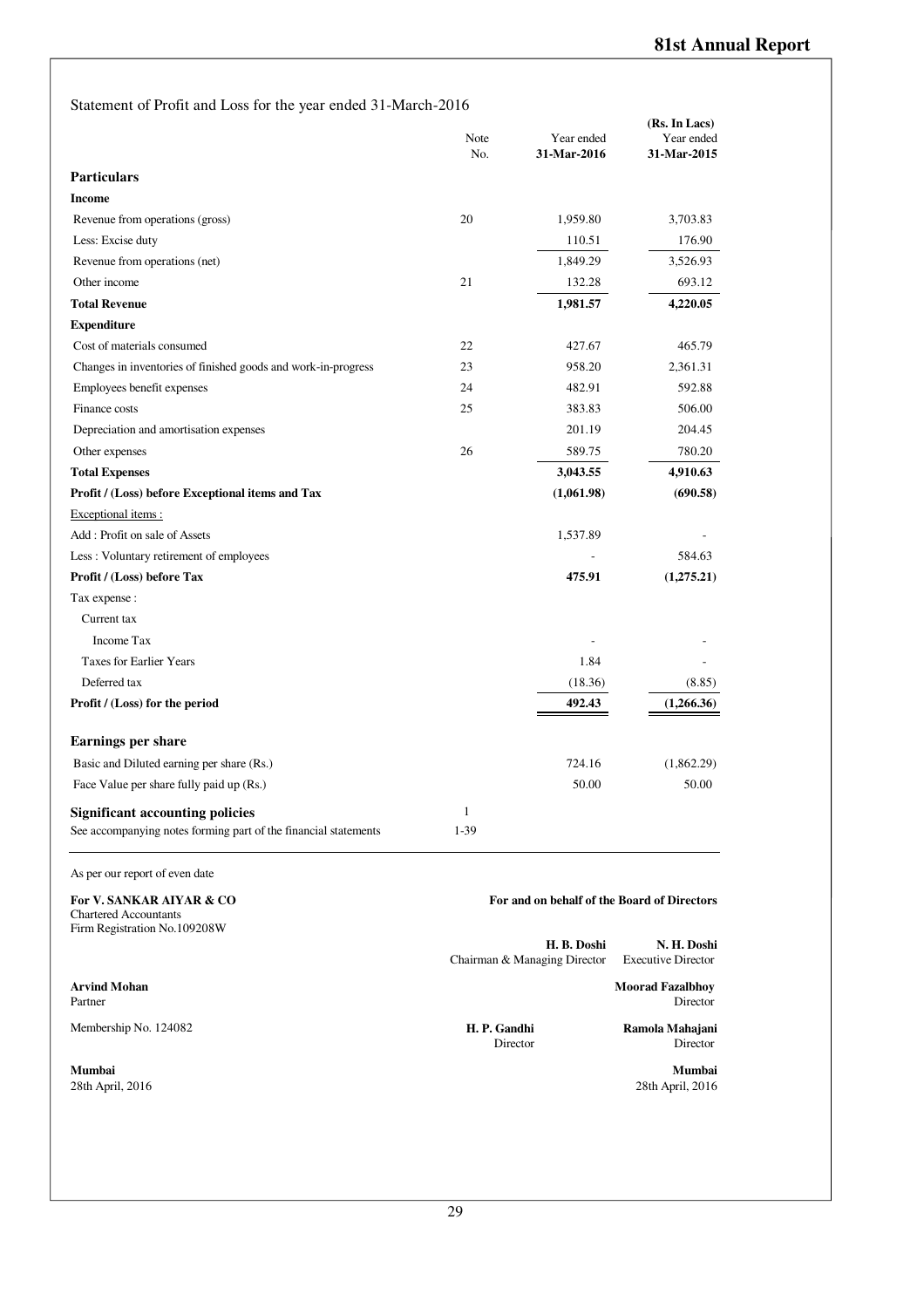## Statement of Profit and Loss for the year ended 31-March-2016

(Rs. In Lacs)

| Particulars | Note No. | Year ended 31-Mar-2016 | Year ended 31-Mar-2015 |
|---|---|---|---|
| **Income** | | | |
| Revenue from operations (gross) | 20 | 1,959.80 | 3,703.83 |
| Less: Excise duty | | 110.51 | 176.90 |
| Revenue from operations (net) | | 1,849.29 | 3,526.93 |
| Other income | 21 | 132.28 | 693.12 |
| **Total Revenue** | | **1,981.57** | **4,220.05** |
| **Expenditure** | | | |
| Cost of materials consumed | 22 | 427.67 | 465.79 |
| Changes in inventories of finished goods and work-in-progress | 23 | 958.20 | 2,361.31 |
| Employees benefit expenses | 24 | 482.91 | 592.88 |
| Finance costs | 25 | 383.83 | 506.00 |
| Depreciation and amortisation expenses | | 201.19 | 204.45 |
| Other expenses | 26 | 589.75 | 780.20 |
| **Total Expenses** | | **3,043.55** | **4,910.63** |
| **Profit / (Loss) before Exceptional items and Tax** | | **(1,061.98)** | **(690.58)** |
| Exceptional items : | | | |
| Add : Profit on sale of Assets | | 1,537.89 | - |
| Less : Voluntary retirement of employees | | - | 584.63 |
| **Profit / (Loss) before Tax** | | **475.91** | **(1,275.21)** |
| Tax expense : | | | |
| Current tax | | | |
| Income Tax | | - | - |
| Taxes for Earlier Years | | 1.84 | - |
| Deferred tax | | (18.36) | (8.85) |
| **Profit / (Loss) for the period** | | **492.43** | **(1,266.36)** |
| **Earnings per share** | | | |
| Basic and Diluted earning per share (Rs.) | | 724.16 | (1,862.29) |
| Face Value per share fully paid up (Rs.) | | 50.00 | 50.00 |
| **Significant accounting policies** | 1 | | |
| See accompanying notes forming part of the financial statements | 1-39 | | |

As per our report of even date

**For V. SANKAR AIYAR & CO**
Chartered Accountants
Firm Registration No.109208W

**Arvind Mohan**
Partner

Membership No. 124082

**Mumbai**
28th April, 2016

**For and on behalf of the Board of Directors**

**H. B. Doshi**
Chairman & Managing Director

**N. H. Doshi**
Executive Director

**Moorad Fazalbhoy**
Director

**H. P. Gandhi**
Director

**Ramola Mahajani**
Director

**Mumbai**
28th April, 2016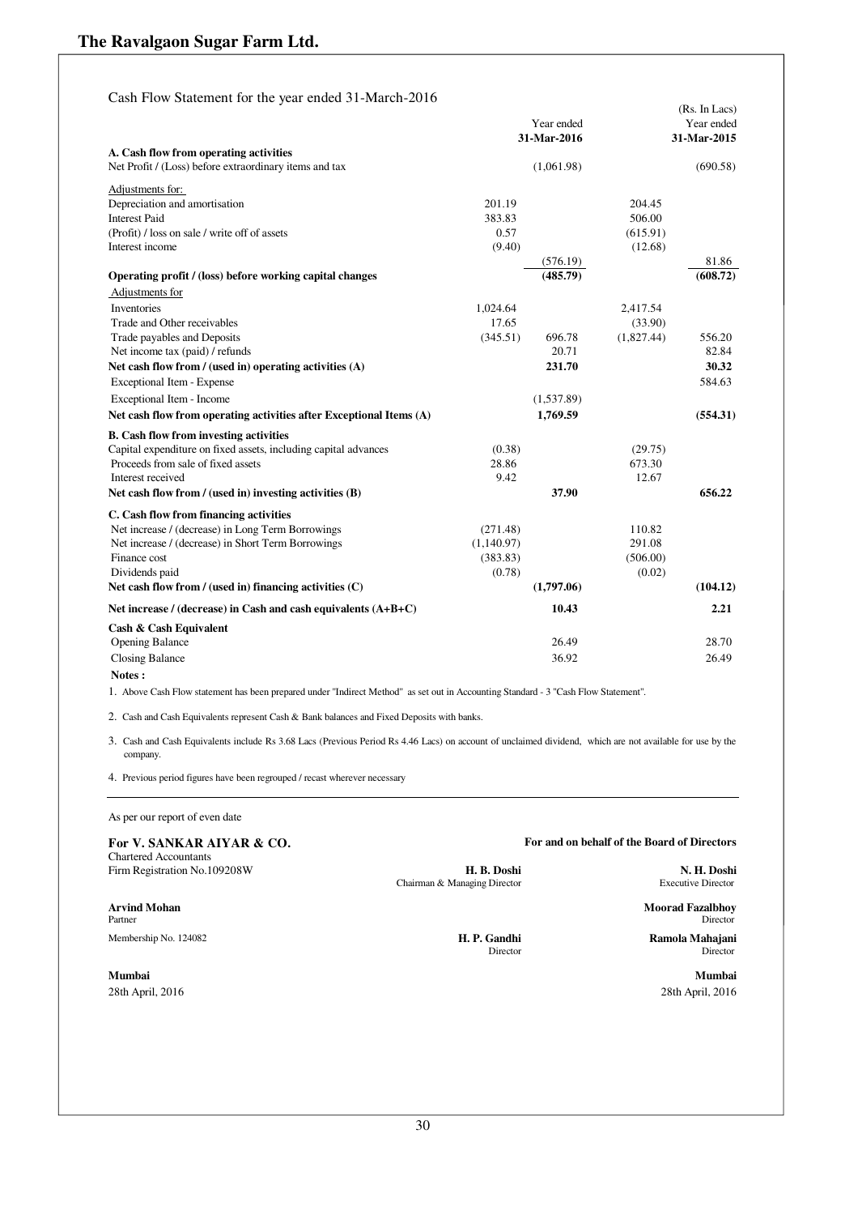# The Ravalgaon Sugar Farm Ltd.

Cash Flow Statement for the year ended 31-March-2016

(Rs. In Lacs)

| | | Year ended 31-Mar-2016 | | Year ended 31-Mar-2015 |
|---|---|---|---|---|
| **A. Cash flow from operating activities** | | | | |
| Net Profit / (Loss) before extraordinary items and tax | | (1,061.98) | | (690.58) |
| Adjustments for: | | | | |
| Depreciation and amortisation | 201.19 | | 204.45 | |
| Interest Paid | 383.83 | | 506.00 | |
| (Profit) / loss on sale / write off of assets | 0.57 | | (615.91) | |
| Interest income | (9.40) | | (12.68) | |
| | | (576.19) | | 81.86 |
| **Operating profit / (loss) before working capital changes** | | **(485.79)** | | **(608.72)** |
| Adjustments for | | | | |
| Inventories | 1,024.64 | | 2,417.54 | |
| Trade and Other receivables | 17.65 | | (33.90) | |
| Trade payables and Deposits | (345.51) | 696.78 | (1,827.44) | 556.20 |
| Net income tax (paid) / refunds | | 20.71 | | 82.84 |
| **Net cash flow from / (used in) operating activities (A)** | | **231.70** | | **30.32** |
| Exceptional Item - Expense | | | | 584.63 |
| Exceptional Item - Income | | (1,537.89) | | |
| **Net cash flow from operating activities after Exceptional Items (A)** | | **1,769.59** | | **(554.31)** |
| **B. Cash flow from investing activities** | | | | |
| Capital expenditure on fixed assets, including capital advances | (0.38) | | (29.75) | |
| Proceeds from sale of fixed assets | 28.86 | | 673.30 | |
| Interest received | 9.42 | | 12.67 | |
| **Net cash flow from / (used in) investing activities (B)** | | **37.90** | | **656.22** |
| **C. Cash flow from financing activities** | | | | |
| Net increase / (decrease) in Long Term Borrowings | (271.48) | | 110.82 | |
| Net increase / (decrease) in Short Term Borrowings | (1,140.97) | | 291.08 | |
| Finance cost | (383.83) | | (506.00) | |
| Dividends paid | (0.78) | | (0.02) | |
| **Net cash flow from / (used in) financing activities (C)** | | **(1,797.06)** | | **(104.12)** |
| **Net increase / (decrease) in Cash and cash equivalents (A+B+C)** | | **10.43** | | **2.21** |
| **Cash & Cash Equivalent** | | | | |
| Opening Balance | | 26.49 | | 28.70 |
| Closing Balance | | 36.92 | | 26.49 |

**Notes :**

1. Above Cash Flow statement has been prepared under "Indirect Method" as set out in Accounting Standard - 3 "Cash Flow Statement".
2. Cash and Cash Equivalents represent Cash & Bank balances and Fixed Deposits with banks.
3. Cash and Cash Equivalents include Rs 3.68 Lacs (Previous Period Rs 4.46 Lacs) on account of unclaimed dividend, which are not available for use by the company.
4. Previous period figures have been regrouped / recast wherever necessary

As per our report of even date

**For V. SANKAR AIYAR & CO.**
Chartered Accountants
Firm Registration No.109208W

**Arvind Mohan**
Partner
Membership No. 124082

**Mumbai**
28th April, 2016

**For and on behalf of the Board of Directors**

**H. B. Doshi**
Chairman & Managing Director

**N. H. Doshi**
Executive Director

**Moorad Fazalbhoy**
Director

**H. P. Gandhi**
Director

**Ramola Mahajani**
Director

**Mumbai**
28th April, 2016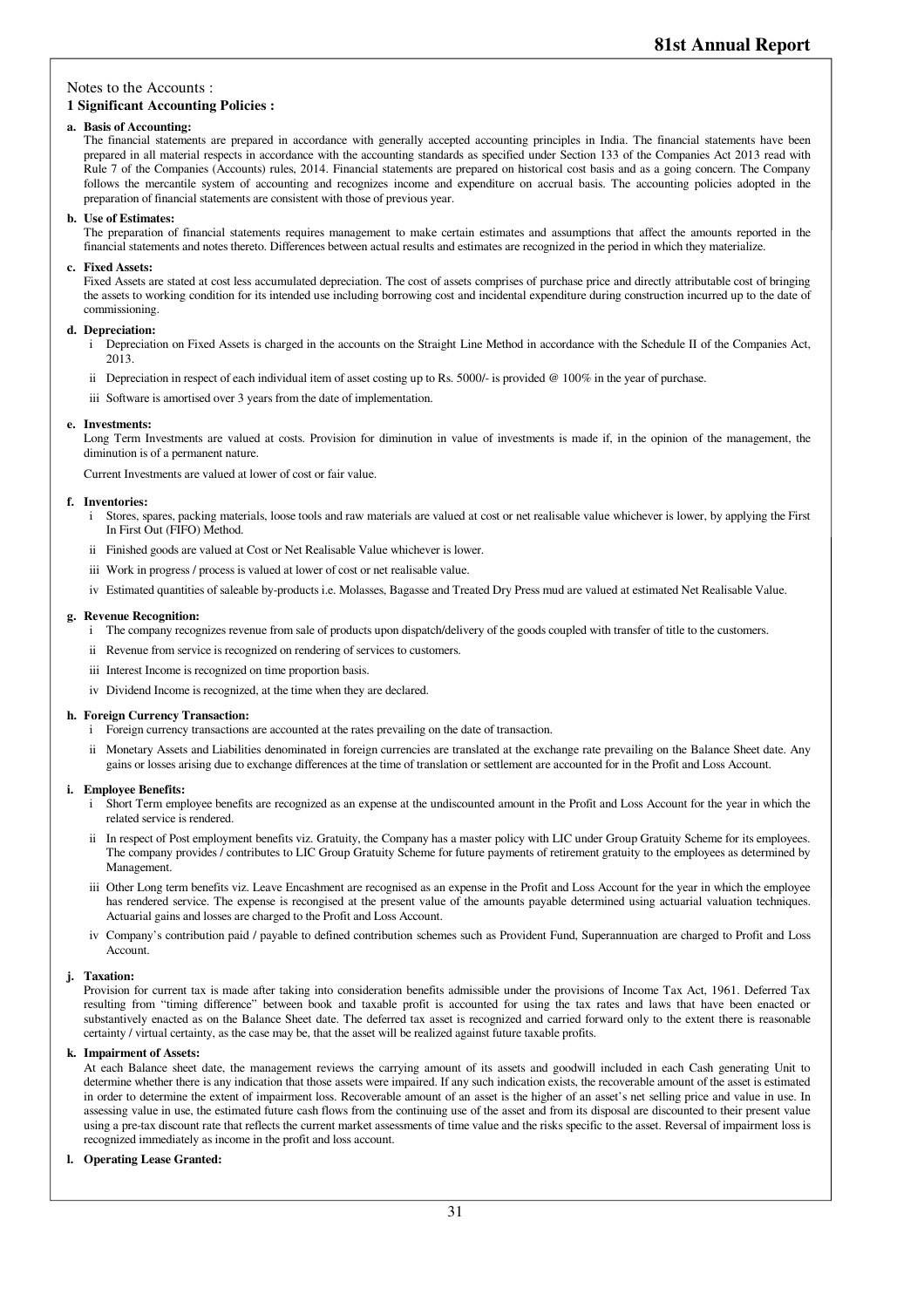Notes to the Accounts :

**1 Significant Accounting Policies :**

**a. Basis of Accounting:**

The financial statements are prepared in accordance with generally accepted accounting principles in India. The financial statements have been prepared in all material respects in accordance with the accounting standards as specified under Section 133 of the Companies Act 2013 read with Rule 7 of the Companies (Accounts) rules, 2014. Financial statements are prepared on historical cost basis and as a going concern. The Company follows the mercantile system of accounting and recognizes income and expenditure on accrual basis. The accounting policies adopted in the preparation of financial statements are consistent with those of previous year.

**b. Use of Estimates:**

The preparation of financial statements requires management to make certain estimates and assumptions that affect the amounts reported in the financial statements and notes thereto. Differences between actual results and estimates are recognized in the period in which they materialize.

**c. Fixed Assets:**

Fixed Assets are stated at cost less accumulated depreciation. The cost of assets comprises of purchase price and directly attributable cost of bringing the assets to working condition for its intended use including borrowing cost and incidental expenditure during construction incurred up to the date of commissioning.

**d. Depreciation:**

i Depreciation on Fixed Assets is charged in the accounts on the Straight Line Method in accordance with the Schedule II of the Companies Act, 2013.

ii Depreciation in respect of each individual item of asset costing up to Rs. 5000/- is provided @ 100% in the year of purchase.

iii Software is amortised over 3 years from the date of implementation.

**e. Investments:**

Long Term Investments are valued at costs. Provision for diminution in value of investments is made if, in the opinion of the management, the diminution is of a permanent nature.

Current Investments are valued at lower of cost or fair value.

**f. Inventories:**

i Stores, spares, packing materials, loose tools and raw materials are valued at cost or net realisable value whichever is lower, by applying the First In First Out (FIFO) Method.

ii Finished goods are valued at Cost or Net Realisable Value whichever is lower.

iii Work in progress / process is valued at lower of cost or net realisable value.

iv Estimated quantities of saleable by-products i.e. Molasses, Bagasse and Treated Dry Press mud are valued at estimated Net Realisable Value.

**g. Revenue Recognition:**

i The company recognizes revenue from sale of products upon dispatch/delivery of the goods coupled with transfer of title to the customers.

ii Revenue from service is recognized on rendering of services to customers.

iii Interest Income is recognized on time proportion basis.

iv Dividend Income is recognized, at the time when they are declared.

**h. Foreign Currency Transaction:**

i Foreign currency transactions are accounted at the rates prevailing on the date of transaction.

ii Monetary Assets and Liabilities denominated in foreign currencies are translated at the exchange rate prevailing on the Balance Sheet date. Any gains or losses arising due to exchange differences at the time of translation or settlement are accounted for in the Profit and Loss Account.

**i. Employee Benefits:**

i Short Term employee benefits are recognized as an expense at the undiscounted amount in the Profit and Loss Account for the year in which the related service is rendered.

ii In respect of Post employment benefits viz. Gratuity, the Company has a master policy with LIC under Group Gratuity Scheme for its employees. The company provides / contributes to LIC Group Gratuity Scheme for future payments of retirement gratuity to the employees as determined by Management.

iii Other Long term benefits viz. Leave Encashment are recognised as an expense in the Profit and Loss Account for the year in which the employee has rendered service. The expense is recongised at the present value of the amounts payable determined using actuarial valuation techniques. Actuarial gains and losses are charged to the Profit and Loss Account.

iv Company's contribution paid / payable to defined contribution schemes such as Provident Fund, Superannuation are charged to Profit and Loss Account.

**j. Taxation:**

Provision for current tax is made after taking into consideration benefits admissible under the provisions of Income Tax Act, 1961. Deferred Tax resulting from "timing difference" between book and taxable profit is accounted for using the tax rates and laws that have been enacted or substantively enacted as on the Balance Sheet date. The deferred tax asset is recognized and carried forward only to the extent there is reasonable certainty / virtual certainty, as the case may be, that the asset will be realized against future taxable profits.

**k. Impairment of Assets:**

At each Balance sheet date, the management reviews the carrying amount of its assets and goodwill included in each Cash generating Unit to determine whether there is any indication that those assets were impaired. If any such indication exists, the recoverable amount of the asset is estimated in order to determine the extent of impairment loss. Recoverable amount of an asset is the higher of an asset's net selling price and value in use. In assessing value in use, the estimated future cash flows from the continuing use of the asset and from its disposal are discounted to their present value using a pre-tax discount rate that reflects the current market assessments of time value and the risks specific to the asset. Reversal of impairment loss is recognized immediately as income in the profit and loss account.

**l. Operating Lease Granted:**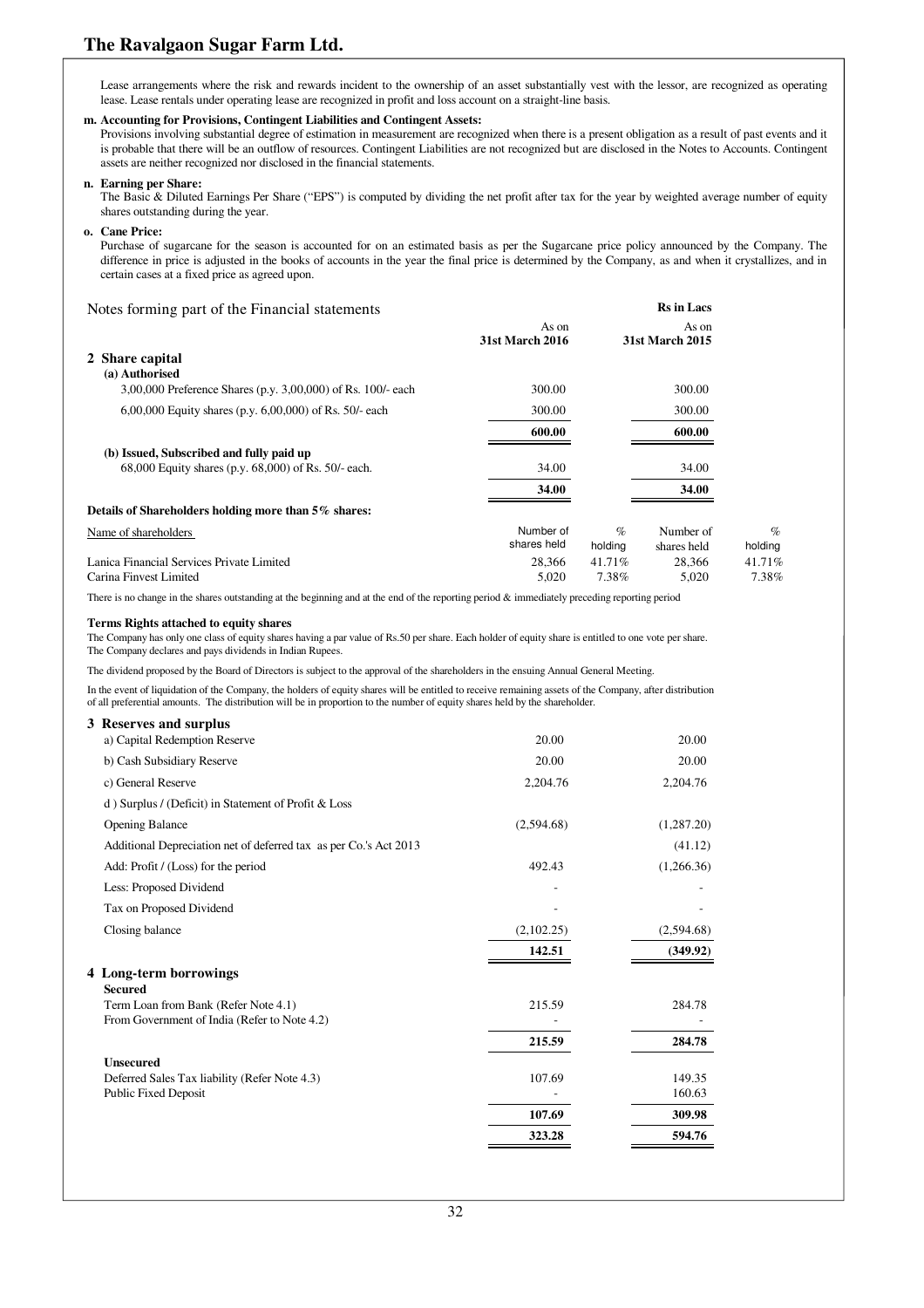Lease arrangements where the risk and rewards incident to the ownership of an asset substantially vest with the lessor, are recognized as operating lease. Lease rentals under operating lease are recognized in profit and loss account on a straight-line basis.

**m. Accounting for Provisions, Contingent Liabilities and Contingent Assets:**

Provisions involving substantial degree of estimation in measurement are recognized when there is a present obligation as a result of past events and it is probable that there will be an outflow of resources. Contingent Liabilities are not recognized but are disclosed in the Notes to Accounts. Contingent assets are neither recognized nor disclosed in the financial statements.

**n. Earning per Share:**

The Basic & Diluted Earnings Per Share ("EPS") is computed by dividing the net profit after tax for the year by weighted average number of equity shares outstanding during the year.

**o. Cane Price:**

Purchase of sugarcane for the season is accounted for on an estimated basis as per the Sugarcane price policy announced by the Company. The difference in price is adjusted in the books of accounts in the year the final price is determined by the Company, as and when it crystallizes, and in certain cases at a fixed price as agreed upon.

## Notes forming part of the Financial statements

**Rs in Lacs**

| | As on **31st March 2016** | As on **31st March 2015** |
|---|---|---|
| **2 Share capital** | | |
| **(a) Authorised** | | |
| 3,00,000 Preference Shares (p.y. 3,00,000) of Rs. 100/- each | 300.00 | 300.00 |
| 6,00,000 Equity shares (p.y. 6,00,000) of Rs. 50/- each | 300.00 | 300.00 |
| | **600.00** | **600.00** |
| **(b) Issued, Subscribed and fully paid up** | | |
| 68,000 Equity shares (p.y. 68,000) of Rs. 50/- each. | 34.00 | 34.00 |
| | **34.00** | **34.00** |

**Details of Shareholders holding more than 5% shares:**

| Name of shareholders | Number of shares held | % holding | Number of shares held | % holding |
|---|---|---|---|---|
| Lanica Financial Services Private Limited | 28,366 | 41.71% | 28,366 | 41.71% |
| Carina Finvest Limited | 5,020 | 7.38% | 5,020 | 7.38% |

There is no change in the shares outstanding at the beginning and at the end of the reporting period & immediately preceding reporting period

**Terms Rights attached to equity shares**

The Company has only one class of equity shares having a par value of Rs.50 per share. Each holder of equity share is entitled to one vote per share. The Company declares and pays dividends in Indian Rupees.

The dividend proposed by the Board of Directors is subject to the approval of the shareholders in the ensuing Annual General Meeting.

In the event of liquidation of the Company, the holders of equity shares will be entitled to receive remaining assets of the Company, after distribution of all preferential amounts. The distribution will be in proportion to the number of equity shares held by the shareholder.

| | As on 31st March 2016 | As on 31st March 2015 |
|---|---|---|
| **3 Reserves and surplus** | | |
| a) Capital Redemption Reserve | 20.00 | 20.00 |
| b) Cash Subsidiary Reserve | 20.00 | 20.00 |
| c) General Reserve | 2,204.76 | 2,204.76 |
| d ) Surplus / (Deficit) in Statement of Profit & Loss | | |
| Opening Balance | (2,594.68) | (1,287.20) |
| Additional Depreciation net of deferred tax as per Co.'s Act 2013 | | (41.12) |
| Add: Profit / (Loss) for the period | 492.43 | (1,266.36) |
| Less: Proposed Dividend | - | - |
| Tax on Proposed Dividend | - | - |
| Closing balance | (2,102.25) | (2,594.68) |
| | **142.51** | **(349.92)** |
| **4 Long-term borrowings** | | |
| **Secured** | | |
| Term Loan from Bank (Refer Note 4.1) | 215.59 | 284.78 |
| From Government of India (Refer to Note 4.2) | - | - |
| | **215.59** | **284.78** |
| **Unsecured** | | |
| Deferred Sales Tax liability (Refer Note 4.3) | 107.69 | 149.35 |
| Public Fixed Deposit | - | 160.63 |
| | **107.69** | **309.98** |
| | **323.28** | **594.76** |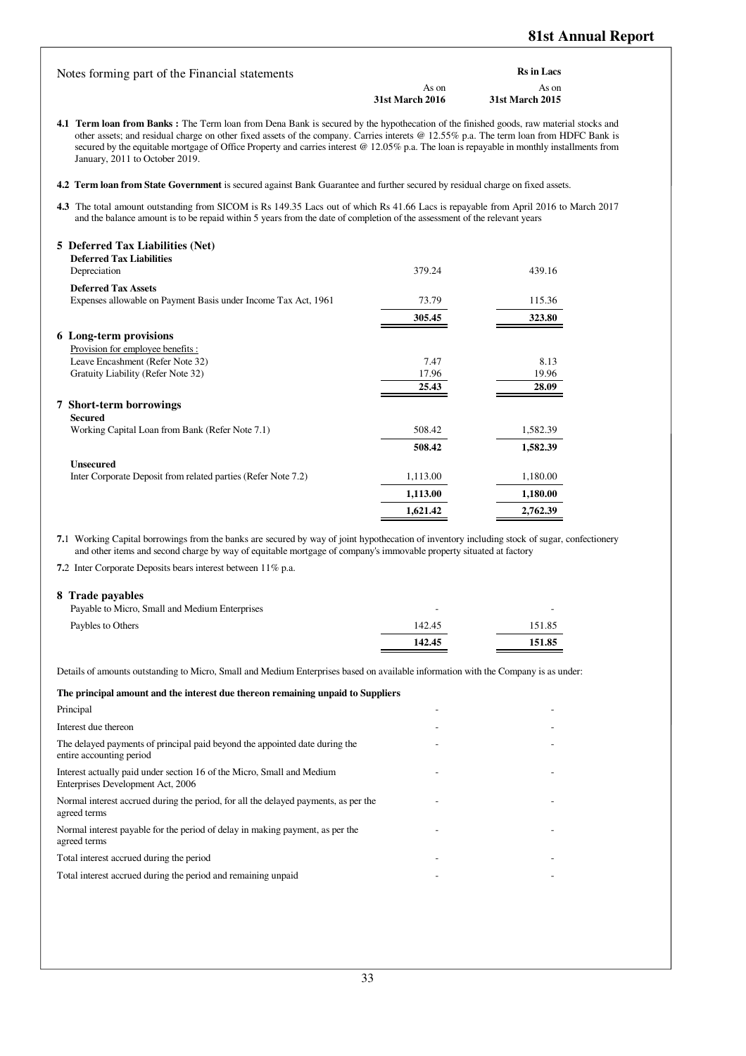## Notes forming part of the Financial statements

Rs in Lacs

**4.1 Term loan from Banks :** The Term loan from Dena Bank is secured by the hypothecation of the finished goods, raw material stocks and other assets; and residual charge on other fixed assets of the company. Carries interets @ 12.55% p.a. The term loan from HDFC Bank is secured by the equitable mortgage of Office Property and carries interest @ 12.05% p.a. The loan is repayable in monthly installments from January, 2011 to October 2019.

**4.2 Term loan from State Government** is secured against Bank Guarantee and further secured by residual charge on fixed assets.

**4.3** The total amount outstanding from SICOM is Rs 149.35 Lacs out of which Rs 41.66 Lacs is repayable from April 2016 to March 2017 and the balance amount is to be repaid within 5 years from the date of completion of the assessment of the relevant years

| | As on 31st March 2016 | As on 31st March 2015 |
|---|---|---|
| **5 Deferred Tax Liabilities (Net)** | | |
| **Deferred Tax Liabilities** | | |
| Depreciation | 379.24 | 439.16 |
| **Deferred Tax Assets** | | |
| Expenses allowable on Payment Basis under Income Tax Act, 1961 | 73.79 | 115.36 |
| | **305.45** | **323.80** |
| **6 Long-term provisions** | | |
| Provision for employee benefits : | | |
| Leave Encashment (Refer Note 32) | 7.47 | 8.13 |
| Gratuity Liability (Refer Note 32) | 17.96 | 19.96 |
| | **25.43** | **28.09** |
| **7 Short-term borrowings** | | |
| **Secured** | | |
| Working Capital Loan from Bank (Refer Note 7.1) | 508.42 | 1,582.39 |
| | **508.42** | **1,582.39** |
| **Unsecured** | | |
| Inter Corporate Deposit from related parties (Refer Note 7.2) | 1,113.00 | 1,180.00 |
| | **1,113.00** | **1,180.00** |
| | **1,621.42** | **2,762.39** |

**7.1** Working Capital borrowings from the banks are secured by way of joint hypothecation of inventory including stock of sugar, confectionery and other items and second charge by way of equitable mortgage of company's immovable property situated at factory

**7.2** Inter Corporate Deposits bears interest between 11% p.a.

| | As on 31st March 2016 | As on 31st March 2015 |
|---|---|---|
| **8 Trade payables** | | |
| Payable to Micro, Small and Medium Enterprises | - | - |
| Paybles to Others | 142.45 | 151.85 |
| | **142.45** | **151.85** |

Details of amounts outstanding to Micro, Small and Medium Enterprises based on available information with the Company is as under:

| **The principal amount and the interest due thereon remaining unpaid to Suppliers** | | |
|---|---|---|
| Principal | - | - |
| Interest due thereon | - | - |
| The delayed payments of principal paid beyond the appointed date during the entire accounting period | - | - |
| Interest actually paid under section 16 of the Micro, Small and Medium Enterprises Development Act, 2006 | - | - |
| Normal interest accrued during the period, for all the delayed payments, as per the agreed terms | - | - |
| Normal interest payable for the period of delay in making payment, as per the agreed terms | - | - |
| Total interest accrued during the period | - | - |
| Total interest accrued during the period and remaining unpaid | - | - |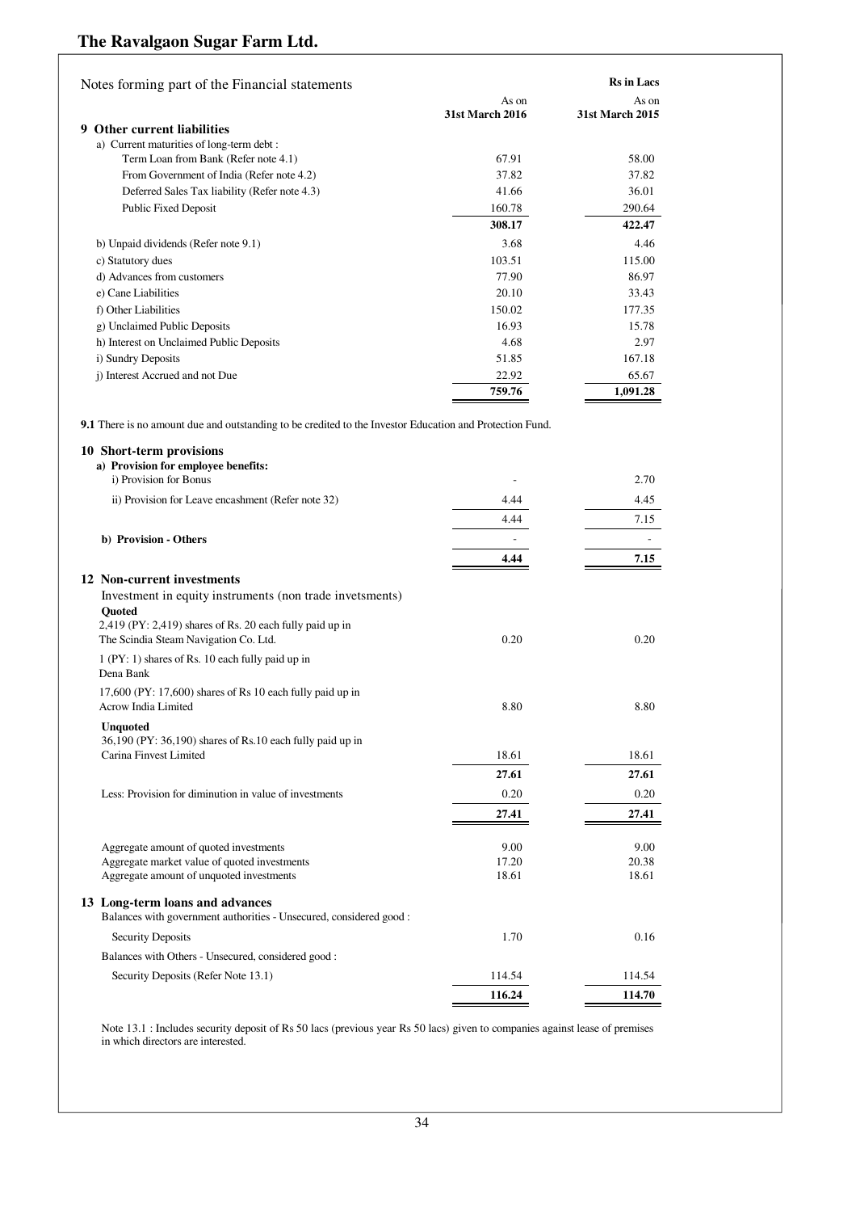# The Ravalgaon Sugar Farm Ltd.

Notes forming part of the Financial statements

| | As on 31st March 2016 | As on 31st March 2015 |
|---|---|---|
| | | **Rs in Lacs** |
| **9 Other current liabilities** | | |
| a) Current maturities of long-term debt : | | |
| Term Loan from Bank (Refer note 4.1) | 67.91 | 58.00 |
| From Government of India (Refer note 4.2) | 37.82 | 37.82 |
| Deferred Sales Tax liability (Refer note 4.3) | 41.66 | 36.01 |
| Public Fixed Deposit | 160.78 | 290.64 |
| | **308.17** | **422.47** |
| b) Unpaid dividends (Refer note 9.1) | 3.68 | 4.46 |
| c) Statutory dues | 103.51 | 115.00 |
| d) Advances from customers | 77.90 | 86.97 |
| e) Cane Liabilities | 20.10 | 33.43 |
| f) Other Liabilities | 150.02 | 177.35 |
| g) Unclaimed Public Deposits | 16.93 | 15.78 |
| h) Interest on Unclaimed Public Deposits | 4.68 | 2.97 |
| i) Sundry Deposits | 51.85 | 167.18 |
| j) Interest Accrued and not Due | 22.92 | 65.67 |
| | **759.76** | **1,091.28** |

**9.1** There is no amount due and outstanding to be credited to the Investor Education and Protection Fund.

| | As on 31st March 2016 | As on 31st March 2015 |
|---|---|---|
| **10 Short-term provisions** | | |
| **a) Provision for employee benefits:** | | |
| i) Provision for Bonus | - | 2.70 |
| ii) Provision for Leave encashment (Refer note 32) | 4.44 | 4.45 |
| | 4.44 | 7.15 |
| **b) Provision - Others** | - | - |
| | **4.44** | **7.15** |

| | As on 31st March 2016 | As on 31st March 2015 |
|---|---|---|
| **12 Non-current investments** | | |
| Investment in equity instruments (non trade invetsments) | | |
| **Quoted** | | |
| 2,419 (PY: 2,419) shares of Rs. 20 each fully paid up in The Scindia Steam Navigation Co. Ltd. | 0.20 | 0.20 |
| 1 (PY: 1) shares of Rs. 10 each fully paid up in Dena Bank | | |
| 17,600 (PY: 17,600) shares of Rs 10 each fully paid up in Acrow India Limited | 8.80 | 8.80 |
| **Unquoted** | | |
| 36,190 (PY: 36,190) shares of Rs.10 each fully paid up in Carina Finvest Limited | 18.61 | 18.61 |
| | **27.61** | **27.61** |
| Less: Provision for diminution in value of investments | 0.20 | 0.20 |
| | **27.41** | **27.41** |
| Aggregate amount of quoted investments | 9.00 | 9.00 |
| Aggregate market value of quoted investments | 17.20 | 20.38 |
| Aggregate amount of unquoted investments | 18.61 | 18.61 |

| | As on 31st March 2016 | As on 31st March 2015 |
|---|---|---|
| **13 Long-term loans and advances** | | |
| Balances with government authorities - Unsecured, considered good : | | |
| Security Deposits | 1.70 | 0.16 |
| Balances with Others - Unsecured, considered good : | | |
| Security Deposits (Refer Note 13.1) | 114.54 | 114.54 |
| | **116.24** | **114.70** |

Note 13.1 : Includes security deposit of Rs 50 lacs (previous year Rs 50 lacs) given to companies against lease of premises in which directors are interested.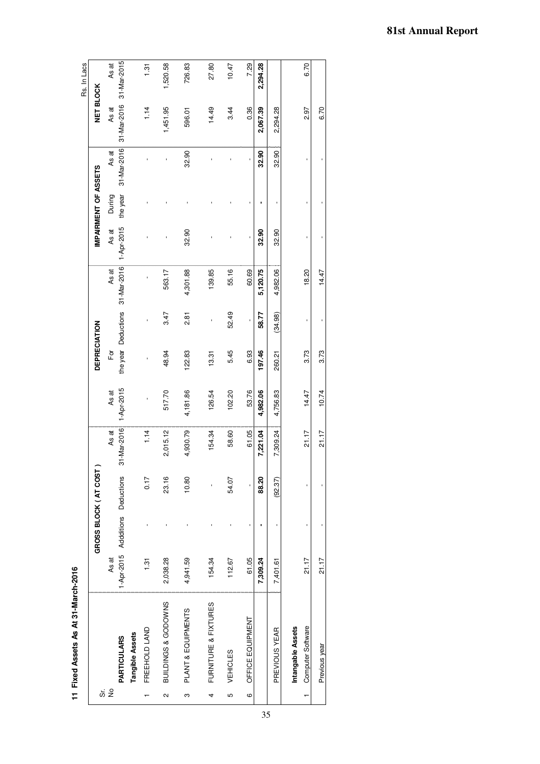## 11 Fixed Assets As At 31-March-2016

Rs. In Lacs

| Sr. No | PARTICULARS | GROSS BLOCK ( AT COST ) | | | | DEPRECIATION | | | | IMPAIRMENT OF ASSETS | | | NET BLOCK | |
|---|---|---|---|---|---|---|---|---|---|---|---|---|---|---|
| | | As at 1-Apr-2015 | Additions | Deductions | As at 31-Mar-2016 | As at 1-Apr-2015 | For the year | Deductions | As at 31-Mar-2016 | As at 1-Apr-2015 | During the year | As at 31-Mar-2016 | As at 31-Mar-2016 | As at 31-Mar-2015 |
| | **Tangible Assets** | | | | | | | | | | | | | |
| 1 | FREEHOLD LAND | 1.31 | - | 0.17 | 1.14 | - | - | - | - | - | - | - | 1.14 | 1.31 |
| 2 | BUILDINGS & GODOWNS | 2,038.28 | - | 23.16 | 2,015.12 | 517.70 | 48.94 | 3.47 | 563.17 | - | - | - | 1,451.95 | 1,520.58 |
| 3 | PLANT & EQUIPMENTS | 4,941.59 | - | 10.80 | 4,930.79 | 4,181.86 | 122.83 | 2.81 | 4,301.88 | 32.90 | - | 32.90 | 596.01 | 726.83 |
| 4 | FURNITURE & FIXTURES | 154.34 | - | - | 154.34 | 126.54 | 13.31 | - | 139.85 | - | - | - | 14.49 | 27.80 |
| 5 | VEHICLES | 112.67 | - | 54.07 | 58.60 | 102.20 | 5.45 | 52.49 | 55.16 | - | - | - | 3.44 | 10.47 |
| 6 | OFFICE EQUIPMENT | 61.05 | - | - | 61.05 | 53.76 | 6.93 | - | 60.69 | - | - | - | 0.36 | 7.29 |
| | | **7,309.24** | **-** | **88.20** | **7,221.04** | **4,982.06** | **197.46** | **58.77** | **5,120.75** | **32.90** | **-** | **32.90** | **2,067.39** | **2,294.28** |
| | PREVIOUS YEAR | 7,401.61 | - | (92.37) | 7,309.24 | 4,756.83 | 260.21 | (34.98) | 4,982.06 | 32.90 | - | 32.90 | 2,294.28 | |
| | **Intangable Assets** | | | | | | | | | | | | | |
| 1 | Computer Software | 21.17 | - | - | 21.17 | 14.47 | 3.73 | - | 18.20 | - | - | - | 2.97 | 6.70 |
| | Previous year | 21.17 | - | - | 21.17 | 10.74 | 3.73 | - | 14.47 | - | - | - | 6.70 | |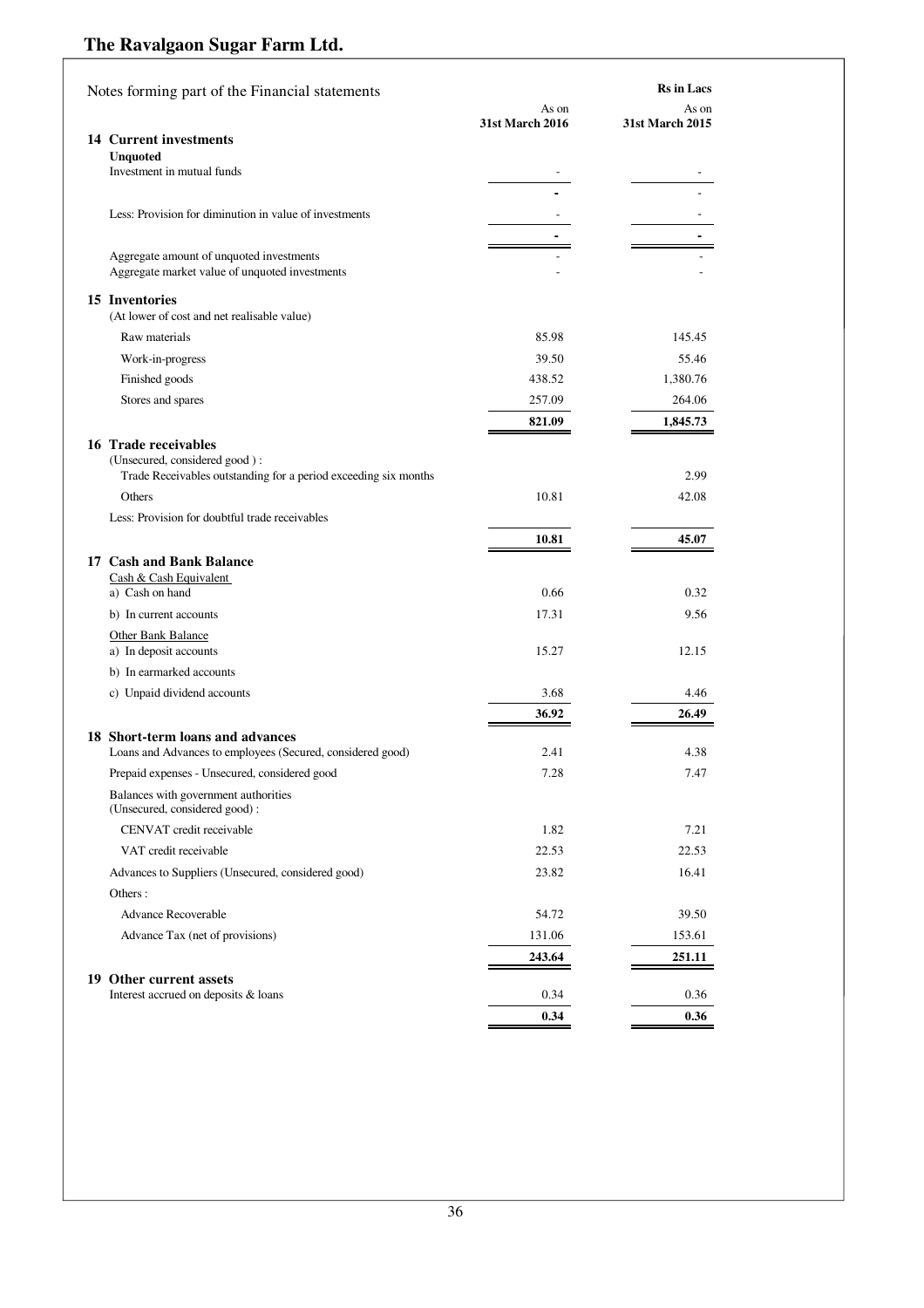# The Ravalgaon Sugar Farm Ltd.

Notes forming part of the Financial statements

| | As on 31st March 2016 | As on 31st March 2015 |
|---|---|---|
| | | **Rs in Lacs** |
| **14 Current investments** | | |
| **Unquoted** | | |
| Investment in mutual funds | - | - |
| | **-** | - |
| Less: Provision for diminution in value of investments | - | - |
| | **-** | **-** |
| Aggregate amount of unquoted investments | - | - |
| Aggregate market value of unquoted investments | - | - |
| **15 Inventories** | | |
| (At lower of cost and net realisable value) | | |
| Raw materials | 85.98 | 145.45 |
| Work-in-progress | 39.50 | 55.46 |
| Finished goods | 438.52 | 1,380.76 |
| Stores and spares | 257.09 | 264.06 |
| | **821.09** | **1,845.73** |
| **16 Trade receivables** | | |
| (Unsecured, considered good ) : | | |
| Trade Receivables outstanding for a period exceeding six months | | 2.99 |
| Others | 10.81 | 42.08 |
| Less: Provision for doubtful trade receivables | | |
| | **10.81** | **45.07** |
| **17 Cash and Bank Balance** | | |
| Cash & Cash Equivalent | | |
| a) Cash on hand | 0.66 | 0.32 |
| b) In current accounts | 17.31 | 9.56 |
| Other Bank Balance | | |
| a) In deposit accounts | 15.27 | 12.15 |
| b) In earmarked accounts | | |
| c) Unpaid dividend accounts | 3.68 | 4.46 |
| | **36.92** | **26.49** |
| **18 Short-term loans and advances** | | |
| Loans and Advances to employees (Secured, considered good) | 2.41 | 4.38 |
| Prepaid expenses - Unsecured, considered good | 7.28 | 7.47 |
| Balances with government authorities (Unsecured, considered good) : | | |
| CENVAT credit receivable | 1.82 | 7.21 |
| VAT credit receivable | 22.53 | 22.53 |
| Advances to Suppliers (Unsecured, considered good) | 23.82 | 16.41 |
| Others : | | |
| Advance Recoverable | 54.72 | 39.50 |
| Advance Tax (net of provisions) | 131.06 | 153.61 |
| | **243.64** | **251.11** |
| **19 Other current assets** | | |
| Interest accrued on deposits & loans | 0.34 | 0.36 |
| | **0.34** | **0.36** |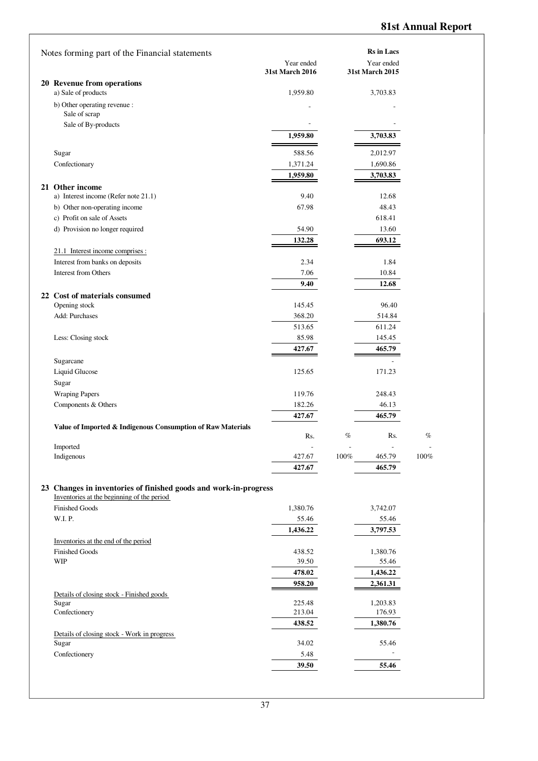## Notes forming part of the Financial statements

| | Year ended 31st March 2016 | | Year ended 31st March 2015 | |
|---|---|---|---|---|
| | | | **Rs in Lacs** | |
| **20 Revenue from operations** | | | | |
| a) Sale of products | 1,959.80 | | 3,703.83 | |
| b) Other operating revenue : | - | | - | |
| Sale of scrap | | | | |
| Sale of By-products | - | | - | |
| | **1,959.80** | | **3,703.83** | |
| Sugar | 588.56 | | 2,012.97 | |
| Confectionary | 1,371.24 | | 1,690.86 | |
| | **1,959.80** | | **3,703.83** | |
| **21 Other income** | | | | |
| a) Interest income (Refer note 21.1) | 9.40 | | 12.68 | |
| b) Other non-operating income | 67.98 | | 48.43 | |
| c) Profit on sale of Assets | | | 618.41 | |
| d) Provision no longer required | 54.90 | | 13.60 | |
| | **132.28** | | **693.12** | |
| 21.1 Interest income comprises : | | | | |
| Interest from banks on deposits | 2.34 | | 1.84 | |
| Interest from Others | 7.06 | | 10.84 | |
| | **9.40** | | **12.68** | |
| **22 Cost of materials consumed** | | | | |
| Opening stock | 145.45 | | 96.40 | |
| Add: Purchases | 368.20 | | 514.84 | |
| | 513.65 | | 611.24 | |
| Less: Closing stock | 85.98 | | 145.45 | |
| | **427.67** | | **465.79** | |
| Sugarcane | | | - | |
| Liquid Glucose | 125.65 | | 171.23 | |
| Sugar | | | | |
| Wraping Papers | 119.76 | | 248.43 | |
| Components & Others | 182.26 | | 46.13 | |
| | **427.67** | | **465.79** | |
| **Value of Imported & Indigenous Consumption of Raw Materials** | Rs. | % | Rs. | % |
| Imported | - | - | - | - |
| Indigenous | 427.67 | 100% | 465.79 | 100% |
| | **427.67** | | **465.79** | |
| **23 Changes in inventories of finished goods and work-in-progress** | | | | |
| Inventories at the beginning of the period | | | | |
| Finished Goods | 1,380.76 | | 3,742.07 | |
| W.I. P. | 55.46 | | 55.46 | |
| | **1,436.22** | | **3,797.53** | |
| Inventories at the end of the period | | | | |
| Finished Goods | 438.52 | | 1,380.76 | |
| WIP | 39.50 | | 55.46 | |
| | **478.02** | | **1,436.22** | |
| | **958.20** | | **2,361.31** | |
| Details of closing stock - Finished goods | | | | |
| Sugar | 225.48 | | 1,203.83 | |
| Confectionery | 213.04 | | 176.93 | |
| | **438.52** | | **1,380.76** | |
| Details of closing stock - Work in progress | | | | |
| Sugar | 34.02 | | 55.46 | |
| Confectionery | 5.48 | | - | |
| | **39.50** | | **55.46** | |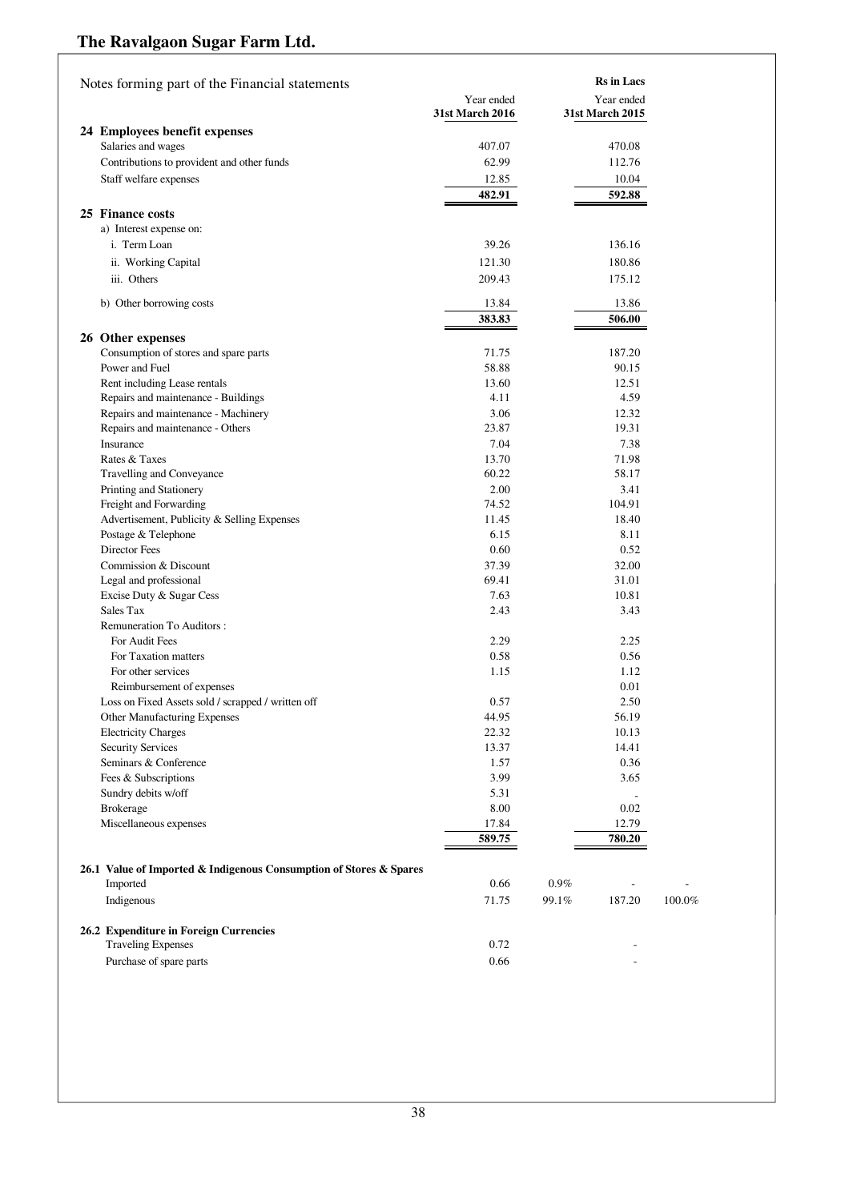# The Ravalgaon Sugar Farm Ltd.

Notes forming part of the Financial statements

| | Year ended 31st March 2016 | Year ended 31st March 2015 |
|---|---|---|
| | | **Rs in Lacs** |
| **24 Employees benefit expenses** | | |
| Salaries and wages | 407.07 | 470.08 |
| Contributions to provident and other funds | 62.99 | 112.76 |
| Staff welfare expenses | 12.85 | 10.04 |
| | **482.91** | **592.88** |
| **25 Finance costs** | | |
| a) Interest expense on: | | |
| i. Term Loan | 39.26 | 136.16 |
| ii. Working Capital | 121.30 | 180.86 |
| iii. Others | 209.43 | 175.12 |
| b) Other borrowing costs | 13.84 | 13.86 |
| | **383.83** | **506.00** |
| **26 Other expenses** | | |
| Consumption of stores and spare parts | 71.75 | 187.20 |
| Power and Fuel | 58.88 | 90.15 |
| Rent including Lease rentals | 13.60 | 12.51 |
| Repairs and maintenance - Buildings | 4.11 | 4.59 |
| Repairs and maintenance - Machinery | 3.06 | 12.32 |
| Repairs and maintenance - Others | 23.87 | 19.31 |
| Insurance | 7.04 | 7.38 |
| Rates & Taxes | 13.70 | 71.98 |
| Travelling and Conveyance | 60.22 | 58.17 |
| Printing and Stationery | 2.00 | 3.41 |
| Freight and Forwarding | 74.52 | 104.91 |
| Advertisement, Publicity & Selling Expenses | 11.45 | 18.40 |
| Postage & Telephone | 6.15 | 8.11 |
| Director Fees | 0.60 | 0.52 |
| Commission & Discount | 37.39 | 32.00 |
| Legal and professional | 69.41 | 31.01 |
| Excise Duty & Sugar Cess | 7.63 | 10.81 |
| Sales Tax | 2.43 | 3.43 |
| Remuneration To Auditors : | | |
| For Audit Fees | 2.29 | 2.25 |
| For Taxation matters | 0.58 | 0.56 |
| For other services | 1.15 | 1.12 |
| Reimbursement of expenses | | 0.01 |
| Loss on Fixed Assets sold / scrapped / written off | 0.57 | 2.50 |
| Other Manufacturing Expenses | 44.95 | 56.19 |
| Electricity Charges | 22.32 | 10.13 |
| Security Services | 13.37 | 14.41 |
| Seminars & Conference | 1.57 | 0.36 |
| Fees & Subscriptions | 3.99 | 3.65 |
| Sundry debits w/off | 5.31 | - |
| Brokerage | 8.00 | 0.02 |
| Miscellaneous expenses | 17.84 | 12.79 |
| | **589.75** | **780.20** |

**26.1 Value of Imported & Indigenous Consumption of Stores & Spares**

| | Year ended 31st March 2016 | % | Year ended 31st March 2015 | % |
|---|---|---|---|---|
| Imported | 0.66 | 0.9% | - | - |
| Indigenous | 71.75 | 99.1% | 187.20 | 100.0% |

**26.2 Expenditure in Foreign Currencies**

| | Year ended 31st March 2016 | Year ended 31st March 2015 |
|---|---|---|
| Traveling Expenses | 0.72 | - |
| Purchase of spare parts | 0.66 | - |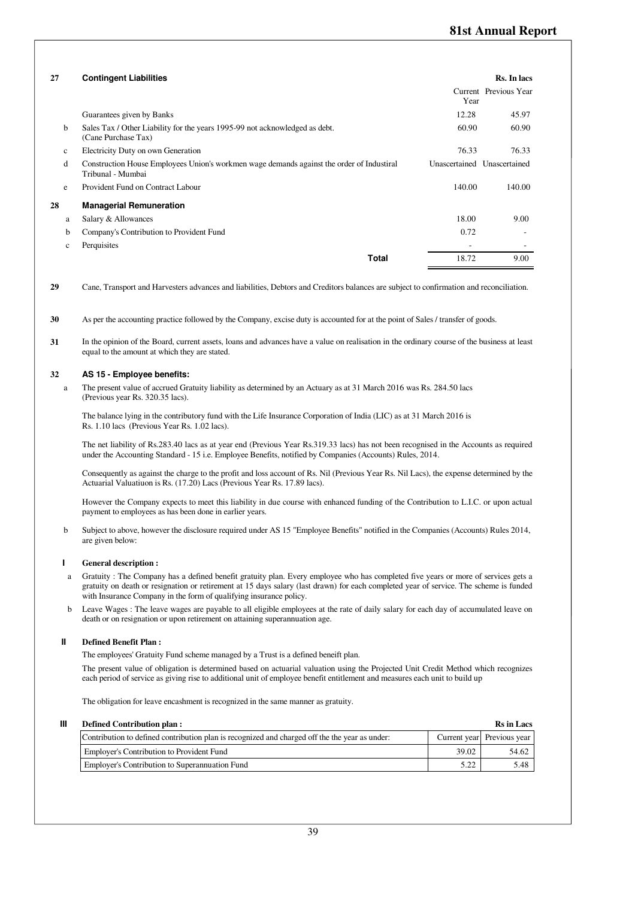| 27 | **Contingent Liabilities** | | **Rs. In lacs** |
|---|---|---|---|
| | | Current Year | Previous Year |
| | Guarantees given by Banks | 12.28 | 45.97 |
| b | Sales Tax / Other Liability for the years 1995-99 not acknowledged as debt. (Cane Purchase Tax) | 60.90 | 60.90 |
| c | Electricity Duty on own Generation | 76.33 | 76.33 |
| d | Construction House Employees Union's workmen wage demands against the order of Industiral Tribunal - Mumbai | Unascertained | Unascertained |
| e | Provident Fund on Contract Labour | 140.00 | 140.00 |
| **28** | **Managerial Remuneration** | | |
| a | Salary & Allowances | 18.00 | 9.00 |
| b | Company's Contribution to Provident Fund | 0.72 | - |
| c | Perquisites | - | - |
| | **Total** | 18.72 | 9.00 |

**29** Cane, Transport and Harvesters advances and liabilities, Debtors and Creditors balances are subject to confirmation and reconciliation.

**30** As per the accounting practice followed by the Company, excise duty is accounted for at the point of Sales / transfer of goods.

**31** In the opinion of the Board, current assets, loans and advances have a value on realisation in the ordinary course of the business at least equal to the amount at which they are stated.

**32 AS 15 - Employee benefits:**

a The present value of accrued Gratuity liability as determined by an Actuary as at 31 March 2016 was Rs. 284.50 lacs (Previous year Rs. 320.35 lacs).

The balance lying in the contributory fund with the Life Insurance Corporation of India (LIC) as at 31 March 2016 is Rs. 1.10 lacs (Previous Year Rs. 1.02 lacs).

The net liability of Rs.283.40 lacs as at year end (Previous Year Rs.319.33 lacs) has not been recognised in the Accounts as required under the Accounting Standard - 15 i.e. Employee Benefits, notified by Companies (Accounts) Rules, 2014.

Consequently as against the charge to the profit and loss account of Rs. Nil (Previous Year Rs. Nil Lacs), the expense determined by the Actuarial Valuatiuon is Rs. (17.20) Lacs (Previous Year Rs. 17.89 lacs).

However the Company expects to meet this liability in due course with enhanced funding of the Contribution to L.I.C. or upon actual payment to employees as has been done in earlier years.

b Subject to above, however the disclosure required under AS 15 "Employee Benefits" notified in the Companies (Accounts) Rules 2014, are given below:

**I General description :**

a Gratuity : The Company has a defined benefit gratuity plan. Every employee who has completed five years or more of services gets a gratuity on death or resignation or retirement at 15 days salary (last drawn) for each completed year of service. The scheme is funded with Insurance Company in the form of qualifying insurance policy.

b Leave Wages : The leave wages are payable to all eligible employees at the rate of daily salary for each day of accumulated leave on death or on resignation or upon retirement on attaining superannuation age.

**II Defined Benefit Plan :**

The employees' Gratuity Fund scheme managed by a Trust is a defined beneift plan.

The present value of obligation is determined based on actuarial valuation using the Projected Unit Credit Method which recognizes each period of service as giving rise to additional unit of employee benefit entitlement and measures each unit to build up

The obligation for leave encashment is recognized in the same manner as gratuity.

**III Defined Contribution plan :** **Rs in Lacs**

| Contribution to defined contribution plan is recognized and charged off the the year as under: | Current year | Previous year |
|---|---|---|
| Employer's Contribution to Provident Fund | 39.02 | 54.62 |
| Employer's Contribution to Superannuation Fund | 5.22 | 5.48 |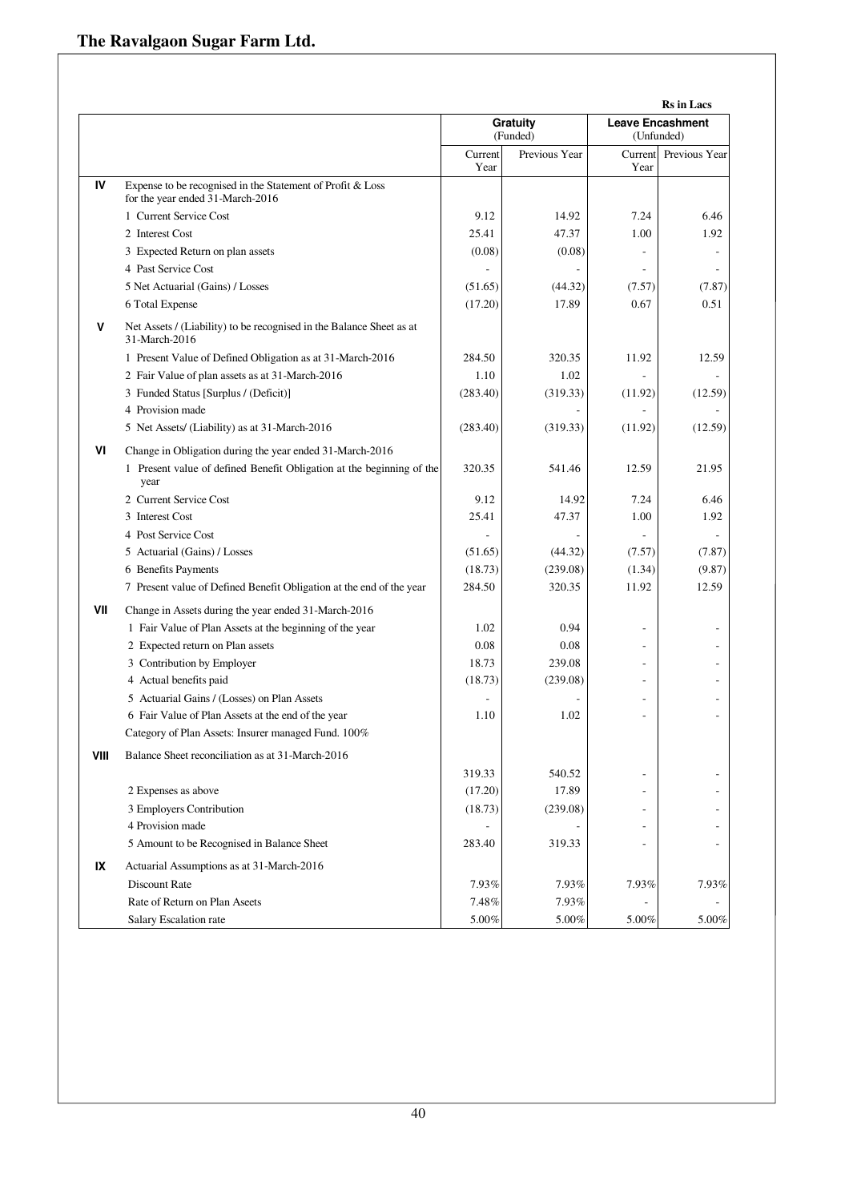# The Ravalgaon Sugar Farm Ltd.

**Rs in Lacs**

| | | Gratuity (Funded) | | Leave Encashment (Unfunded) | |
|---|---|---|---|---|---|
| | | Current Year | Previous Year | Current Year | Previous Year |
| **IV** | Expense to be recognised in the Statement of Profit & Loss for the year ended 31-March-2016 | | | | |
| | 1 Current Service Cost | 9.12 | 14.92 | 7.24 | 6.46 |
| | 2 Interest Cost | 25.41 | 47.37 | 1.00 | 1.92 |
| | 3 Expected Return on plan assets | (0.08) | (0.08) | - | - |
| | 4 Past Service Cost | - | - | - | - |
| | 5 Net Actuarial (Gains) / Losses | (51.65) | (44.32) | (7.57) | (7.87) |
| | 6 Total Expense | (17.20) | 17.89 | 0.67 | 0.51 |
| **V** | Net Assets / (Liability) to be recognised in the Balance Sheet as at 31-March-2016 | | | | |
| | 1 Present Value of Defined Obligation as at 31-March-2016 | 284.50 | 320.35 | 11.92 | 12.59 |
| | 2 Fair Value of plan assets as at 31-March-2016 | 1.10 | 1.02 | - | - |
| | 3 Funded Status [Surplus / (Deficit)] | (283.40) | (319.33) | (11.92) | (12.59) |
| | 4 Provision made | | - | - | - |
| | 5 Net Assets/ (Liability) as at 31-March-2016 | (283.40) | (319.33) | (11.92) | (12.59) |
| **VI** | Change in Obligation during the year ended 31-March-2016 | | | | |
| | 1 Present value of defined Benefit Obligation at the beginning of the year | 320.35 | 541.46 | 12.59 | 21.95 |
| | 2 Current Service Cost | 9.12 | 14.92 | 7.24 | 6.46 |
| | 3 Interest Cost | 25.41 | 47.37 | 1.00 | 1.92 |
| | 4 Post Service Cost | - | - | - | - |
| | 5 Actuarial (Gains) / Losses | (51.65) | (44.32) | (7.57) | (7.87) |
| | 6 Benefits Payments | (18.73) | (239.08) | (1.34) | (9.87) |
| | 7 Present value of Defined Benefit Obligation at the end of the year | 284.50 | 320.35 | 11.92 | 12.59 |
| **VII** | Change in Assets during the year ended 31-March-2016 | | | | |
| | 1 Fair Value of Plan Assets at the beginning of the year | 1.02 | 0.94 | - | - |
| | 2 Expected return on Plan assets | 0.08 | 0.08 | - | - |
| | 3 Contribution by Employer | 18.73 | 239.08 | - | - |
| | 4 Actual benefits paid | (18.73) | (239.08) | - | - |
| | 5 Actuarial Gains / (Losses) on Plan Assets | - | - | - | - |
| | 6 Fair Value of Plan Assets at the end of the year | 1.10 | 1.02 | - | - |
| | Category of Plan Assets: Insurer managed Fund. 100% | | | | |
| **VIII** | Balance Sheet reconciliation as at 31-March-2016 | | | | |
| | | 319.33 | 540.52 | - | - |
| | 2 Expenses as above | (17.20) | 17.89 | - | - |
| | 3 Employers Contribution | (18.73) | (239.08) | - | - |
| | 4 Provision made | - | - | - | - |
| | 5 Amount to be Recognised in Balance Sheet | 283.40 | 319.33 | - | - |
| **IX** | Actuarial Assumptions as at 31-March-2016 | | | | |
| | Discount Rate | 7.93% | 7.93% | 7.93% | 7.93% |
| | Rate of Return on Plan Aseets | 7.48% | 7.93% | - | - |
| | Salary Escalation rate | 5.00% | 5.00% | 5.00% | 5.00% |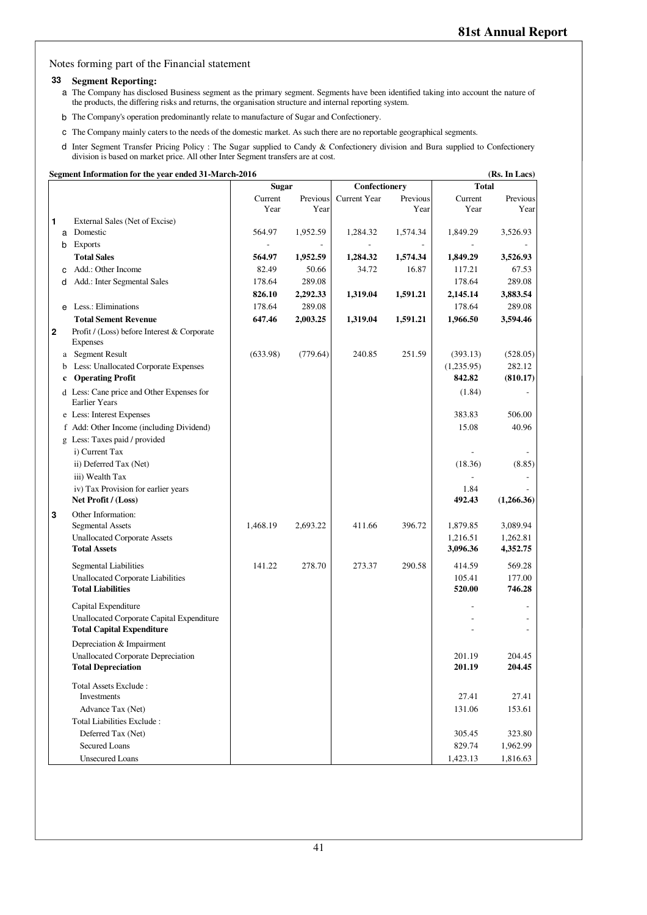Notes forming part of the Financial statement

## 33 Segment Reporting:

a The Company has disclosed Business segment as the primary segment. Segments have been identified taking into account the nature of the products, the differing risks and returns, the organisation structure and internal reporting system.

b The Company's operation predominantly relate to manufacture of Sugar and Confectionery.

c The Company mainly caters to the needs of the domestic market. As such there are no reportable geographical segments.

d Inter Segment Transfer Pricing Policy : The Sugar supplied to Candy & Confectionery division and Bura supplied to Confectionery division is based on market price. All other Inter Segment transfers are at cost.

**Segment Information for the year ended 31-March-2016** (Rs. In Lacs)

| | | Sugar | | Confectionery | | Total | |
|---|---|---|---|---|---|---|---|
| | | Current Year | Previous Year | Current Year | Previous Year | Current Year | Previous Year |
| **1** | External Sales (Net of Excise) | | | | | | |
| a | Domestic | 564.97 | 1,952.59 | 1,284.32 | 1,574.34 | 1,849.29 | 3,526.93 |
| b | Exports | - | - | - | - | - | - |
| | **Total Sales** | **564.97** | **1,952.59** | **1,284.32** | **1,574.34** | **1,849.29** | **3,526.93** |
| c | Add.: Other Income | 82.49 | 50.66 | 34.72 | 16.87 | 117.21 | 67.53 |
| d | Add.: Inter Segmental Sales | 178.64 | 289.08 | | | 178.64 | 289.08 |
| | | **826.10** | **2,292.33** | **1,319.04** | **1,591.21** | **2,145.14** | **3,883.54** |
| e | Less.: Eliminations | 178.64 | 289.08 | | | 178.64 | 289.08 |
| | **Total Sement Revenue** | **647.46** | **2,003.25** | **1,319.04** | **1,591.21** | **1,966.50** | **3,594.46** |
| **2** | Profit / (Loss) before Interest & Corporate Expenses | | | | | | |
| a | Segment Result | (633.98) | (779.64) | 240.85 | 251.59 | (393.13) | (528.05) |
| b | Less: Unallocated Corporate Expenses | | | | | (1,235.95) | 282.12 |
| c | **Operating Profit** | | | | | **842.82** | **(810.17)** |
| d | Less: Cane price and Other Expenses for Earlier Years | | | | | (1.84) | - |
| e | Less: Interest Expenses | | | | | 383.83 | 506.00 |
| f | Add: Other Income (including Dividend) | | | | | 15.08 | 40.96 |
| g | Less: Taxes paid / provided | | | | | | |
| | i) Current Tax | | | | | - | - |
| | ii) Deferred Tax (Net) | | | | | (18.36) | (8.85) |
| | iii) Wealth Tax | | | | | - | - |
| | iv) Tax Provision for earlier years | | | | | 1.84 | - |
| | **Net Profit / (Loss)** | | | | | **492.43** | **(1,266.36)** |
| **3** | Other Information: | | | | | | |
| | Segmental Assets | 1,468.19 | 2,693.22 | 411.66 | 396.72 | 1,879.85 | 3,089.94 |
| | Unallocated Corporate Assets | | | | | 1,216.51 | 1,262.81 |
| | **Total Assets** | | | | | **3,096.36** | **4,352.75** |
| | Segmental Liabilities | 141.22 | 278.70 | 273.37 | 290.58 | 414.59 | 569.28 |
| | Unallocated Corporate Liabilities | | | | | 105.41 | 177.00 |
| | **Total Liabilities** | | | | | **520.00** | **746.28** |
| | Capital Expenditure | | | | | - | - |
| | Unallocated Corporate Capital Expenditure | | | | | - | - |
| | **Total Capital Expenditure** | | | | | - | - |
| | Depreciation & Impairment | | | | | | |
| | Unallocated Corporate Depreciation | | | | | 201.19 | 204.45 |
| | **Total Depreciation** | | | | | **201.19** | **204.45** |
| | Total Assets Exclude : | | | | | | |
| | Investments | | | | | 27.41 | 27.41 |
| | Advance Tax (Net) | | | | | 131.06 | 153.61 |
| | Total Liabilities Exclude : | | | | | | |
| | Deferred Tax (Net) | | | | | 305.45 | 323.80 |
| | Secured Loans | | | | | 829.74 | 1,962.99 |
| | Unsecured Loans | | | | | 1,423.13 | 1,816.63 |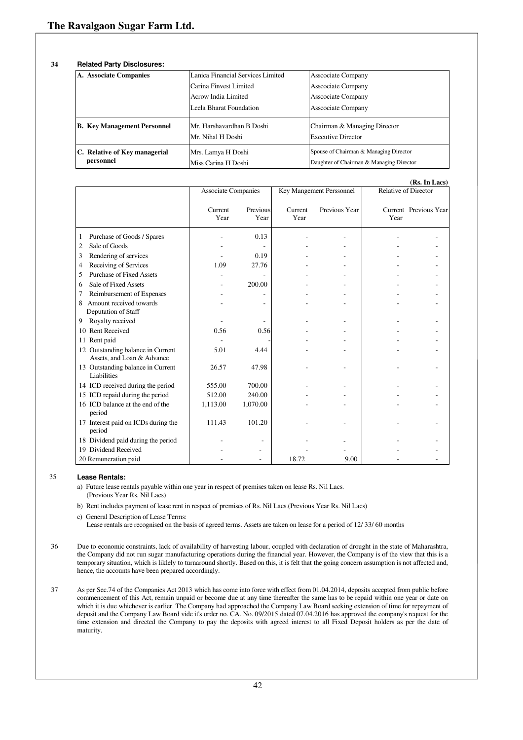**34 Related Party Disclosures:**

| | | |
|---|---|---|
| **A. Associate Companies** | Lanica Financial Services Limited | Asscociate Company |
| | Carina Finvest Limited | Asscociate Company |
| | Acrow India Limited | Asscociate Company |
| | Leela Bharat Foundation | Asscociate Company |
| **B. Key Management Personnel** | Mr. Harshavardhan B Doshi | Chairman & Managing Director |
| | Mr. Nihal H Doshi | Executive Director |
| **C. Relative of Key managerial personnel** | Mrs. Lamya H Doshi | Spouse of Chairman & Managing Director |
| | Miss Carina H Doshi | Daughter of Chairman & Managing Director |

**(Rs. In Lacs)**

| | Associate Companies | | Key Mangement Perssonnel | | Relative of Director | |
|---|---|---|---|---|---|---|
| | Current Year | Previous Year | Current Year | Previous Year | Current Year | Previous Year |
| 1 Purchase of Goods / Spares | - | 0.13 | - | - | - | - |
| 2 Sale of Goods | - | - | - | - | - | - |
| 3 Rendering of services | - | 0.19 | - | - | - | - |
| 4 Receiving of Services | 1.09 | 27.76 | - | - | - | - |
| 5 Purchase of Fixed Assets | - | - | - | - | - | - |
| 6 Sale of Fixed Assets | - | 200.00 | - | - | - | - |
| 7 Reimbursement of Expenses | - | - | - | - | - | - |
| 8 Amount received towards Deputation of Staff | - | - | - | - | - | - |
| 9 Royalty received | - | - | - | - | - | - |
| 10 Rent Received | 0.56 | 0.56 | - | - | - | - |
| 11 Rent paid | - | - | - | - | - | - |
| 12 Outstanding balance in Current Assets, and Loan & Advance | 5.01 | 4.44 | - | - | - | - |
| 13 Outstanding balance in Current Liabilities | 26.57 | 47.98 | - | - | - | - |
| 14 ICD received during the period | 555.00 | 700.00 | - | - | - | - |
| 15 ICD repaid during the period | 512.00 | 240.00 | - | - | - | - |
| 16 ICD balance at the end of the period | 1,113.00 | 1,070.00 | - | - | - | - |
| 17 Interest paid on ICDs during the period | 111.43 | 101.20 | - | - | - | - |
| 18 Dividend paid during the period | - | - | - | - | - | - |
| 19 Dividend Received | - | - | - | - | - | - |
| 20 Remuneration paid | - | - | 18.72 | 9.00 | - | - |

**35 Lease Rentals:**

a) Future lease rentals payable within one year in respect of premises taken on lease Rs. Nil Lacs. (Previous Year Rs. Nil Lacs)

b) Rent includes payment of lease rent in respect of premises of Rs. Nil Lacs.(Previous Year Rs. Nil Lacs)

c) General Description of Lease Terms:
Lease rentals are recognised on the basis of agreed terms. Assets are taken on lease for a period of 12/ 33/ 60 months

36 Due to economic constraints, lack of availability of harvesting labour, coupled with declaration of drought in the state of Maharashtra, the Company did not run sugar manufacturing operations during the financial year. However, the Company is of the view that this is a temporary situation, which is liklely to turnaround shortly. Based on this, it is felt that the going concern assumption is not affected and, hence, the accounts have been prepared accordingly.

37 As per Sec.74 of the Companies Act 2013 which has come into force with effect from 01.04.2014, deposits accepted from public before commencement of this Act, remain unpaid or become due at any time thereafter the same has to be repaid within one year or date on which it is due whichever is earlier. The Company had approached the Company Law Board seeking extension of time for repayment of deposit and the Company Law Board vide it's order no. CA. No. 09/2015 dated 07.04.2016 has approved the company's request for the time extension and directed the Company to pay the deposits with agreed interest to all Fixed Deposit holders as per the date of maturity.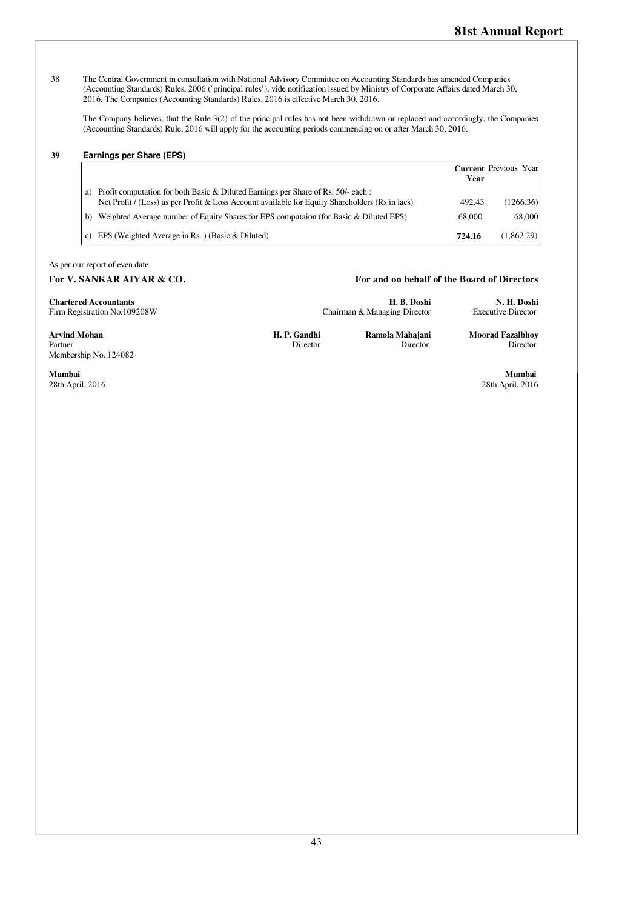38 The Central Government in consultation with National Advisory Committee on Accounting Standards has amended Companies (Accounting Standards) Rules, 2006 (`principal rules'), vide notification issued by Ministry of Corporate Affairs dated March 30, 2016, The Companies (Accounting Standards) Rules, 2016 is effective March 30, 2016.

The Company believes, that the Rule 3(2) of the principal rules has not been withdrawn or replaced and accordingly, the Companies (Accounting Standards) Rule, 2016 will apply for the accounting periods commencing on or after March 30, 2016.

**39 Earnings per Share (EPS)**

| | | Current Year | Previous Year |
|---|---|---|---|
| a) | Profit computation for both Basic & Diluted Earnings per Share of Rs. 50/- each :<br>Net Profit / (Loss) as per Profit & Loss Account available for Equity Shareholders (Rs in lacs) | 492.43 | (1266.36) |
| b) | Weighted Average number of Equity Shares for EPS computaion (for Basic & Diluted EPS) | 68,000 | 68,000 |
| c) | EPS (Weighted Average in Rs. ) (Basic & Diluted) | **724.16** | (1,862.29) |

As per our report of even date

**For V. SANKAR AIYAR & CO.**

**Chartered Accountants**
Firm Registration No.109208W

**Arvind Mohan**
Partner
Membership No. 124082

**Mumbai**
28th April, 2016

**For and on behalf of the Board of Directors**

**H. B. Doshi**
Chairman & Managing Director

**N. H. Doshi**
Executive Director

**H. P. Gandhi**
Director

**Ramola Mahajani**
Director

**Moorad Fazalbhoy**
Director

**Mumbai**
28th April, 2016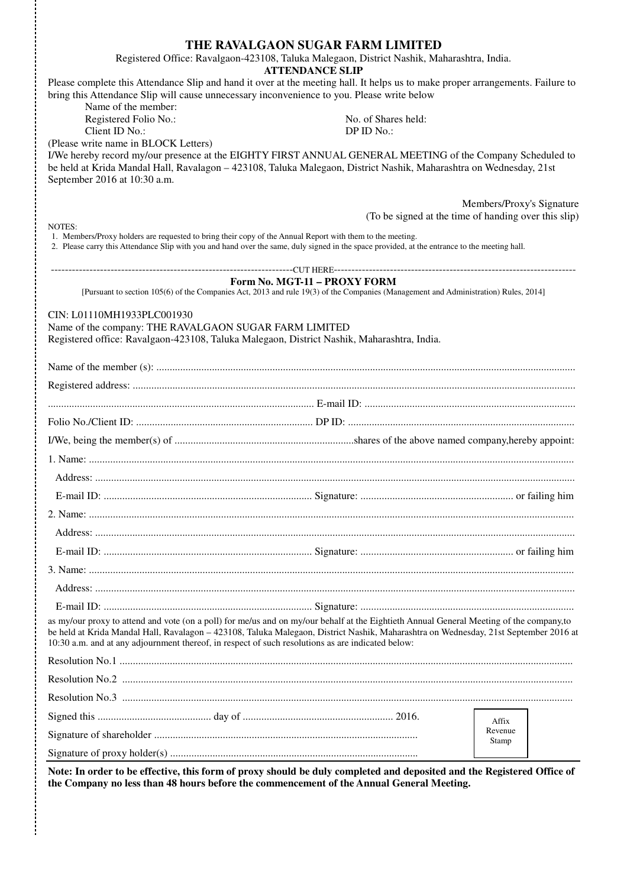# THE RAVALGAON SUGAR FARM LIMITED

Registered Office: Ravalgaon-423108, Taluka Malegaon, District Nashik, Maharashtra, India.

**ATTENDANCE SLIP**

Please complete this Attendance Slip and hand it over at the meeting hall. It helps us to make proper arrangements. Failure to bring this Attendance Slip will cause unnecessary inconvenience to you. Please write below

Name of the member:

Registered Folio No.: No. of Shares held:

Client ID No.: DP ID No.:

(Please write name in BLOCK Letters)

I/We hereby record my/our presence at the EIGHTY FIRST ANNUAL GENERAL MEETING of the Company Scheduled to be held at Krida Mandal Hall, Ravalagon – 423108, Taluka Malegaon, District Nashik, Maharashtra on Wednesday, 21st September 2016 at 10:30 a.m.

Members/Proxy's Signature

(To be signed at the time of handing over this slip)

NOTES:

1. Members/Proxy holders are requested to bring their copy of the Annual Report with them to the meeting.
2. Please carry this Attendance Slip with you and hand over the same, duly signed in the space provided, at the entrance to the meeting hall.

---------------------------------------------------------------CUT HERE---------------------------------------------------------------

## Form No. MGT-11 – PROXY FORM

[Pursuant to section 105(6) of the Companies Act, 2013 and rule 19(3) of the Companies (Management and Administration) Rules, 2014]

CIN: L01110MH1933PLC001930

Name of the company: THE RAVALGAON SUGAR FARM LIMITED

Registered office: Ravalgaon-423108, Taluka Malegaon, District Nashik, Maharashtra, India.

Name of the member (s): ..........................................................................

Registered address: ..........................................................................

.................................................. E-mail ID: ..................................................

Folio No./Client ID: .................................................. DP ID: ..................................................

I/We, being the member(s) of ..................................................shares of the above named company,hereby appoint:

1. Name: ..........................................................................

   Address: ..........................................................................

   E-mail ID: .................................................. Signature: .................................................. or failing him

2. Name: ..........................................................................

   Address: ..........................................................................

   E-mail ID: .................................................. Signature: .................................................. or failing him

3. Name: ..........................................................................

   Address: ..........................................................................

   E-mail ID: .................................................. Signature: ..................................................

as my/our proxy to attend and vote (on a poll) for me/us and on my/our behalf at the Eightieth Annual General Meeting of the company,to be held at Krida Mandal Hall, Ravalagon – 423108, Taluka Malegaon, District Nashik, Maharashtra on Wednesday, 21st September 2016 at 10:30 a.m. and at any adjournment thereof, in respect of such resolutions as are indicated below:

Resolution No.1 ..........................................................................

Resolution No.2 ..........................................................................

Resolution No.3 ..........................................................................

Signed this .................................................. day of .................................................. 2016.

Signature of shareholder ..........................................................................

Signature of proxy holder(s) ..........................................................................

Affix Revenue Stamp

**Note: In order to be effective, this form of proxy should be duly completed and deposited and the Registered Office of the Company no less than 48 hours before the commencement of the Annual General Meeting.**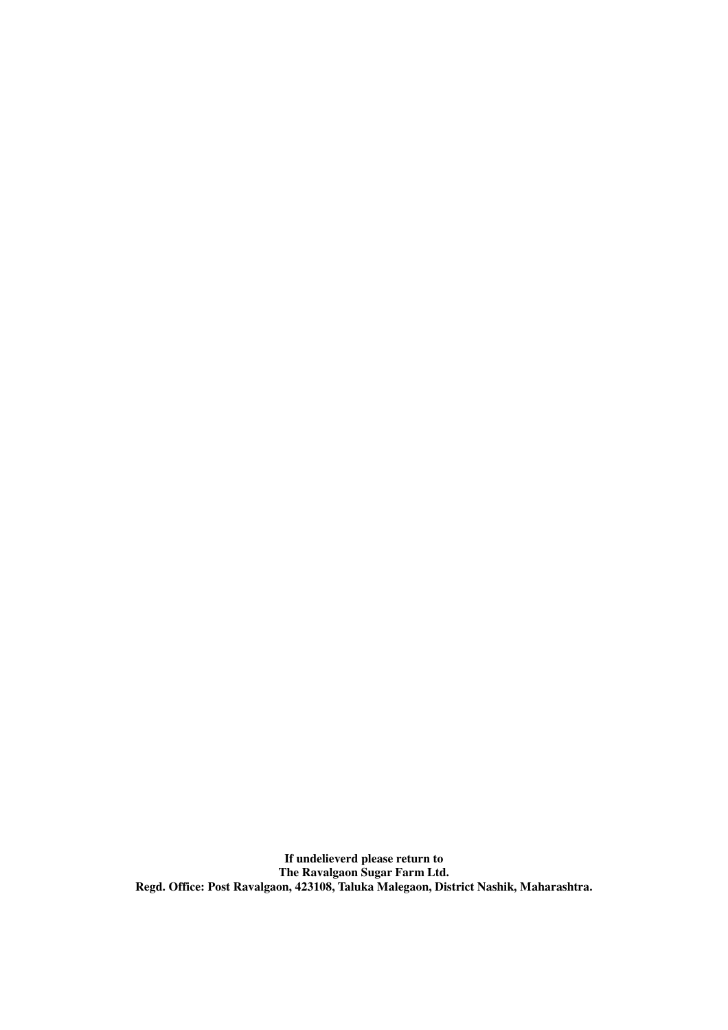**If undelieverd please return to**
**The Ravalgaon Sugar Farm Ltd.**
**Regd. Office: Post Ravalgaon, 423108, Taluka Malegaon, District Nashik, Maharashtra.**